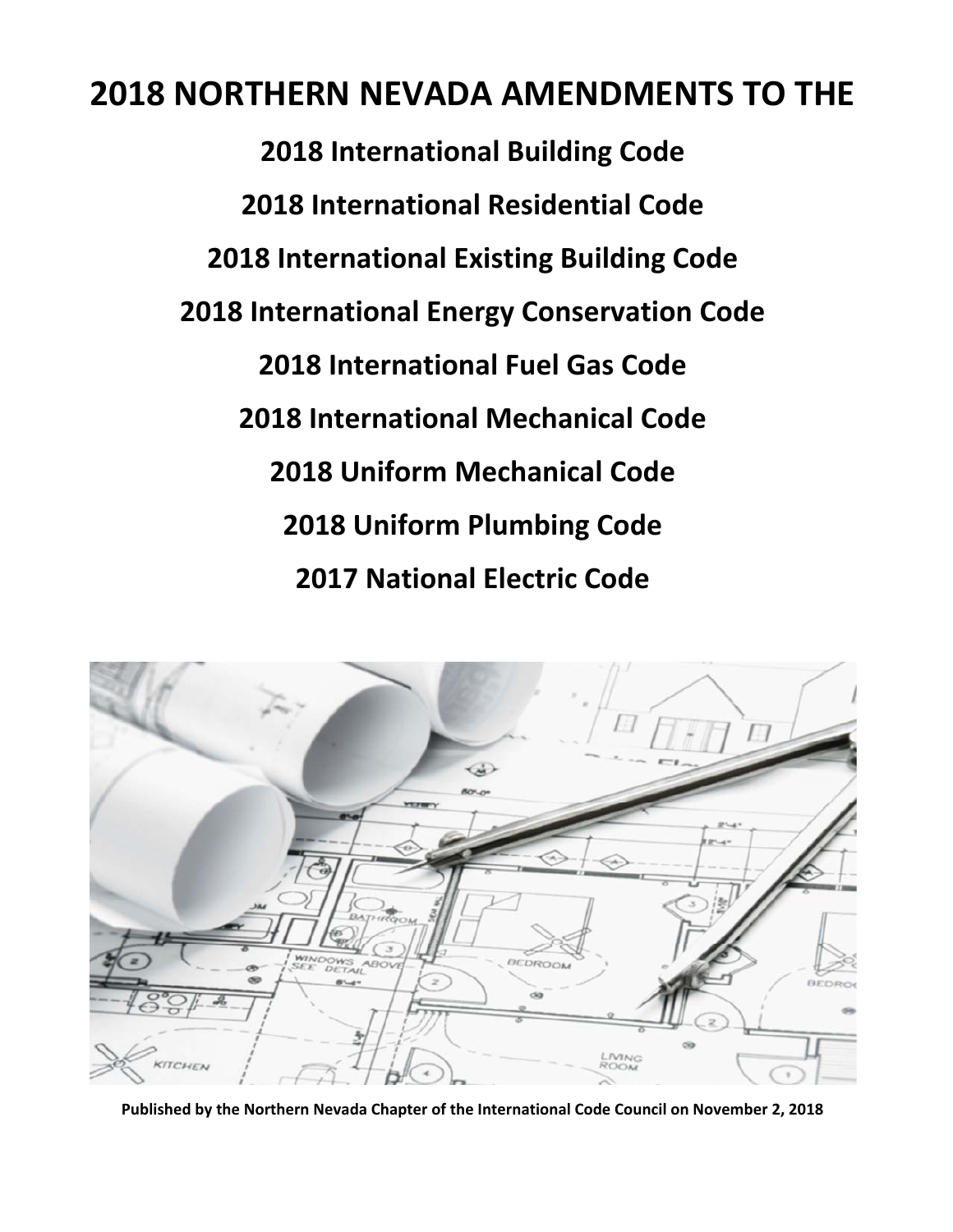# 2018 NORTHERN NEVADA AMENDMENTS TO THE

## 2018 International Building Code

## 2018 International Residential Code

## 2018 International Existing Building Code

## 2018 International Energy Conservation Code

## 2018 International Fuel Gas Code

## 2018 International Mechanical Code

## 2018 Uniform Mechanical Code

## 2018 Uniform Plumbing Code

## 2017 National Electric Code

**Published by the Northern Nevada Chapter of the International Code Council on November 2, 2018**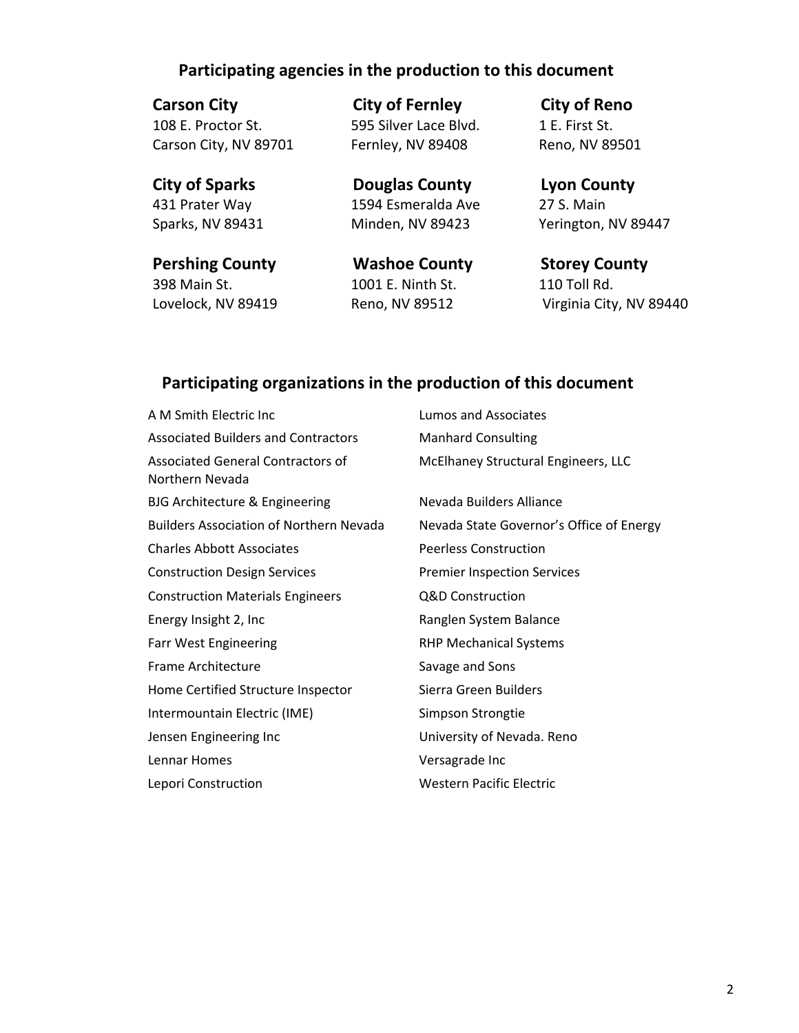## Participating agencies in the production to this document

**Carson City**
108 E. Proctor St.
Carson City, NV 89701

**City of Fernley**
595 Silver Lace Blvd.
Fernley, NV 89408

**City of Reno**
1 E. First St.
Reno, NV 89501

**City of Sparks**
431 Prater Way
Sparks, NV 89431

**Douglas County**
1594 Esmeralda Ave
Minden, NV 89423

**Lyon County**
27 S. Main
Yerington, NV 89447

**Pershing County**
398 Main St.
Lovelock, NV 89419

**Washoe County**
1001 E. Ninth St.
Reno, NV 89512

**Storey County**
110 Toll Rd.
Virginia City, NV 89440

## Participating organizations in the production of this document

- A M Smith Electric Inc
- Associated Builders and Contractors
- Associated General Contractors of Northern Nevada
- BJG Architecture & Engineering
- Builders Association of Northern Nevada
- Charles Abbott Associates
- Construction Design Services
- Construction Materials Engineers
- Energy Insight 2, Inc
- Farr West Engineering
- Frame Architecture
- Home Certified Structure Inspector
- Intermountain Electric (IME)
- Jensen Engineering Inc
- Lennar Homes
- Lepori Construction
- Lumos and Associates
- Manhard Consulting
- McElhaney Structural Engineers, LLC
- Nevada Builders Alliance
- Nevada State Governor's Office of Energy
- Peerless Construction
- Premier Inspection Services
- Q&D Construction
- Ranglen System Balance
- RHP Mechanical Systems
- Savage and Sons
- Sierra Green Builders
- Simpson Strongtie
- University of Nevada. Reno
- Versagrade Inc
- Western Pacific Electric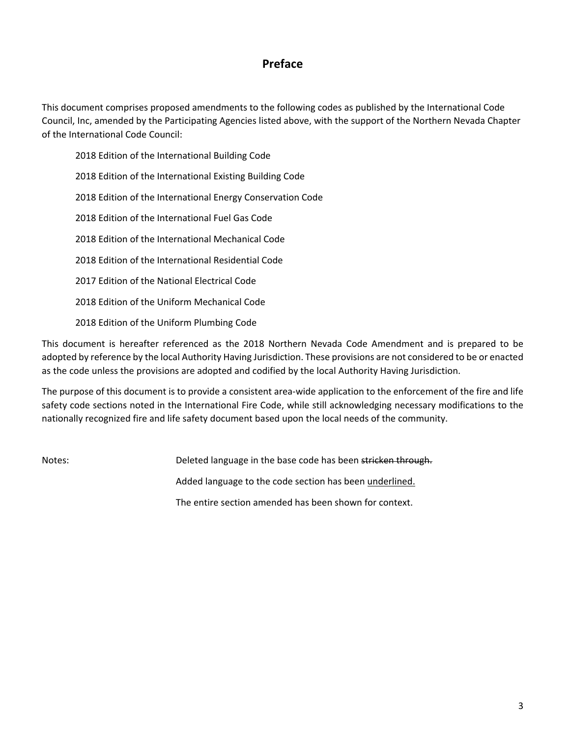# Preface

This document comprises proposed amendments to the following codes as published by the International Code Council, Inc, amended by the Participating Agencies listed above, with the support of the Northern Nevada Chapter of the International Code Council:

2018 Edition of the International Building Code

2018 Edition of the International Existing Building Code

2018 Edition of the International Energy Conservation Code

2018 Edition of the International Fuel Gas Code

2018 Edition of the International Mechanical Code

2018 Edition of the International Residential Code

2017 Edition of the National Electrical Code

2018 Edition of the Uniform Mechanical Code

2018 Edition of the Uniform Plumbing Code

This document is hereafter referenced as the 2018 Northern Nevada Code Amendment and is prepared to be adopted by reference by the local Authority Having Jurisdiction. These provisions are not considered to be or enacted as the code unless the provisions are adopted and codified by the local Authority Having Jurisdiction.

The purpose of this document is to provide a consistent area-wide application to the enforcement of the fire and life safety code sections noted in the International Fire Code, while still acknowledging necessary modifications to the nationally recognized fire and life safety document based upon the local needs of the community.

Notes:

Deleted language in the base code has been ~~stricken through.~~

Added language to the code section has been <u>underlined.</u>

The entire section amended has been shown for context.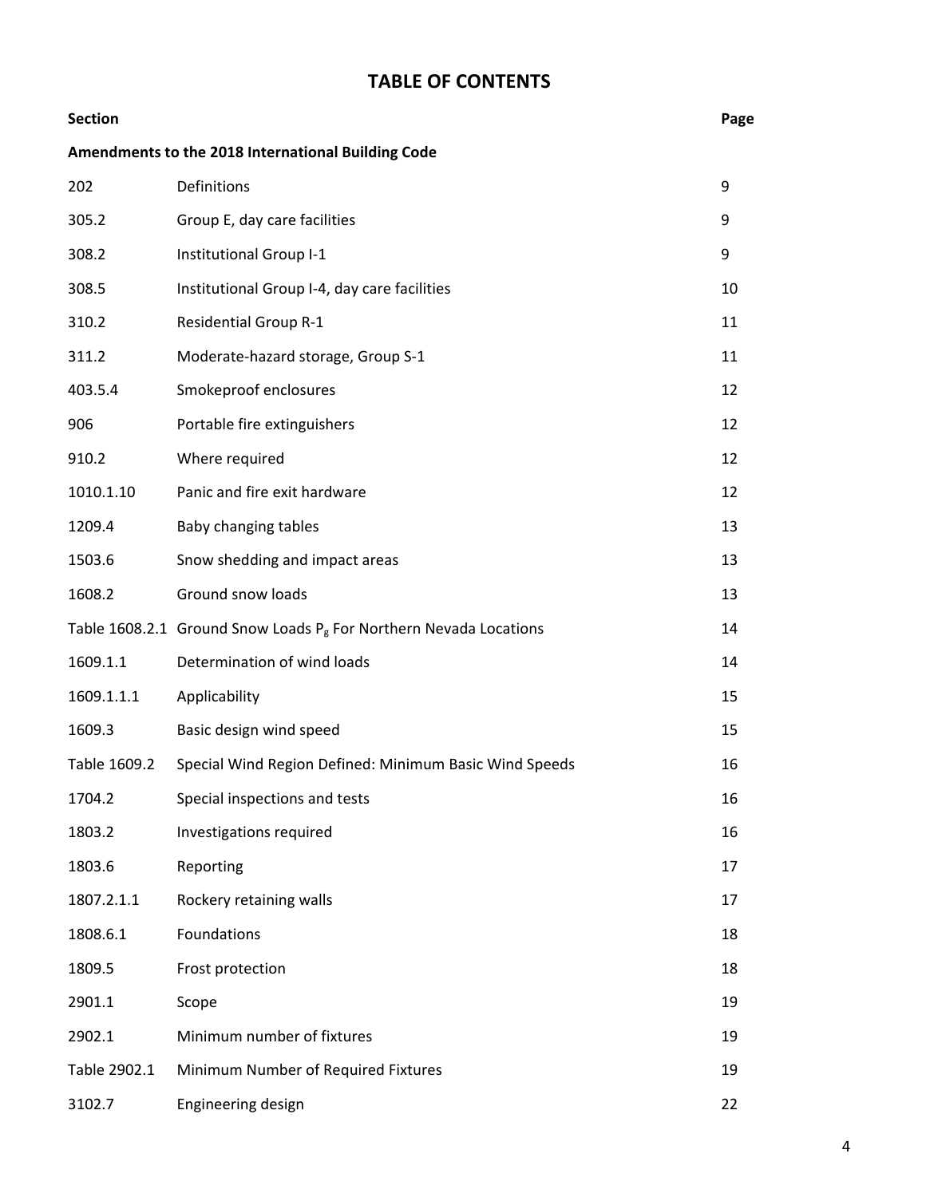# TABLE OF CONTENTS

| Section | | Page |
|---|---|---|
| **Amendments to the 2018 International Building Code** | | |
| 202 | Definitions | 9 |
| 305.2 | Group E, day care facilities | 9 |
| 308.2 | Institutional Group I-1 | 9 |
| 308.5 | Institutional Group I-4, day care facilities | 10 |
| 310.2 | Residential Group R-1 | 11 |
| 311.2 | Moderate-hazard storage, Group S-1 | 11 |
| 403.5.4 | Smokeproof enclosures | 12 |
| 906 | Portable fire extinguishers | 12 |
| 910.2 | Where required | 12 |
| 1010.1.10 | Panic and fire exit hardware | 12 |
| 1209.4 | Baby changing tables | 13 |
| 1503.6 | Snow shedding and impact areas | 13 |
| 1608.2 | Ground snow loads | 13 |
| Table 1608.2.1 | Ground Snow Loads $P_g$ For Northern Nevada Locations | 14 |
| 1609.1.1 | Determination of wind loads | 14 |
| 1609.1.1.1 | Applicability | 15 |
| 1609.3 | Basic design wind speed | 15 |
| Table 1609.2 | Special Wind Region Defined: Minimum Basic Wind Speeds | 16 |
| 1704.2 | Special inspections and tests | 16 |
| 1803.2 | Investigations required | 16 |
| 1803.6 | Reporting | 17 |
| 1807.2.1.1 | Rockery retaining walls | 17 |
| 1808.6.1 | Foundations | 18 |
| 1809.5 | Frost protection | 18 |
| 2901.1 | Scope | 19 |
| 2902.1 | Minimum number of fixtures | 19 |
| Table 2902.1 | Minimum Number of Required Fixtures | 19 |
| 3102.7 | Engineering design | 22 |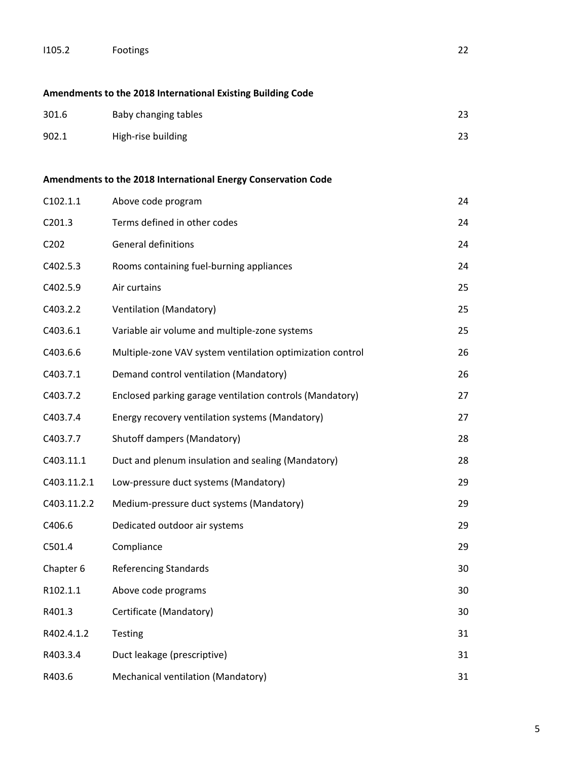| | | |
|---|---|---|
| I105.2 | Footings | 22 |

**Amendments to the 2018 International Existing Building Code**

| | | |
|---|---|---|
| 301.6 | Baby changing tables | 23 |
| 902.1 | High-rise building | 23 |

**Amendments to the 2018 International Energy Conservation Code**

| | | |
|---|---|---|
| C102.1.1 | Above code program | 24 |
| C201.3 | Terms defined in other codes | 24 |
| C202 | General definitions | 24 |
| C402.5.3 | Rooms containing fuel-burning appliances | 24 |
| C402.5.9 | Air curtains | 25 |
| C403.2.2 | Ventilation (Mandatory) | 25 |
| C403.6.1 | Variable air volume and multiple-zone systems | 25 |
| C403.6.6 | Multiple-zone VAV system ventilation optimization control | 26 |
| C403.7.1 | Demand control ventilation (Mandatory) | 26 |
| C403.7.2 | Enclosed parking garage ventilation controls (Mandatory) | 27 |
| C403.7.4 | Energy recovery ventilation systems (Mandatory) | 27 |
| C403.7.7 | Shutoff dampers (Mandatory) | 28 |
| C403.11.1 | Duct and plenum insulation and sealing (Mandatory) | 28 |
| C403.11.2.1 | Low-pressure duct systems (Mandatory) | 29 |
| C403.11.2.2 | Medium-pressure duct systems (Mandatory) | 29 |
| C406.6 | Dedicated outdoor air systems | 29 |
| C501.4 | Compliance | 29 |
| Chapter 6 | Referencing Standards | 30 |
| R102.1.1 | Above code programs | 30 |
| R401.3 | Certificate (Mandatory) | 30 |
| R402.4.1.2 | Testing | 31 |
| R403.3.4 | Duct leakage (prescriptive) | 31 |
| R403.6 | Mechanical ventilation (Mandatory) | 31 |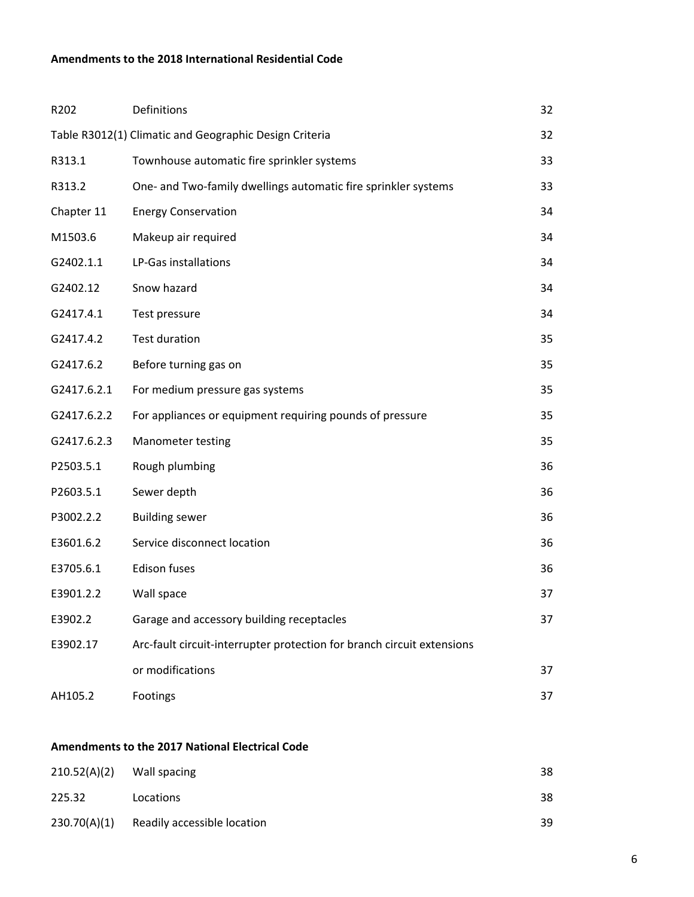**Amendments to the 2018 International Residential Code**

| | | |
|---|---|---|
| R202 | Definitions | 32 |
| Table R3012(1) Climatic and Geographic Design Criteria | | 32 |
| R313.1 | Townhouse automatic fire sprinkler systems | 33 |
| R313.2 | One- and Two-family dwellings automatic fire sprinkler systems | 33 |
| Chapter 11 | Energy Conservation | 34 |
| M1503.6 | Makeup air required | 34 |
| G2402.1.1 | LP-Gas installations | 34 |
| G2402.12 | Snow hazard | 34 |
| G2417.4.1 | Test pressure | 34 |
| G2417.4.2 | Test duration | 35 |
| G2417.6.2 | Before turning gas on | 35 |
| G2417.6.2.1 | For medium pressure gas systems | 35 |
| G2417.6.2.2 | For appliances or equipment requiring pounds of pressure | 35 |
| G2417.6.2.3 | Manometer testing | 35 |
| P2503.5.1 | Rough plumbing | 36 |
| P2603.5.1 | Sewer depth | 36 |
| P3002.2.2 | Building sewer | 36 |
| E3601.6.2 | Service disconnect location | 36 |
| E3705.6.1 | Edison fuses | 36 |
| E3901.2.2 | Wall space | 37 |
| E3902.2 | Garage and accessory building receptacles | 37 |
| E3902.17 | Arc-fault circuit-interrupter protection for branch circuit extensions or modifications | 37 |
| AH105.2 | Footings | 37 |

**Amendments to the 2017 National Electrical Code**

| | | |
|---|---|---|
| 210.52(A)(2) | Wall spacing | 38 |
| 225.32 | Locations | 38 |
| 230.70(A)(1) | Readily accessible location | 39 |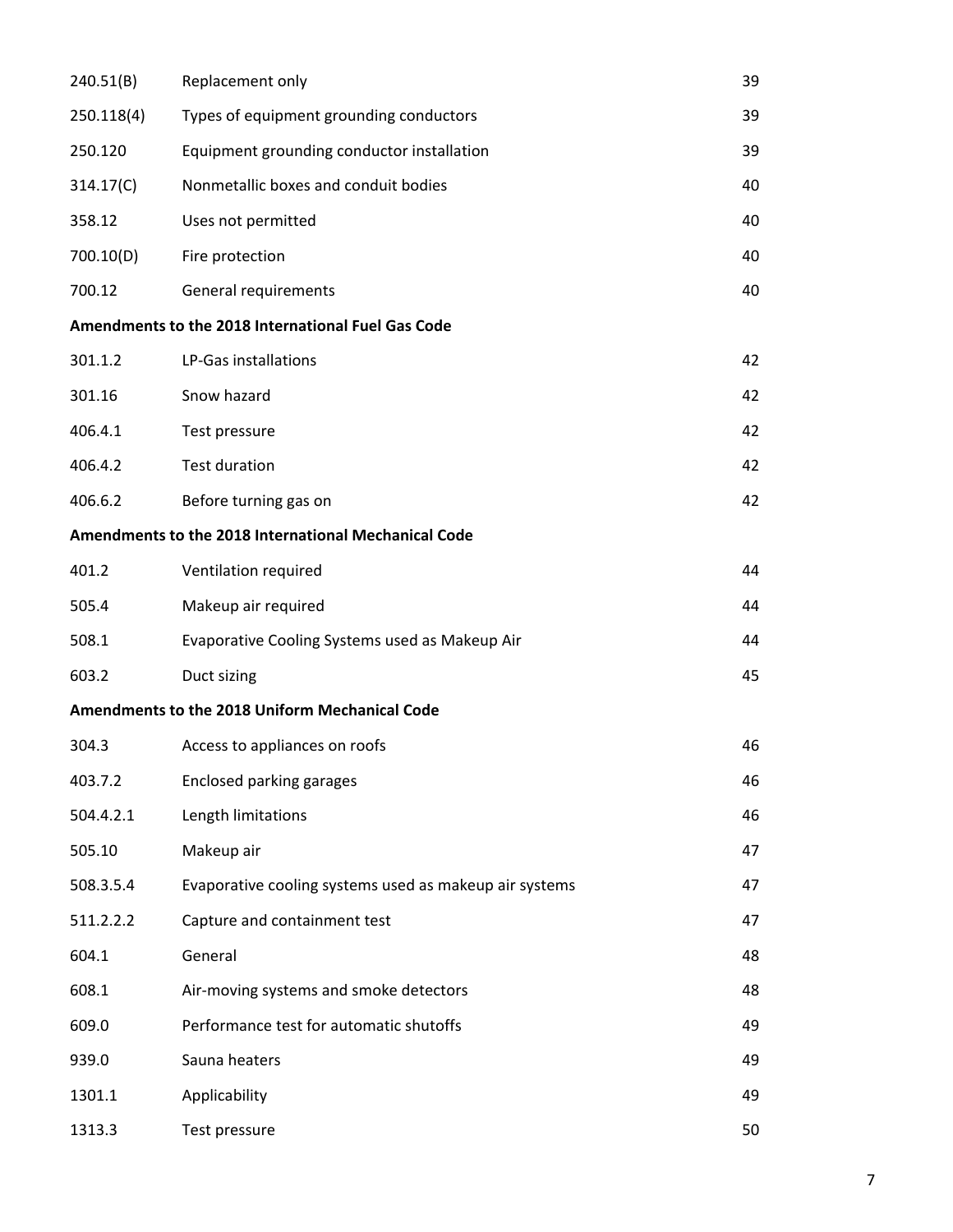| | | |
|---|---|---|
| 240.51(B) | Replacement only | 39 |
| 250.118(4) | Types of equipment grounding conductors | 39 |
| 250.120 | Equipment grounding conductor installation | 39 |
| 314.17(C) | Nonmetallic boxes and conduit bodies | 40 |
| 358.12 | Uses not permitted | 40 |
| 700.10(D) | Fire protection | 40 |
| 700.12 | General requirements | 40 |

**Amendments to the 2018 International Fuel Gas Code**

| | | |
|---|---|---|
| 301.1.2 | LP-Gas installations | 42 |
| 301.16 | Snow hazard | 42 |
| 406.4.1 | Test pressure | 42 |
| 406.4.2 | Test duration | 42 |
| 406.6.2 | Before turning gas on | 42 |

**Amendments to the 2018 International Mechanical Code**

| | | |
|---|---|---|
| 401.2 | Ventilation required | 44 |
| 505.4 | Makeup air required | 44 |
| 508.1 | Evaporative Cooling Systems used as Makeup Air | 44 |
| 603.2 | Duct sizing | 45 |

**Amendments to the 2018 Uniform Mechanical Code**

| | | |
|---|---|---|
| 304.3 | Access to appliances on roofs | 46 |
| 403.7.2 | Enclosed parking garages | 46 |
| 504.4.2.1 | Length limitations | 46 |
| 505.10 | Makeup air | 47 |
| 508.3.5.4 | Evaporative cooling systems used as makeup air systems | 47 |
| 511.2.2.2 | Capture and containment test | 47 |
| 604.1 | General | 48 |
| 608.1 | Air-moving systems and smoke detectors | 48 |
| 609.0 | Performance test for automatic shutoffs | 49 |
| 939.0 | Sauna heaters | 49 |
| 1301.1 | Applicability | 49 |
| 1313.3 | Test pressure | 50 |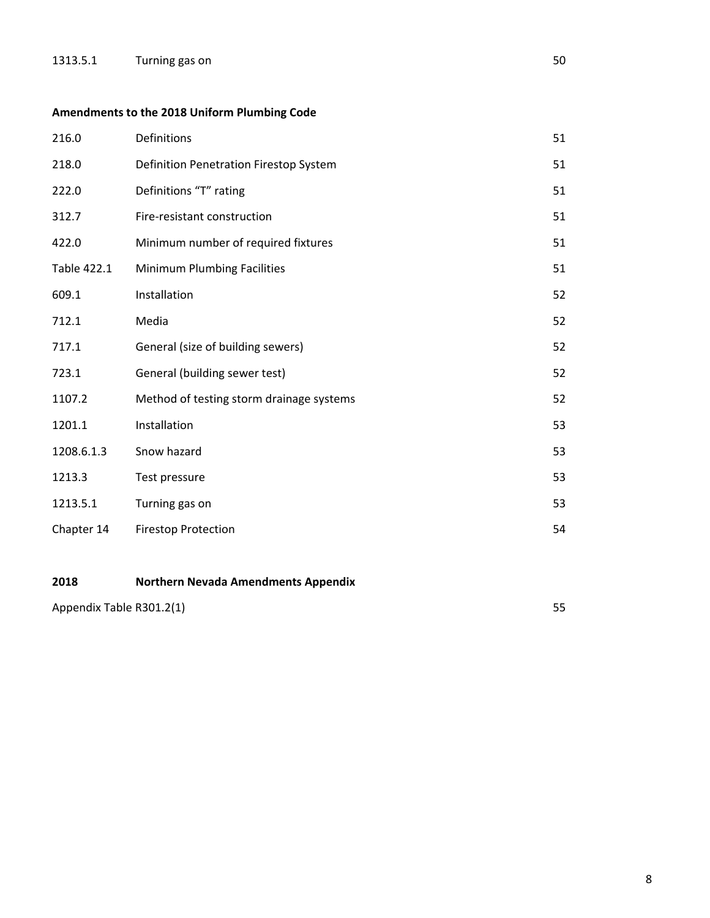| | | |
|---|---|---|
| 1313.5.1 | Turning gas on | 50 |

**Amendments to the 2018 Uniform Plumbing Code**

| | | |
|---|---|---|
| 216.0 | Definitions | 51 |
| 218.0 | Definition Penetration Firestop System | 51 |
| 222.0 | Definitions "T" rating | 51 |
| 312.7 | Fire-resistant construction | 51 |
| 422.0 | Minimum number of required fixtures | 51 |
| Table 422.1 | Minimum Plumbing Facilities | 51 |
| 609.1 | Installation | 52 |
| 712.1 | Media | 52 |
| 717.1 | General (size of building sewers) | 52 |
| 723.1 | General (building sewer test) | 52 |
| 1107.2 | Method of testing storm drainage systems | 52 |
| 1201.1 | Installation | 53 |
| 1208.6.1.3 | Snow hazard | 53 |
| 1213.3 | Test pressure | 53 |
| 1213.5.1 | Turning gas on | 53 |
| Chapter 14 | Firestop Protection | 54 |

**2018 Northern Nevada Amendments Appendix**

| | |
|---|---|
| Appendix Table R301.2(1) | 55 |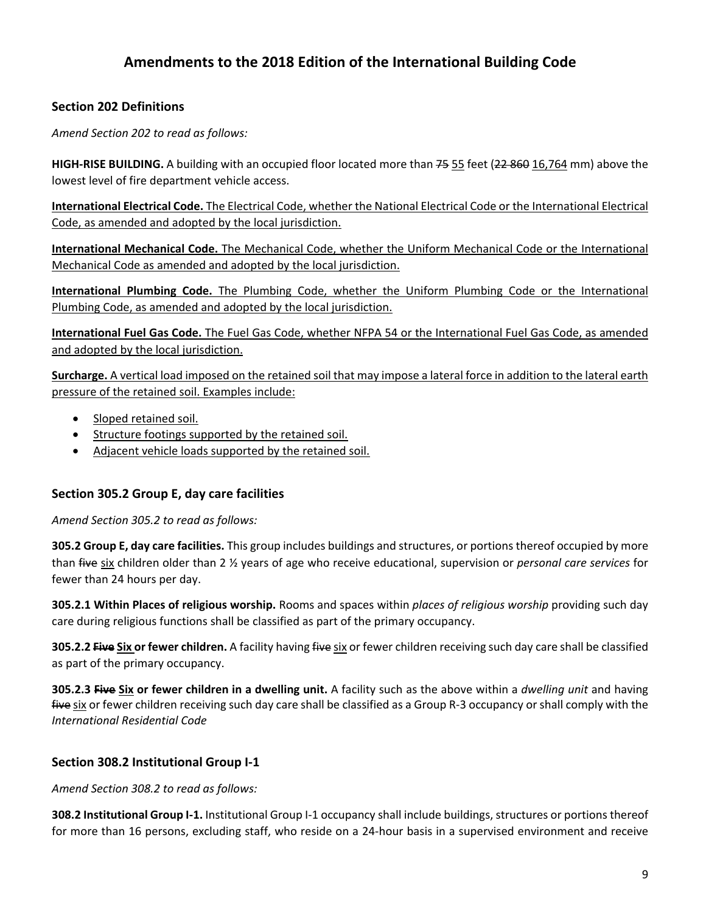# Amendments to the 2018 Edition of the International Building Code

## Section 202 Definitions

*Amend Section 202 to read as follows:*

**HIGH-RISE BUILDING.** A building with an occupied floor located more than ~~75~~ <u>55</u> feet (~~22 860~~ <u>16,764</u> mm) above the lowest level of fire department vehicle access.

<u>**International Electrical Code.** The Electrical Code, whether the National Electrical Code or the International Electrical Code, as amended and adopted by the local jurisdiction.</u>

<u>**International Mechanical Code.** The Mechanical Code, whether the Uniform Mechanical Code or the International Mechanical Code as amended and adopted by the local jurisdiction.</u>

<u>**International Plumbing Code.** The Plumbing Code, whether the Uniform Plumbing Code or the International Plumbing Code, as amended and adopted by the local jurisdiction.</u>

<u>**International Fuel Gas Code.** The Fuel Gas Code, whether NFPA 54 or the International Fuel Gas Code, as amended and adopted by the local jurisdiction.</u>

<u>**Surcharge.** A vertical load imposed on the retained soil that may impose a lateral force in addition to the lateral earth pressure of the retained soil. Examples include:</u>

- <u>Sloped retained soil.</u>
- <u>Structure footings supported by the retained soil.</u>
- <u>Adjacent vehicle loads supported by the retained soil.</u>

## Section 305.2 Group E, day care facilities

*Amend Section 305.2 to read as follows:*

**305.2 Group E, day care facilities.** This group includes buildings and structures, or portions thereof occupied by more than ~~five~~ <u>six</u> children older than 2 ½ years of age who receive educational, supervision or *personal care services* for fewer than 24 hours per day.

**305.2.1 Within Places of religious worship.** Rooms and spaces within *places of religious worship* providing such day care during religious functions shall be classified as part of the primary occupancy.

**305.2.2 ~~Five~~ <u>Six</u> or fewer children.** A facility having ~~five~~ <u>six</u> or fewer children receiving such day care shall be classified as part of the primary occupancy.

**305.2.3 ~~Five~~ <u>Six</u> or fewer children in a dwelling unit.** A facility such as the above within a *dwelling unit* and having ~~five~~ <u>six</u> or fewer children receiving such day care shall be classified as a Group R-3 occupancy or shall comply with the *International Residential Code*

## Section 308.2 Institutional Group I-1

*Amend Section 308.2 to read as follows:*

**308.2 Institutional Group I-1.** Institutional Group I-1 occupancy shall include buildings, structures or portions thereof for more than 16 persons, excluding staff, who reside on a 24-hour basis in a supervised environment and receive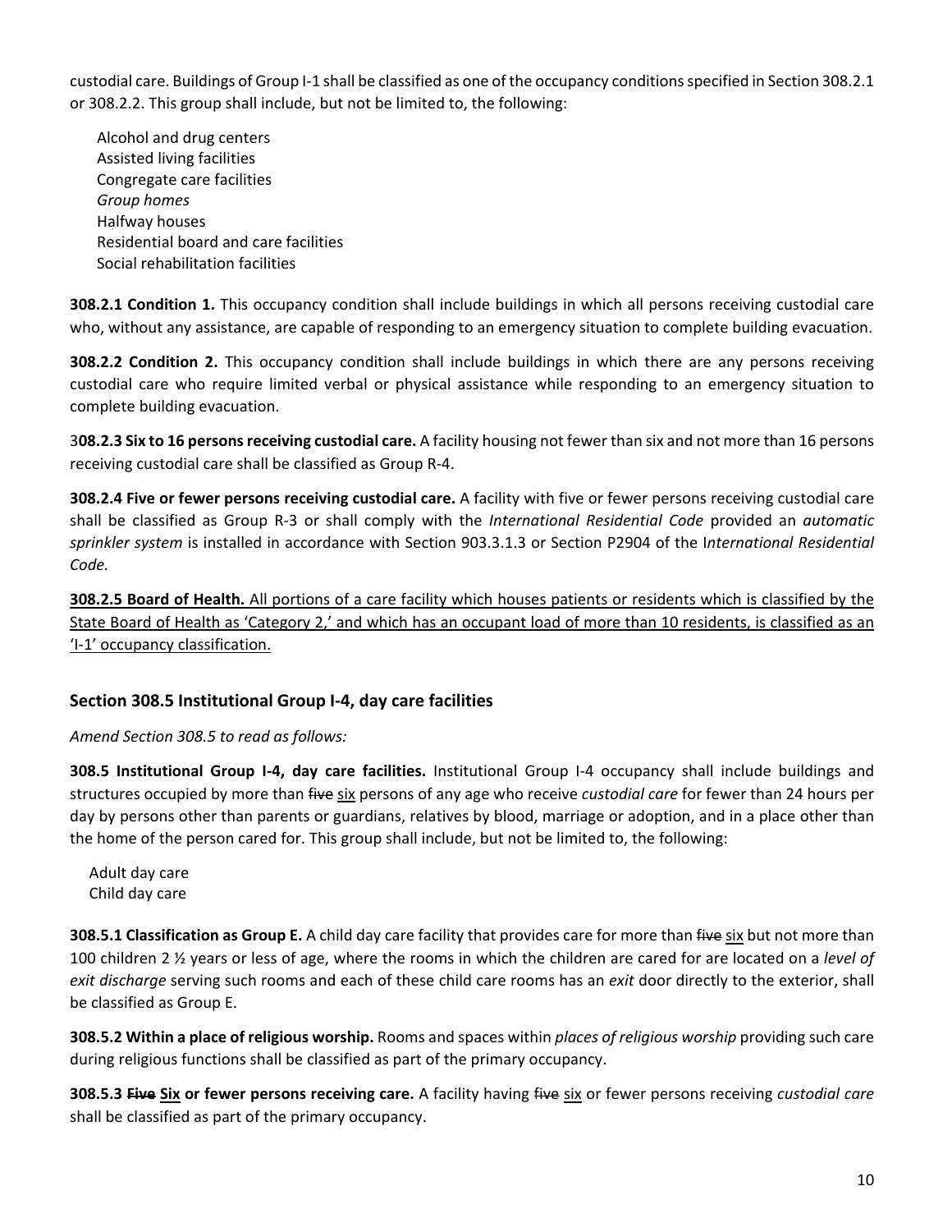custodial care. Buildings of Group I-1 shall be classified as one of the occupancy conditions specified in Section 308.2.1 or 308.2.2. This group shall include, but not be limited to, the following:

Alcohol and drug centers
Assisted living facilities
Congregate care facilities
*Group homes*
Halfway houses
Residential board and care facilities
Social rehabilitation facilities

**308.2.1 Condition 1.** This occupancy condition shall include buildings in which all persons receiving custodial care who, without any assistance, are capable of responding to an emergency situation to complete building evacuation.

**308.2.2 Condition 2.** This occupancy condition shall include buildings in which there are any persons receiving custodial care who require limited verbal or physical assistance while responding to an emergency situation to complete building evacuation.

3**08.2.3 Six to 16 persons receiving custodial care.** A facility housing not fewer than six and not more than 16 persons receiving custodial care shall be classified as Group R-4.

**308.2.4 Five or fewer persons receiving custodial care.** A facility with five or fewer persons receiving custodial care shall be classified as Group R-3 or shall comply with the *International Residential Code* provided an *automatic sprinkler system* is installed in accordance with Section 903.3.1.3 or Section P2904 of the I*nternational Residential Code.*

<u>**308.2.5 Board of Health.** All portions of a care facility which houses patients or residents which is classified by the State Board of Health as 'Category 2,' and which has an occupant load of more than 10 residents, is classified as an 'I-1' occupancy classification.</u>

## Section 308.5 Institutional Group I-4, day care facilities

*Amend Section 308.5 to read as follows:*

**308.5 Institutional Group I-4, day care facilities.** Institutional Group I-4 occupancy shall include buildings and structures occupied by more than ~~five~~ <u>six</u> persons of any age who receive *custodial care* for fewer than 24 hours per day by persons other than parents or guardians, relatives by blood, marriage or adoption, and in a place other than the home of the person cared for. This group shall include, but not be limited to, the following:

Adult day care
Child day care

**308.5.1 Classification as Group E.** A child day care facility that provides care for more than ~~five~~ <u>six</u> but not more than 100 children 2 ½ years or less of age, where the rooms in which the children are cared for are located on a *level of exit discharge* serving such rooms and each of these child care rooms has an *exit* door directly to the exterior, shall be classified as Group E.

**308.5.2 Within a place of religious worship.** Rooms and spaces within *places of religious worship* providing such care during religious functions shall be classified as part of the primary occupancy.

**308.5.3 ~~Five~~ <u>Six</u> or fewer persons receiving care.** A facility having ~~five~~ <u>six</u> or fewer persons receiving *custodial care* shall be classified as part of the primary occupancy.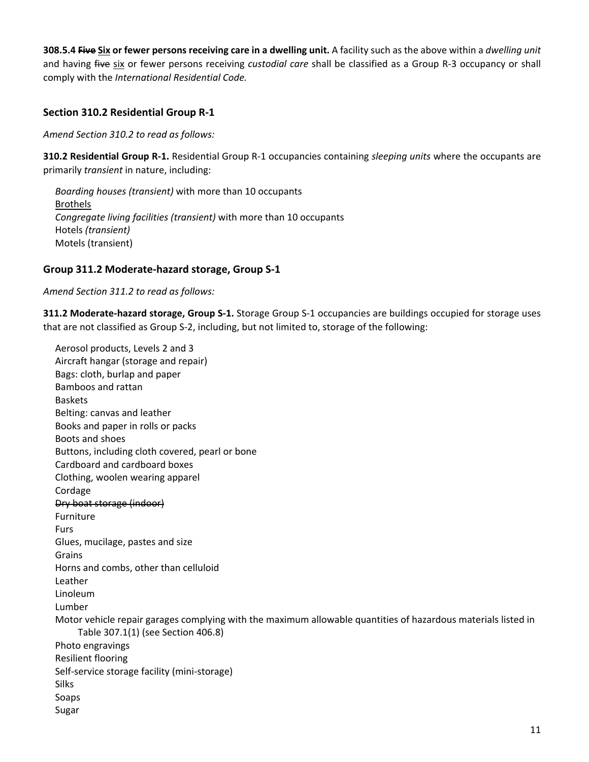**308.5.4 ~~Five~~ <u>Six</u> or fewer persons receiving care in a dwelling unit.** A facility such as the above within a *dwelling unit* and having ~~five~~ <u>six</u> or fewer persons receiving *custodial care* shall be classified as a Group R-3 occupancy or shall comply with the *International Residential Code.*

### Section 310.2 Residential Group R-1

*Amend Section 310.2 to read as follows:*

**310.2 Residential Group R-1.** Residential Group R-1 occupancies containing *sleeping units* where the occupants are primarily *transient* in nature, including:

*Boarding houses (transient)* with more than 10 occupants
<u>Brothels</u>
*Congregate living facilities (transient)* with more than 10 occupants
Hotels *(transient)*
Motels (transient)

### Group 311.2 Moderate-hazard storage, Group S-1

*Amend Section 311.2 to read as follows:*

**311.2 Moderate-hazard storage, Group S-1.** Storage Group S-1 occupancies are buildings occupied for storage uses that are not classified as Group S-2, including, but not limited to, storage of the following:

Aerosol products, Levels 2 and 3
Aircraft hangar (storage and repair)
Bags: cloth, burlap and paper
Bamboos and rattan
Baskets
Belting: canvas and leather
Books and paper in rolls or packs
Boots and shoes
Buttons, including cloth covered, pearl or bone
Cardboard and cardboard boxes
Clothing, woolen wearing apparel
Cordage
~~Dry boat storage (indoor)~~
Furniture
Furs
Glues, mucilage, pastes and size
Grains
Horns and combs, other than celluloid
Leather
Linoleum
Lumber
Motor vehicle repair garages complying with the maximum allowable quantities of hazardous materials listed in Table 307.1(1) (see Section 406.8)
Photo engravings
Resilient flooring
Self-service storage facility (mini-storage)
Silks
Soaps
Sugar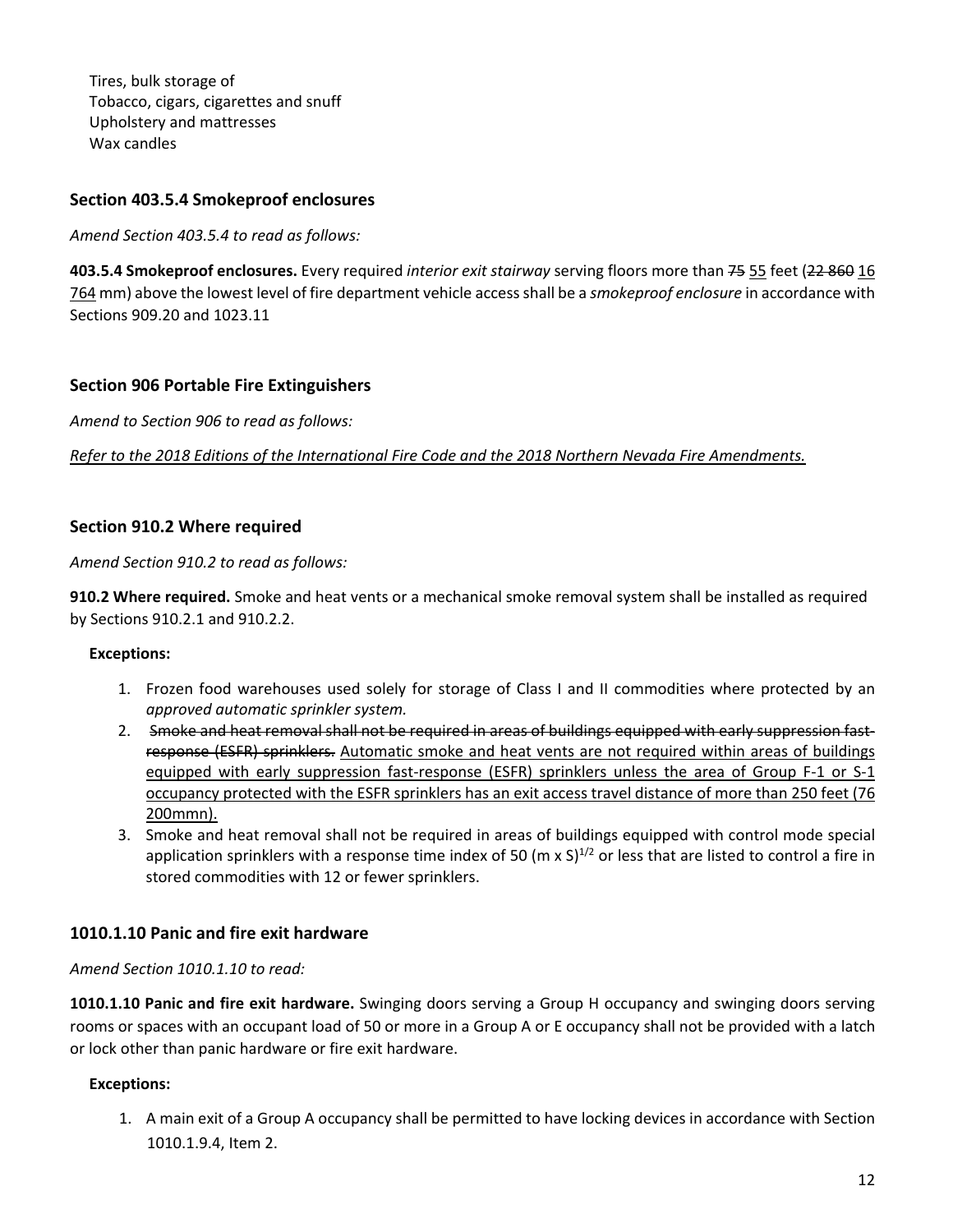Tires, bulk storage of
Tobacco, cigars, cigarettes and snuff
Upholstery and mattresses
Wax candles

### Section 403.5.4 Smokeproof enclosures

*Amend Section 403.5.4 to read as follows:*

**403.5.4 Smokeproof enclosures.** Every required *interior exit stairway* serving floors more than ~~75~~ <u>55</u> feet (~~22 860~~ <u>16 764</u> mm) above the lowest level of fire department vehicle access shall be a *smokeproof enclosure* in accordance with Sections 909.20 and 1023.11

### Section 906 Portable Fire Extinguishers

*Amend to Section 906 to read as follows:*

*<u>Refer to the 2018 Editions of the International Fire Code and the 2018 Northern Nevada Fire Amendments.</u>*

### Section 910.2 Where required

*Amend Section 910.2 to read as follows:*

**910.2 Where required.** Smoke and heat vents or a mechanical smoke removal system shall be installed as required by Sections 910.2.1 and 910.2.2.

**Exceptions:**

1. Frozen food warehouses used solely for storage of Class I and II commodities where protected by an *approved automatic sprinkler system.*
2. ~~Smoke and heat removal shall not be required in areas of buildings equipped with early suppression fast-response (ESFR) sprinklers.~~ <u>Automatic smoke and heat vents are not required within areas of buildings equipped with early suppression fast-response (ESFR) sprinklers unless the area of Group F-1 or S-1 occupancy protected with the ESFR sprinklers has an exit access travel distance of more than 250 feet (76 200mmn).</u>
3. Smoke and heat removal shall not be required in areas of buildings equipped with control mode special application sprinklers with a response time index of 50 $(m \times S)^{1/2}$ or less that are listed to control a fire in stored commodities with 12 or fewer sprinklers.

### 1010.1.10 Panic and fire exit hardware

*Amend Section 1010.1.10 to read:*

**1010.1.10 Panic and fire exit hardware.** Swinging doors serving a Group H occupancy and swinging doors serving rooms or spaces with an occupant load of 50 or more in a Group A or E occupancy shall not be provided with a latch or lock other than panic hardware or fire exit hardware.

**Exceptions:**

1. A main exit of a Group A occupancy shall be permitted to have locking devices in accordance with Section 1010.1.9.4, Item 2.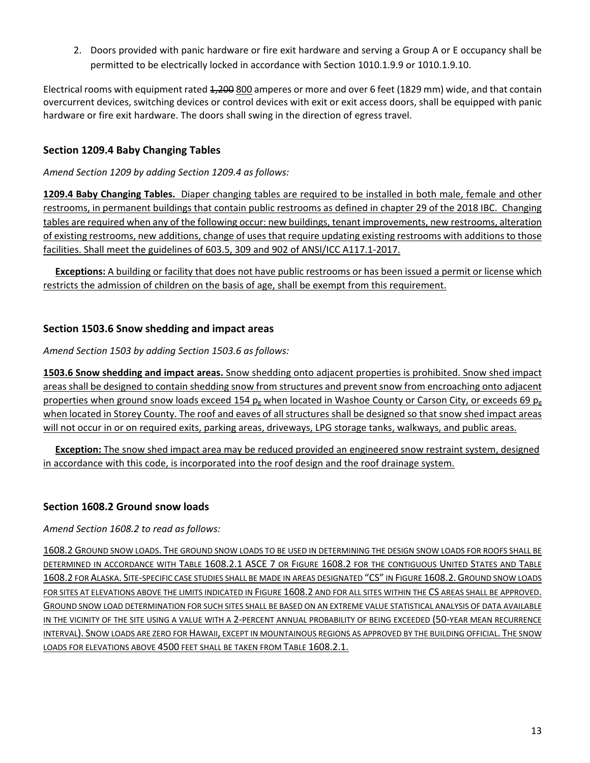2. Doors provided with panic hardware or fire exit hardware and serving a Group A or E occupancy shall be permitted to be electrically locked in accordance with Section 1010.1.9.9 or 1010.1.9.10.

Electrical rooms with equipment rated ~~1,200~~ <u>800</u> amperes or more and over 6 feet (1829 mm) wide, and that contain overcurrent devices, switching devices or control devices with exit or exit access doors, shall be equipped with panic hardware or fire exit hardware. The doors shall swing in the direction of egress travel.

### Section 1209.4 Baby Changing Tables

*Amend Section 1209 by adding Section 1209.4 as follows:*

<u>**1209.4 Baby Changing Tables.** Diaper changing tables are required to be installed in both male, female and other restrooms, in permanent buildings that contain public restrooms as defined in chapter 29 of the 2018 IBC. Changing tables are required when any of the following occur: new buildings, tenant improvements, new restrooms, alteration of existing restrooms, new additions, change of uses that require updating existing restrooms with additions to those facilities. Shall meet the guidelines of 603.5, 309 and 902 of ANSI/ICC A117.1-2017.</u>

<u>**Exceptions:** A building or facility that does not have public restrooms or has been issued a permit or license which restricts the admission of children on the basis of age, shall be exempt from this requirement.</u>

### Section 1503.6 Snow shedding and impact areas

*Amend Section 1503 by adding Section 1503.6 as follows:*

<u>**1503.6 Snow shedding and impact areas.** Snow shedding onto adjacent properties is prohibited. Snow shed impact areas shall be designed to contain shedding snow from structures and prevent snow from encroaching onto adjacent properties when ground snow loads exceed 154 $p_g$ when located in Washoe County or Carson City, or exceeds 69 $p_g$ when located in Storey County. The roof and eaves of all structures shall be designed so that snow shed impact areas will not occur in or on required exits, parking areas, driveways, LPG storage tanks, walkways, and public areas.</u>

<u>**Exception:** The snow shed impact area may be reduced provided an engineered snow restraint system, designed in accordance with this code, is incorporated into the roof design and the roof drainage system.</u>

### Section 1608.2 Ground snow loads

*Amend Section 1608.2 to read as follows:*

<u>1608.2 GROUND SNOW LOADS. THE GROUND SNOW LOADS TO BE USED IN DETERMINING THE DESIGN SNOW LOADS FOR ROOFS SHALL BE DETERMINED IN ACCORDANCE WITH TABLE 1608.2.1 ASCE 7 OR FIGURE 1608.2 FOR THE CONTIGUOUS UNITED STATES AND TABLE 1608.2 FOR ALASKA. SITE-SPECIFIC CASE STUDIES SHALL BE MADE IN AREAS DESIGNATED "CS" IN FIGURE 1608.2. GROUND SNOW LOADS FOR SITES AT ELEVATIONS ABOVE THE LIMITS INDICATED IN FIGURE 1608.2 AND FOR ALL SITES WITHIN THE CS AREAS SHALL BE APPROVED. GROUND SNOW LOAD DETERMINATION FOR SUCH SITES SHALL BE BASED ON AN EXTREME VALUE STATISTICAL ANALYSIS OF DATA AVAILABLE IN THE VICINITY OF THE SITE USING A VALUE WITH A 2-PERCENT ANNUAL PROBABILITY OF BEING EXCEEDED (50-YEAR MEAN RECURRENCE INTERVAL). SNOW LOADS ARE ZERO FOR HAWAII, EXCEPT IN MOUNTAINOUS REGIONS AS APPROVED BY THE BUILDING OFFICIAL. THE SNOW LOADS FOR ELEVATIONS ABOVE 4500 FEET SHALL BE TAKEN FROM TABLE 1608.2.1.</u>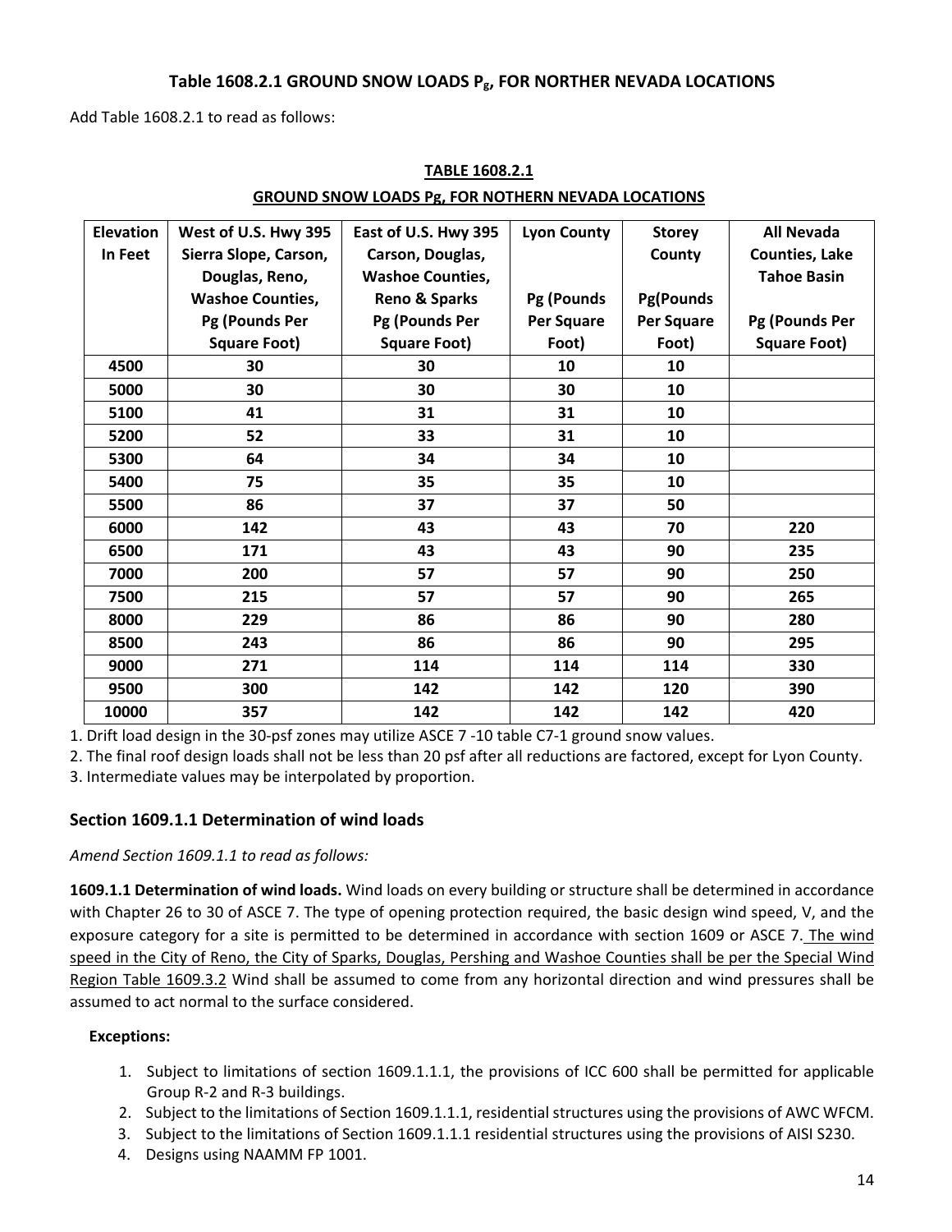### Table 1608.2.1 GROUND SNOW LOADS $P_g$, FOR NORTHER NEVADA LOCATIONS

Add Table 1608.2.1 to read as follows:

**TABLE 1608.2.1**

**GROUND SNOW LOADS Pg, FOR NOTHERN NEVADA LOCATIONS**

| Elevation In Feet | West of U.S. Hwy 395 Sierra Slope, Carson, Douglas, Reno, Washoe Counties, Pg (Pounds Per Square Foot) | East of U.S. Hwy 395 Carson, Douglas, Washoe Counties, Reno & Sparks Pg (Pounds Per Square Foot) | Lyon County Pg (Pounds Per Square Foot) | Storey County Pg(Pounds Per Square Foot) | All Nevada Counties, Lake Tahoe Basin Pg (Pounds Per Square Foot) |
|---|---|---|---|---|---|
| 4500 | 30 | 30 | 10 | 10 | |
| 5000 | 30 | 30 | 30 | 10 | |
| 5100 | 41 | 31 | 31 | 10 | |
| 5200 | 52 | 33 | 31 | 10 | |
| 5300 | 64 | 34 | 34 | 10 | |
| 5400 | 75 | 35 | 35 | 10 | |
| 5500 | 86 | 37 | 37 | 50 | |
| 6000 | 142 | 43 | 43 | 70 | 220 |
| 6500 | 171 | 43 | 43 | 90 | 235 |
| 7000 | 200 | 57 | 57 | 90 | 250 |
| 7500 | 215 | 57 | 57 | 90 | 265 |
| 8000 | 229 | 86 | 86 | 90 | 280 |
| 8500 | 243 | 86 | 86 | 90 | 295 |
| 9000 | 271 | 114 | 114 | 114 | 330 |
| 9500 | 300 | 142 | 142 | 120 | 390 |
| 10000 | 357 | 142 | 142 | 142 | 420 |

1. Drift load design in the 30-psf zones may utilize ASCE 7 -10 table C7-1 ground snow values.
2. The final roof design loads shall not be less than 20 psf after all reductions are factored, except for Lyon County.
3. Intermediate values may be interpolated by proportion.

### Section 1609.1.1 Determination of wind loads

*Amend Section 1609.1.1 to read as follows:*

**1609.1.1 Determination of wind loads.** Wind loads on every building or structure shall be determined in accordance with Chapter 26 to 30 of ASCE 7. The type of opening protection required, the basic design wind speed, V, and the exposure category for a site is permitted to be determined in accordance with section 1609 or ASCE 7. The wind speed in the City of Reno, the City of Sparks, Douglas, Pershing and Washoe Counties shall be per the Special Wind Region Table 1609.3.2 Wind shall be assumed to come from any horizontal direction and wind pressures shall be assumed to act normal to the surface considered.

**Exceptions:**

1. Subject to limitations of section 1609.1.1.1, the provisions of ICC 600 shall be permitted for applicable Group R-2 and R-3 buildings.
2. Subject to the limitations of Section 1609.1.1.1, residential structures using the provisions of AWC WFCM.
3. Subject to the limitations of Section 1609.1.1.1 residential structures using the provisions of AISI S230.
4. Designs using NAAMM FP 1001.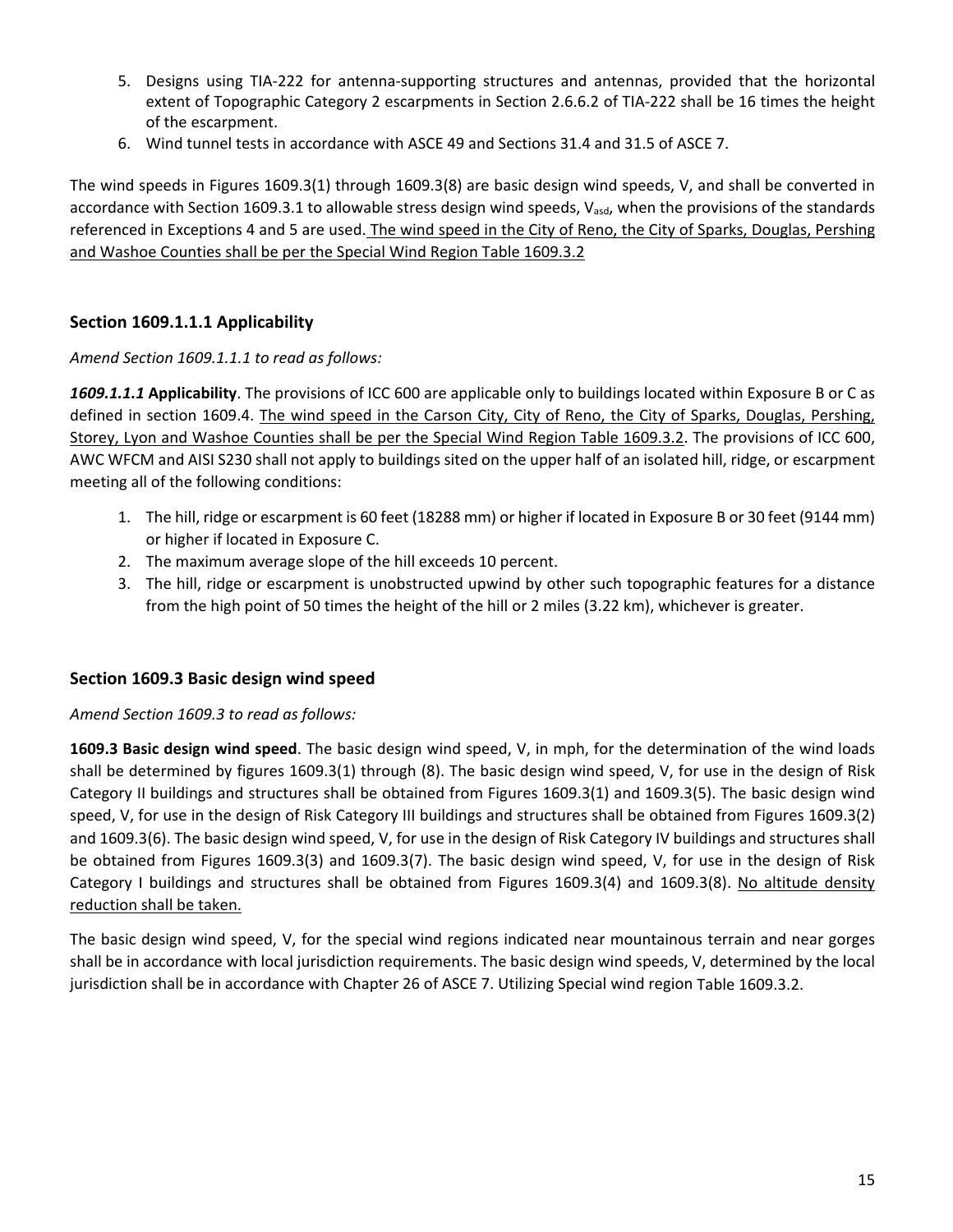5. Designs using TIA-222 for antenna-supporting structures and antennas, provided that the horizontal extent of Topographic Category 2 escarpments in Section 2.6.6.2 of TIA-222 shall be 16 times the height of the escarpment.
6. Wind tunnel tests in accordance with ASCE 49 and Sections 31.4 and 31.5 of ASCE 7.

The wind speeds in Figures 1609.3(1) through 1609.3(8) are basic design wind speeds, V, and shall be converted in accordance with Section 1609.3.1 to allowable stress design wind speeds, $V_{asd}$, when the provisions of the standards referenced in Exceptions 4 and 5 are used. <u>The wind speed in the City of Reno, the City of Sparks, Douglas, Pershing and Washoe Counties shall be per the Special Wind Region Table 1609.3.2</u>

## Section 1609.1.1.1 Applicability

*Amend Section 1609.1.1.1 to read as follows:*

***1609.1.1.1* Applicability**. The provisions of ICC 600 are applicable only to buildings located within Exposure B or C as defined in section 1609.4. <u>The wind speed in the Carson City, City of Reno, the City of Sparks, Douglas, Pershing, Storey, Lyon and Washoe Counties shall be per the Special Wind Region Table 1609.3.2</u>. The provisions of ICC 600, AWC WFCM and AISI S230 shall not apply to buildings sited on the upper half of an isolated hill, ridge, or escarpment meeting all of the following conditions:

1. The hill, ridge or escarpment is 60 feet (18288 mm) or higher if located in Exposure B or 30 feet (9144 mm) or higher if located in Exposure C.
2. The maximum average slope of the hill exceeds 10 percent.
3. The hill, ridge or escarpment is unobstructed upwind by other such topographic features for a distance from the high point of 50 times the height of the hill or 2 miles (3.22 km), whichever is greater.

## Section 1609.3 Basic design wind speed

*Amend Section 1609.3 to read as follows:*

**1609.3 Basic design wind speed**. The basic design wind speed, V, in mph, for the determination of the wind loads shall be determined by figures 1609.3(1) through (8). The basic design wind speed, V, for use in the design of Risk Category II buildings and structures shall be obtained from Figures 1609.3(1) and 1609.3(5). The basic design wind speed, V, for use in the design of Risk Category III buildings and structures shall be obtained from Figures 1609.3(2) and 1609.3(6). The basic design wind speed, V, for use in the design of Risk Category IV buildings and structures shall be obtained from Figures 1609.3(3) and 1609.3(7). The basic design wind speed, V, for use in the design of Risk Category I buildings and structures shall be obtained from Figures 1609.3(4) and 1609.3(8). <u>No altitude density reduction shall be taken.</u>

The basic design wind speed, V, for the special wind regions indicated near mountainous terrain and near gorges shall be in accordance with local jurisdiction requirements. The basic design wind speeds, V, determined by the local jurisdiction shall be in accordance with Chapter 26 of ASCE 7. Utilizing Special wind region Table 1609.3.2.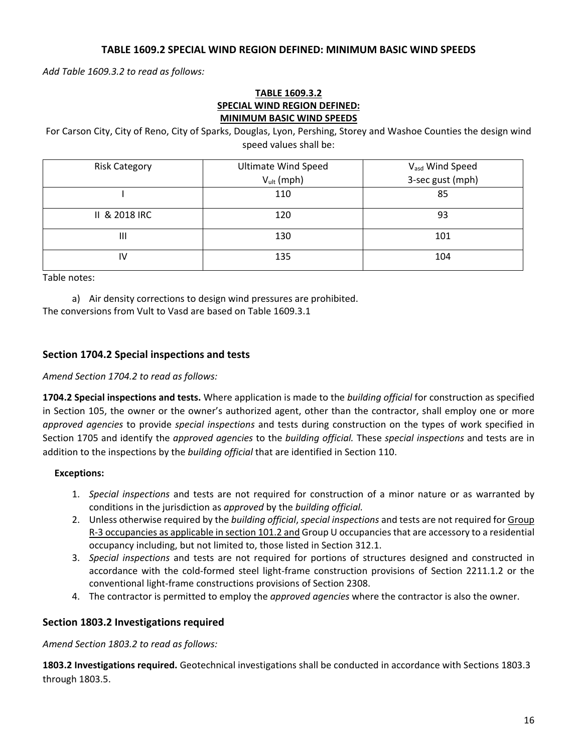### TABLE 1609.2 SPECIAL WIND REGION DEFINED: MINIMUM BASIC WIND SPEEDS

*Add Table 1609.3.2 to read as follows:*

**TABLE 1609.3.2**
**SPECIAL WIND REGION DEFINED:**
**MINIMUM BASIC WIND SPEEDS**

For Carson City, City of Reno, City of Sparks, Douglas, Lyon, Pershing, Storey and Washoe Counties the design wind speed values shall be:

| Risk Category | Ultimate Wind Speed $V_{ult}$ (mph) | $V_{asd}$ Wind Speed 3-sec gust (mph) |
|---|---|---|
| I | 110 | 85 |
| II & 2018 IRC | 120 | 93 |
| III | 130 | 101 |
| IV | 135 | 104 |

Table notes:

a) Air density corrections to design wind pressures are prohibited.

The conversions from Vult to Vasd are based on Table 1609.3.1

## Section 1704.2 Special inspections and tests

*Amend Section 1704.2 to read as follows:*

**1704.2 Special inspections and tests.** Where application is made to the *building official* for construction as specified in Section 105, the owner or the owner's authorized agent, other than the contractor, shall employ one or more *approved agencies* to provide *special inspections* and tests during construction on the types of work specified in Section 1705 and identify the *approved agencies* to the *building official.* These *special inspections* and tests are in addition to the inspections by the *building official* that are identified in Section 110.

**Exceptions:**

1. *Special inspections* and tests are not required for construction of a minor nature or as warranted by conditions in the jurisdiction as *approved* by the *building official.*
2. Unless otherwise required by the *building official*, *special inspections* and tests are not required for Group R-3 occupancies as applicable in section 101.2 and Group U occupancies that are accessory to a residential occupancy including, but not limited to, those listed in Section 312.1.
3. *Special inspections* and tests are not required for portions of structures designed and constructed in accordance with the cold-formed steel light-frame construction provisions of Section 2211.1.2 or the conventional light-frame constructions provisions of Section 2308.
4. The contractor is permitted to employ the *approved agencies* where the contractor is also the owner.

## Section 1803.2 Investigations required

*Amend Section 1803.2 to read as follows:*

**1803.2 Investigations required.** Geotechnical investigations shall be conducted in accordance with Sections 1803.3 through 1803.5.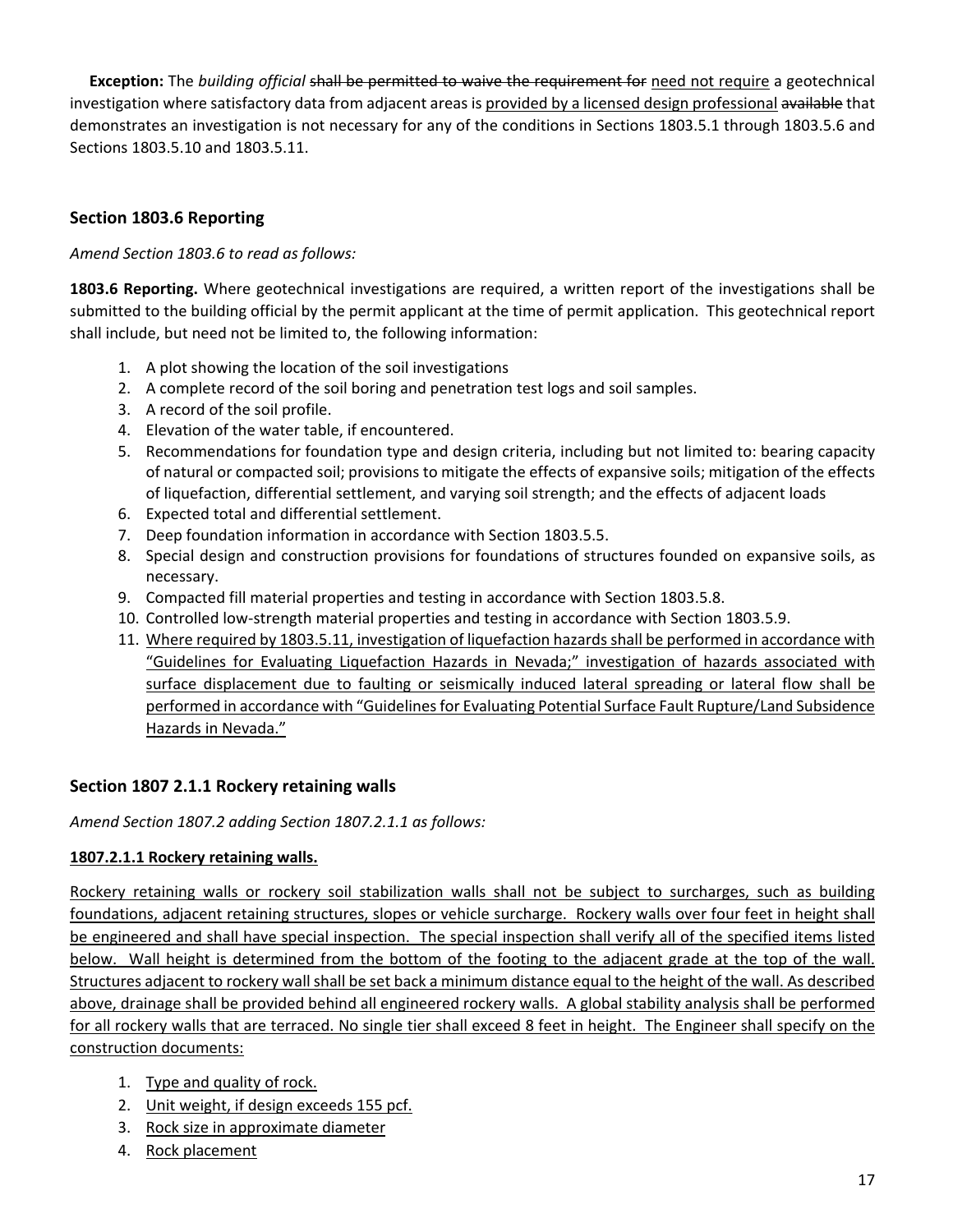**Exception:** The *building official* ~~shall be permitted to waive the requirement for~~ <u>need not require</u> a geotechnical investigation where satisfactory data from adjacent areas is <u>provided by a licensed design professional</u> ~~available~~ that demonstrates an investigation is not necessary for any of the conditions in Sections 1803.5.1 through 1803.5.6 and Sections 1803.5.10 and 1803.5.11.

## Section 1803.6 Reporting

*Amend Section 1803.6 to read as follows:*

**1803.6 Reporting.** Where geotechnical investigations are required, a written report of the investigations shall be submitted to the building official by the permit applicant at the time of permit application. This geotechnical report shall include, but need not be limited to, the following information:

1. A plot showing the location of the soil investigations
2. A complete record of the soil boring and penetration test logs and soil samples.
3. A record of the soil profile.
4. Elevation of the water table, if encountered.
5. Recommendations for foundation type and design criteria, including but not limited to: bearing capacity of natural or compacted soil; provisions to mitigate the effects of expansive soils; mitigation of the effects of liquefaction, differential settlement, and varying soil strength; and the effects of adjacent loads
6. Expected total and differential settlement.
7. Deep foundation information in accordance with Section 1803.5.5.
8. Special design and construction provisions for foundations of structures founded on expansive soils, as necessary.
9. Compacted fill material properties and testing in accordance with Section 1803.5.8.
10. Controlled low-strength material properties and testing in accordance with Section 1803.5.9.
11. <u>Where required by 1803.5.11, investigation of liquefaction hazards shall be performed in accordance with "Guidelines for Evaluating Liquefaction Hazards in Nevada;" investigation of hazards associated with surface displacement due to faulting or seismically induced lateral spreading or lateral flow shall be performed in accordance with "Guidelines for Evaluating Potential Surface Fault Rupture/Land Subsidence Hazards in Nevada."</u>

## Section 1807 2.1.1 Rockery retaining walls

*Amend Section 1807.2 adding Section 1807.2.1.1 as follows:*

<u>**1807.2.1.1 Rockery retaining walls.**</u>

<u>Rockery retaining walls or rockery soil stabilization walls shall not be subject to surcharges, such as building foundations, adjacent retaining structures, slopes or vehicle surcharge. Rockery walls over four feet in height shall be engineered and shall have special inspection. The special inspection shall verify all of the specified items listed below. Wall height is determined from the bottom of the footing to the adjacent grade at the top of the wall. Structures adjacent to rockery wall shall be set back a minimum distance equal to the height of the wall. As described above, drainage shall be provided behind all engineered rockery walls. A global stability analysis shall be performed for all rockery walls that are terraced. No single tier shall exceed 8 feet in height. The Engineer shall specify on the construction documents:</u>

1. <u>Type and quality of rock.</u>
2. <u>Unit weight, if design exceeds 155 pcf.</u>
3. <u>Rock size in approximate diameter</u>
4. <u>Rock placement</u>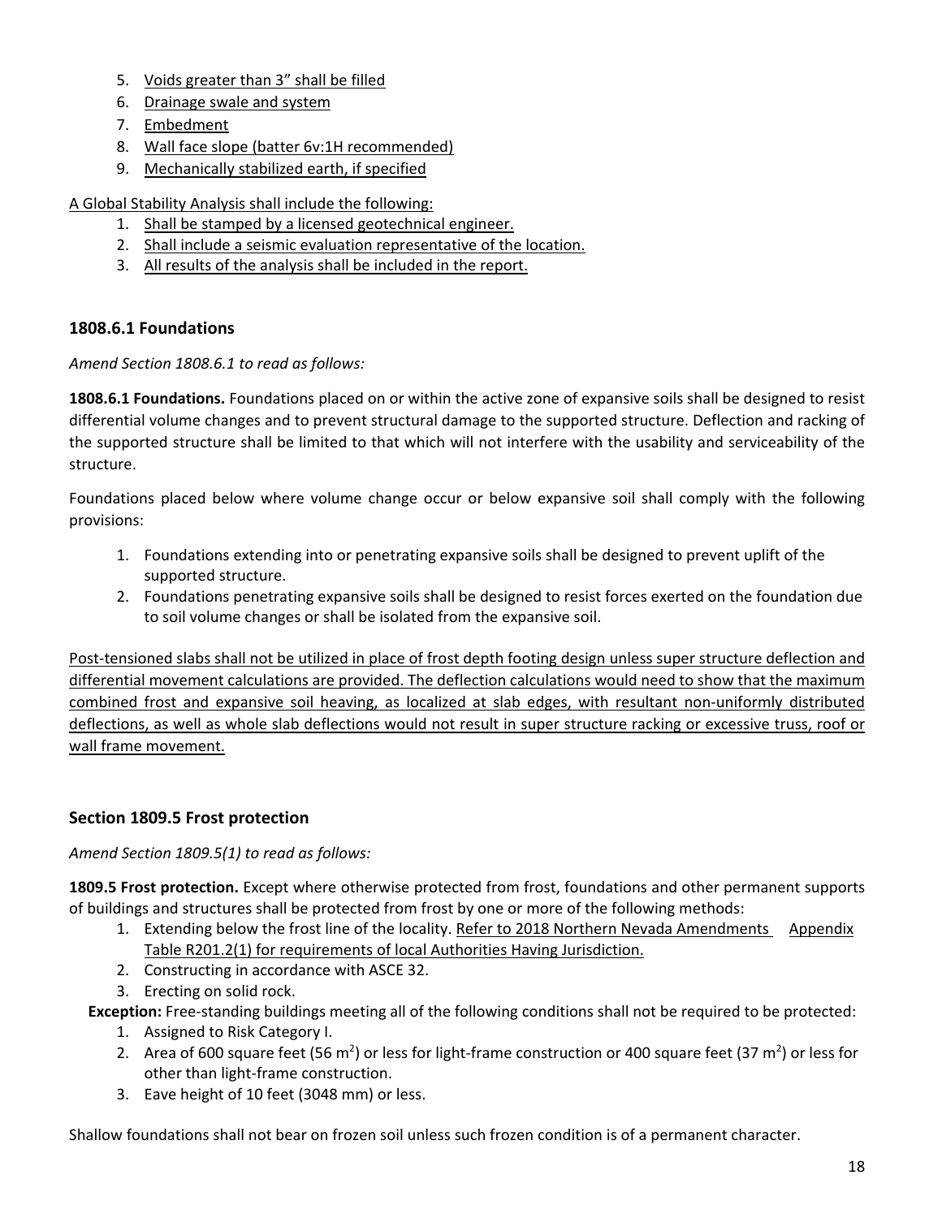5. Voids greater than 3” shall be filled
6. Drainage swale and system
7. Embedment
8. Wall face slope (batter 6v:1H recommended)
9. Mechanically stabilized earth, if specified

A Global Stability Analysis shall include the following:

1. Shall be stamped by a licensed geotechnical engineer.
2. Shall include a seismic evaluation representative of the location.
3. All results of the analysis shall be included in the report.

### 1808.6.1 Foundations

*Amend Section 1808.6.1 to read as follows:*

**1808.6.1 Foundations.** Foundations placed on or within the active zone of expansive soils shall be designed to resist differential volume changes and to prevent structural damage to the supported structure. Deflection and racking of the supported structure shall be limited to that which will not interfere with the usability and serviceability of the structure.

Foundations placed below where volume change occur or below expansive soil shall comply with the following provisions:

1. Foundations extending into or penetrating expansive soils shall be designed to prevent uplift of the supported structure.
2. Foundations penetrating expansive soils shall be designed to resist forces exerted on the foundation due to soil volume changes or shall be isolated from the expansive soil.

Post-tensioned slabs shall not be utilized in place of frost depth footing design unless super structure deflection and differential movement calculations are provided. The deflection calculations would need to show that the maximum combined frost and expansive soil heaving, as localized at slab edges, with resultant non-uniformly distributed deflections, as well as whole slab deflections would not result in super structure racking or excessive truss, roof or wall frame movement.

### Section 1809.5 Frost protection

*Amend Section 1809.5(1) to read as follows:*

**1809.5 Frost protection.** Except where otherwise protected from frost, foundations and other permanent supports of buildings and structures shall be protected from frost by one or more of the following methods:

1. Extending below the frost line of the locality. Refer to 2018 Northern Nevada Amendments Appendix Table R201.2(1) for requirements of local Authorities Having Jurisdiction.
2. Constructing in accordance with ASCE 32.
3. Erecting on solid rock.

**Exception:** Free-standing buildings meeting all of the following conditions shall not be required to be protected:

1. Assigned to Risk Category I.
2. Area of 600 square feet (56 $m^2$) or less for light-frame construction or 400 square feet (37 $m^2$) or less for other than light-frame construction.
3. Eave height of 10 feet (3048 mm) or less.

Shallow foundations shall not bear on frozen soil unless such frozen condition is of a permanent character.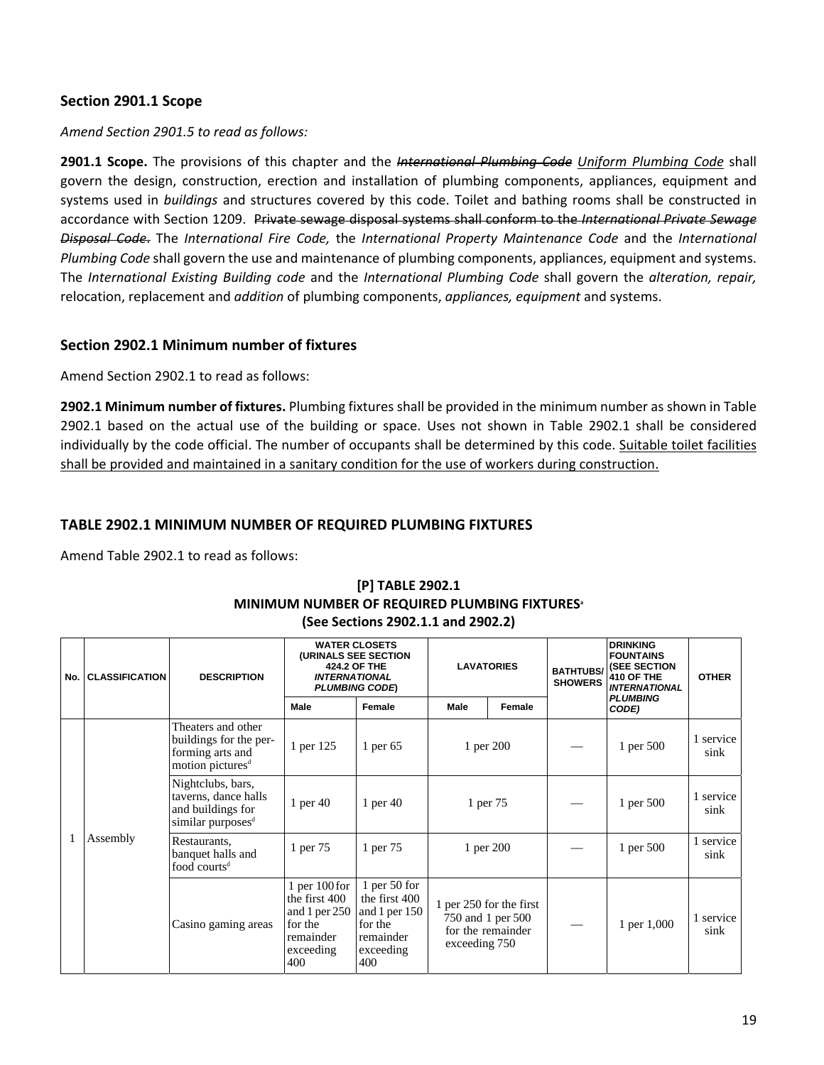## Section 2901.1 Scope

*Amend Section 2901.5 to read as follows:*

**2901.1 Scope.** The provisions of this chapter and the ~~*International Plumbing Code*~~ <u>*Uniform Plumbing Code*</u> shall govern the design, construction, erection and installation of plumbing components, appliances, equipment and systems used in *buildings* and structures covered by this code. Toilet and bathing rooms shall be constructed in accordance with Section 1209. ~~Private sewage disposal systems shall conform to the *International Private Sewage Disposal Code*.~~ The *International Fire Code,* the *International Property Maintenance Code* and the *International Plumbing Code* shall govern the use and maintenance of plumbing components, appliances, equipment and systems. The *International Existing Building code* and the *International Plumbing Code* shall govern the *alteration, repair,* relocation, replacement and *addition* of plumbing components, *appliances, equipment* and systems.

## Section 2902.1 Minimum number of fixtures

Amend Section 2902.1 to read as follows:

**2902.1 Minimum number of fixtures.** Plumbing fixtures shall be provided in the minimum number as shown in Table 2902.1 based on the actual use of the building or space. Uses not shown in Table 2902.1 shall be considered individually by the code official. The number of occupants shall be determined by this code. <u>Suitable toilet facilities shall be provided and maintained in a sanitary condition for the use of workers during construction.</u>

## TABLE 2902.1 MINIMUM NUMBER OF REQUIRED PLUMBING FIXTURES

Amend Table 2902.1 to read as follows:

**[P] TABLE 2902.1**
**MINIMUM NUMBER OF REQUIRED PLUMBING FIXTURES[a]**
**(See Sections 2902.1.1 and 2902.2)**

| No. | CLASSIFICATION | DESCRIPTION | WATER CLOSETS (URINALS SEE SECTION 424.2 OF THE *INTERNATIONAL PLUMBING CODE*) | | LAVATORIES | | BATHTUBS/ SHOWERS | DRINKING FOUNTAINS (SEE SECTION 410 OF THE *INTERNATIONAL PLUMBING CODE*) | OTHER |
|---|---|---|---|---|---|---|---|---|---|
| | | | Male | Female | Male | Female | | | |
| 1 | Assembly | Theaters and other buildings for the performing arts and motion pictures[d] | 1 per 125 | 1 per 65 | 1 per 200 | | — | 1 per 500 | 1 service sink |
| | | Nightclubs, bars, taverns, dance halls and buildings for similar purposes[d] | 1 per 40 | 1 per 40 | 1 per 75 | | — | 1 per 500 | 1 service sink |
| | | Restaurants, banquet halls and food courts[d] | 1 per 75 | 1 per 75 | 1 per 200 | | — | 1 per 500 | 1 service sink |
| | | Casino gaming areas | 1 per 100 for the first 400 and 1 per 250 for the remainder exceeding 400 | 1 per 50 for the first 400 and 1 per 150 for the remainder exceeding 400 | 1 per 250 for the first 750 and 1 per 500 for the remainder exceeding 750 | | — | 1 per 1,000 | 1 service sink |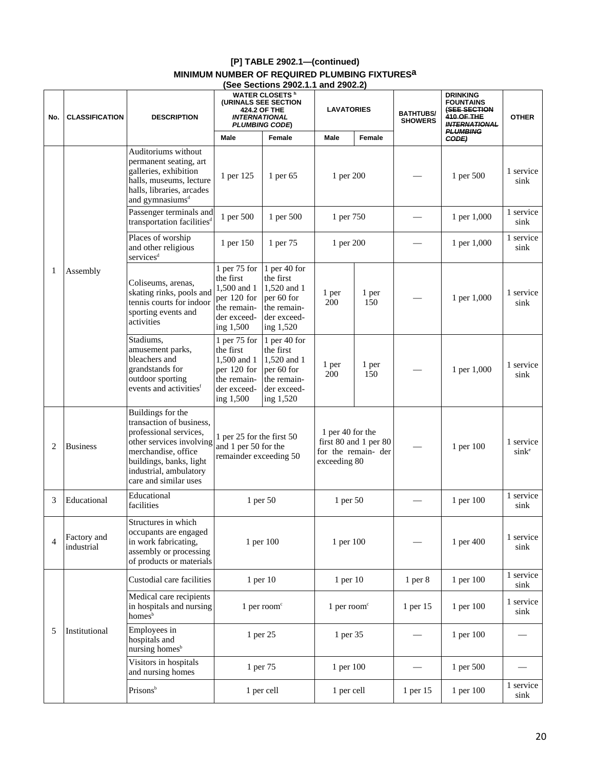### [P] TABLE 2902.1—(continued)
### MINIMUM NUMBER OF REQUIRED PLUMBING FIXTURES[a]
### (See Sections 2902.1.1 and 2902.2)

| No. | CLASSIFICATION | DESCRIPTION | WATER CLOSETS [h] (URINALS SEE SECTION 424.2 OF THE *INTERNATIONAL PLUMBING CODE*) | | LAVATORIES | | BATHTUBS/ SHOWERS | DRINKING FOUNTAINS ~~(SEE SECTION 410 OF THE *INTERNATIONAL PLUMBING CODE*)~~ | OTHER |
|---|---|---|---|---|---|---|---|---|---|
| | | | Male | Female | Male | Female | | | |
| 1 | Assembly | Auditoriums without permanent seating, art galleries, exhibition halls, museums, lecture halls, libraries, arcades and gymnasiums[d] | 1 per 125 | 1 per 65 | 1 per 200 | | — | 1 per 500 | 1 service sink |
| | | Passenger terminals and transportation facilities[d] | 1 per 500 | 1 per 500 | 1 per 750 | | — | 1 per 1,000 | 1 service sink |
| | | Places of worship and other religious services[d] | 1 per 150 | 1 per 75 | 1 per 200 | | — | 1 per 1,000 | 1 service sink |
| | | Coliseums, arenas, skating rinks, pools and tennis courts for indoor sporting events and activities | 1 per 75 for the first 1,500 and 1 per 120 for the remainder exceeding 1,500 | 1 per 40 for the first 1,520 and 1 per 60 for the remainder exceeding 1,520 | 1 per 200 | 1 per 150 | — | 1 per 1,000 | 1 service sink |
| | | Stadiums, amusement parks, bleachers and grandstands for outdoor sporting events and activities[f] | 1 per 75 for the first 1,500 and 1 per 120 for the remainder exceeding 1,500 | 1 per 40 for the first 1,520 and 1 per 60 for the remainder exceeding 1,520 | 1 per 200 | 1 per 150 | — | 1 per 1,000 | 1 service sink |
| 2 | Business | Buildings for the transaction of business, professional services, other services involving merchandise, office buildings, banks, light industrial, ambulatory care and similar uses | 1 per 25 for the first 50 and 1 per 50 for the remainder exceeding 50 | | 1 per 40 for the first 80 and 1 per 80 for the remainder exceeding 80 | | — | 1 per 100 | 1 service sink[e] |
| 3 | Educational | Educational facilities | 1 per 50 | | 1 per 50 | | — | 1 per 100 | 1 service sink |
| 4 | Factory and industrial | Structures in which occupants are engaged in work fabricating, assembly or processing of products or materials | 1 per 100 | | 1 per 100 | | — | 1 per 400 | 1 service sink |
| 5 | Institutional | Custodial care facilities | 1 per 10 | | 1 per 10 | | 1 per 8 | 1 per 100 | 1 service sink |
| | | Medical care recipients in hospitals and nursing homes[b] | 1 per room[c] | | 1 per room[c] | | 1 per 15 | 1 per 100 | 1 service sink |
| | | Employees in hospitals and nursing homes[b] | 1 per 25 | | 1 per 35 | | — | 1 per 100 | — |
| | | Visitors in hospitals and nursing homes | 1 per 75 | | 1 per 100 | | — | 1 per 500 | — |
| | | Prisons[b] | 1 per cell | | 1 per cell | | 1 per 15 | 1 per 100 | 1 service sink |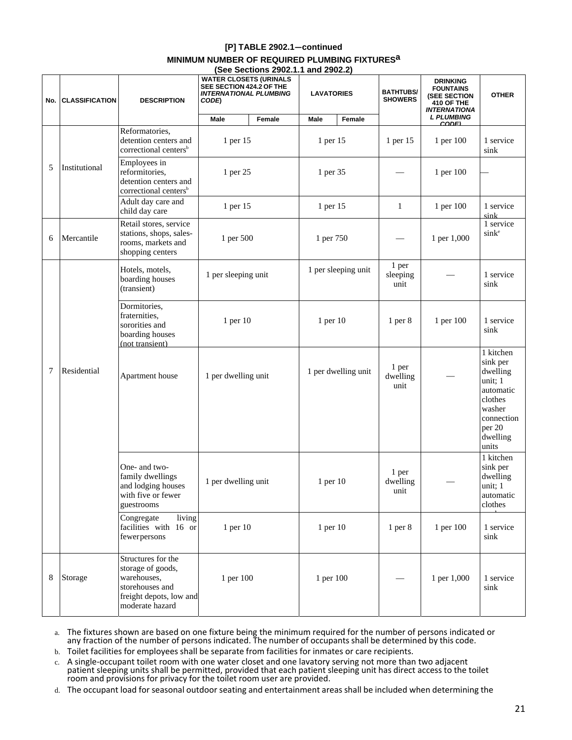**[P] TABLE 2902.1—continued**

**MINIMUM NUMBER OF REQUIRED PLUMBING FIXTURES[a]**

**(See Sections 2902.1.1 and 2902.2)**

| No. | CLASSIFICATION | DESCRIPTION | WATER CLOSETS (URINALS SEE SECTION 424.2 OF THE *INTERNATIONAL PLUMBING CODE*) | | LAVATORIES | | BATHTUBS/ SHOWERS | DRINKING FOUNTAINS (SEE SECTION 410 OF THE *INTERNATIONAL PLUMBING CODE*) | OTHER |
|---|---|---|---|---|---|---|---|---|---|
| | | | Male | Female | Male | Female | | | |
| 5 | Institutional | Reformatories, detention centers and correctional centers[b] | 1 per 15 | | 1 per 15 | | 1 per 15 | 1 per 100 | 1 service sink |
| | | Employees in reformitories, detention centers and correctional centers[b] | 1 per 25 | | 1 per 35 | | — | 1 per 100 | — |
| | | Adult day care and child day care | 1 per 15 | | 1 per 15 | | 1 | 1 per 100 | 1 service sink |
| 6 | Mercantile | Retail stores, service stations, shops, sales-rooms, markets and shopping centers | 1 per 500 | | 1 per 750 | | — | 1 per 1,000 | 1 service sink[e] |
| 7 | Residential | Hotels, motels, boarding houses (transient) | 1 per sleeping unit | | 1 per sleeping unit | | 1 per sleeping unit | — | 1 service sink |
| | | Dormitories, fraternities, sororities and boarding houses (not transient) | 1 per 10 | | 1 per 10 | | 1 per 8 | 1 per 100 | 1 service sink |
| | | Apartment house | 1 per dwelling unit | | 1 per dwelling unit | | 1 per dwelling unit | — | 1 kitchen sink per dwelling unit; 1 automatic clothes washer connection per 20 dwelling units |
| | | One- and two-family dwellings and lodging houses with five or fewer guestrooms | 1 per dwelling unit | | 1 per 10 | | 1 per dwelling unit | — | 1 kitchen sink per dwelling unit; 1 automatic clothes |
| | | Congregate living facilities with 16 or fewerpersons | 1 per 10 | | 1 per 10 | | 1 per 8 | 1 per 100 | 1 service sink |
| 8 | Storage | Structures for the storage of goods, warehouses, storehouses and freight depots, low and moderate hazard | 1 per 100 | | 1 per 100 | | — | 1 per 1,000 | 1 service sink |

a. The fixtures shown are based on one fixture being the minimum required for the number of persons indicated or any fraction of the number of persons indicated. The number of occupants shall be determined by this code.

b. Toilet facilities for employees shall be separate from facilities for inmates or care recipients.

c. A single-occupant toilet room with one water closet and one lavatory serving not more than two adjacent patient sleeping units shall be permitted, provided that each patient sleeping unit has direct access to the toilet room and provisions for privacy for the toilet room user are provided.

d. The occupant load for seasonal outdoor seating and entertainment areas shall be included when determining the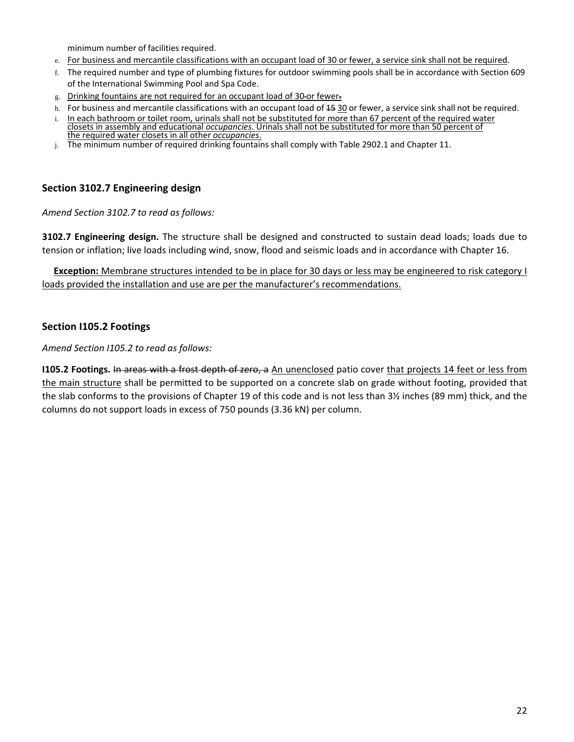minimum number of facilities required.

e. For business and mercantile classifications with an occupant load of 30 or fewer, a service sink shall not be required.
f. The required number and type of plumbing fixtures for outdoor swimming pools shall be in accordance with Section 609 of the International Swimming Pool and Spa Code.
g. Drinking fountains are not required for an occupant load of 30 or fewer.
h. For business and mercantile classifications with an occupant load of ~~15~~ 30 or fewer, a service sink shall not be required.
i. In each bathroom or toilet room, urinals shall not be substituted for more than 67 percent of the required water closets in assembly and educational *occupancies*. Urinals shall not be substituted for more than 50 percent of the required water closets in all other *occupancies*.
j. The minimum number of required drinking fountains shall comply with Table 2902.1 and Chapter 11.

## Section 3102.7 Engineering design

*Amend Section 3102.7 to read as follows:*

**3102.7 Engineering design.** The structure shall be designed and constructed to sustain dead loads; loads due to tension or inflation; live loads including wind, snow, flood and seismic loads and in accordance with Chapter 16.

**Exception:** Membrane structures intended to be in place for 30 days or less may be engineered to risk category I loads provided the installation and use are per the manufacturer's recommendations.

## Section I105.2 Footings

*Amend Section I105.2 to read as follows:*

**I105.2 Footings.** ~~In areas with a frost depth of zero, a~~ An unenclosed patio cover that projects 14 feet or less from the main structure shall be permitted to be supported on a concrete slab on grade without footing, provided that the slab conforms to the provisions of Chapter 19 of this code and is not less than 3½ inches (89 mm) thick, and the columns do not support loads in excess of 750 pounds (3.36 kN) per column.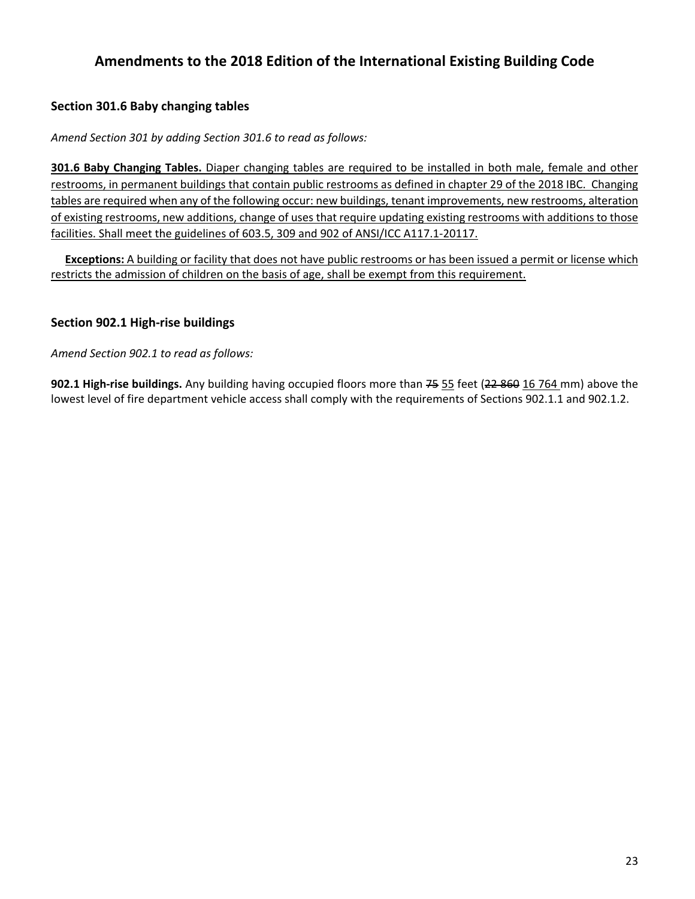# Amendments to the 2018 Edition of the International Existing Building Code

## Section 301.6 Baby changing tables

*Amend Section 301 by adding Section 301.6 to read as follows:*

<u>**301.6 Baby Changing Tables.** Diaper changing tables are required to be installed in both male, female and other restrooms, in permanent buildings that contain public restrooms as defined in chapter 29 of the 2018 IBC. Changing tables are required when any of the following occur: new buildings, tenant improvements, new restrooms, alteration of existing restrooms, new additions, change of uses that require updating existing restrooms with additions to those facilities. Shall meet the guidelines of 603.5, 309 and 902 of ANSI/ICC A117.1-20117.</u>

**Exceptions:** <u>A building or facility that does not have public restrooms or has been issued a permit or license which restricts the admission of children on the basis of age, shall be exempt from this requirement.</u>

## Section 902.1 High-rise buildings

*Amend Section 902.1 to read as follows:*

**902.1 High-rise buildings.** Any building having occupied floors more than ~~75~~ <u>55</u> feet (~~22 860~~ <u>16 764</u> mm) above the lowest level of fire department vehicle access shall comply with the requirements of Sections 902.1.1 and 902.1.2.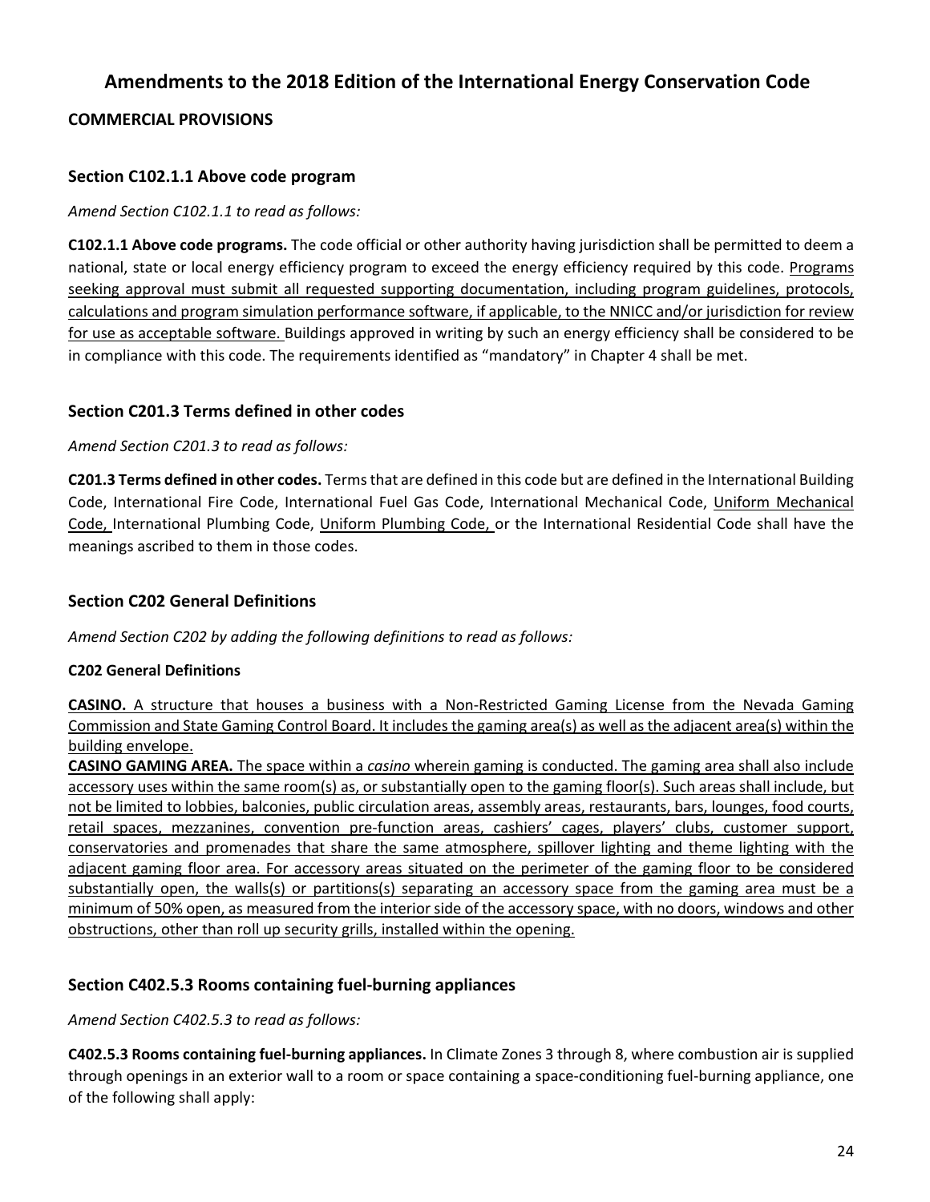## Amendments to the 2018 Edition of the International Energy Conservation Code

### COMMERCIAL PROVISIONS

### Section C102.1.1 Above code program

*Amend Section C102.1.1 to read as follows:*

**C102.1.1 Above code programs.** The code official or other authority having jurisdiction shall be permitted to deem a national, state or local energy efficiency program to exceed the energy efficiency required by this code. <u>Programs seeking approval must submit all requested supporting documentation, including program guidelines, protocols, calculations and program simulation performance software, if applicable, to the NNICC and/or jurisdiction for review for use as acceptable software.</u> Buildings approved in writing by such an energy efficiency shall be considered to be in compliance with this code. The requirements identified as "mandatory" in Chapter 4 shall be met.

### Section C201.3 Terms defined in other codes

*Amend Section C201.3 to read as follows:*

**C201.3 Terms defined in other codes.** Terms that are defined in this code but are defined in the International Building Code, International Fire Code, International Fuel Gas Code, International Mechanical Code, <u>Uniform Mechanical Code,</u> International Plumbing Code, <u>Uniform Plumbing Code,</u> or the International Residential Code shall have the meanings ascribed to them in those codes.

### Section C202 General Definitions

*Amend Section C202 by adding the following definitions to read as follows:*

**C202 General Definitions**

<u>**CASINO.** A structure that houses a business with a Non-Restricted Gaming License from the Nevada Gaming Commission and State Gaming Control Board. It includes the gaming area(s) as well as the adjacent area(s) within the building envelope.</u>

<u>**CASINO GAMING AREA.** The space within a *casino* wherein gaming is conducted. The gaming area shall also include accessory uses within the same room(s) as, or substantially open to the gaming floor(s). Such areas shall include, but not be limited to lobbies, balconies, public circulation areas, assembly areas, restaurants, bars, lounges, food courts, retail spaces, mezzanines, convention pre-function areas, cashiers' cages, players' clubs, customer support, conservatories and promenades that share the same atmosphere, spillover lighting and theme lighting with the adjacent gaming floor area. For accessory areas situated on the perimeter of the gaming floor to be considered substantially open, the walls(s) or partitions(s) separating an accessory space from the gaming area must be a minimum of 50% open, as measured from the interior side of the accessory space, with no doors, windows and other obstructions, other than roll up security grills, installed within the opening.</u>

### Section C402.5.3 Rooms containing fuel-burning appliances

*Amend Section C402.5.3 to read as follows:*

**C402.5.3 Rooms containing fuel-burning appliances.** In Climate Zones 3 through 8, where combustion air is supplied through openings in an exterior wall to a room or space containing a space-conditioning fuel-burning appliance, one of the following shall apply: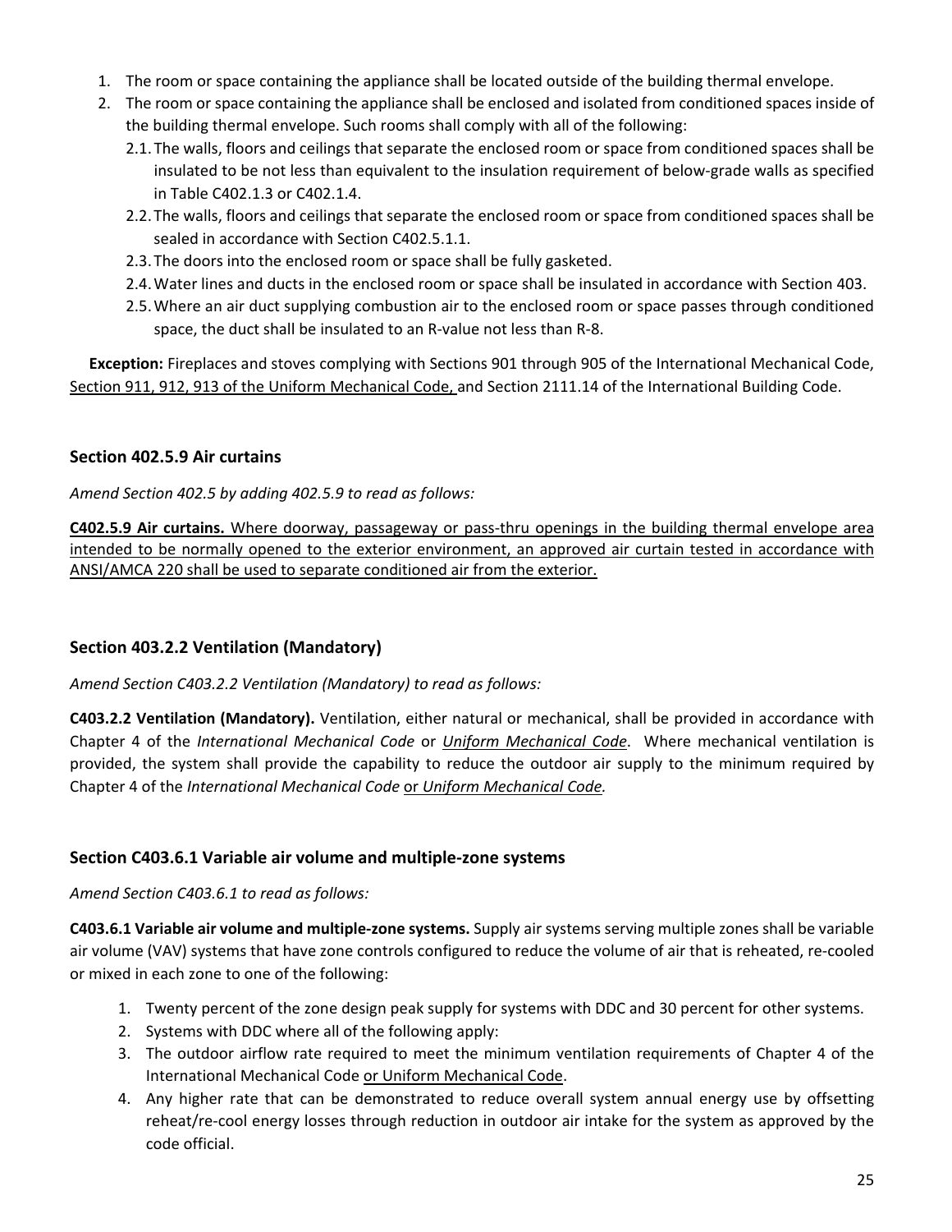1. The room or space containing the appliance shall be located outside of the building thermal envelope.
2. The room or space containing the appliance shall be enclosed and isolated from conditioned spaces inside of the building thermal envelope. Such rooms shall comply with all of the following:
   - 2.1. The walls, floors and ceilings that separate the enclosed room or space from conditioned spaces shall be insulated to be not less than equivalent to the insulation requirement of below-grade walls as specified in Table C402.1.3 or C402.1.4.
   - 2.2. The walls, floors and ceilings that separate the enclosed room or space from conditioned spaces shall be sealed in accordance with Section C402.5.1.1.
   - 2.3. The doors into the enclosed room or space shall be fully gasketed.
   - 2.4. Water lines and ducts in the enclosed room or space shall be insulated in accordance with Section 403.
   - 2.5. Where an air duct supplying combustion air to the enclosed room or space passes through conditioned space, the duct shall be insulated to an R-value not less than R-8.

**Exception:** Fireplaces and stoves complying with Sections 901 through 905 of the International Mechanical Code, <u>Section 911, 912, 913 of the Uniform Mechanical Code,</u> and Section 2111.14 of the International Building Code.

### Section 402.5.9 Air curtains

*Amend Section 402.5 by adding 402.5.9 to read as follows:*

<u>**C402.5.9 Air curtains.** Where doorway, passageway or pass-thru openings in the building thermal envelope area intended to be normally opened to the exterior environment, an approved air curtain tested in accordance with ANSI/AMCA 220 shall be used to separate conditioned air from the exterior.</u>

### Section 403.2.2 Ventilation (Mandatory)

*Amend Section C403.2.2 Ventilation (Mandatory) to read as follows:*

**C403.2.2 Ventilation (Mandatory).** Ventilation, either natural or mechanical, shall be provided in accordance with Chapter 4 of the *International Mechanical Code* or <u>*Uniform Mechanical Code*</u>. Where mechanical ventilation is provided, the system shall provide the capability to reduce the outdoor air supply to the minimum required by Chapter 4 of the *International Mechanical Code* <u>or *Uniform Mechanical Code*.</u>

### Section C403.6.1 Variable air volume and multiple-zone systems

*Amend Section C403.6.1 to read as follows:*

**C403.6.1 Variable air volume and multiple-zone systems.** Supply air systems serving multiple zones shall be variable air volume (VAV) systems that have zone controls configured to reduce the volume of air that is reheated, re-cooled or mixed in each zone to one of the following:

1. Twenty percent of the zone design peak supply for systems with DDC and 30 percent for other systems.
2. Systems with DDC where all of the following apply:
3. The outdoor airflow rate required to meet the minimum ventilation requirements of Chapter 4 of the International Mechanical Code <u>or Uniform Mechanical Code</u>.
4. Any higher rate that can be demonstrated to reduce overall system annual energy use by offsetting reheat/re-cool energy losses through reduction in outdoor air intake for the system as approved by the code official.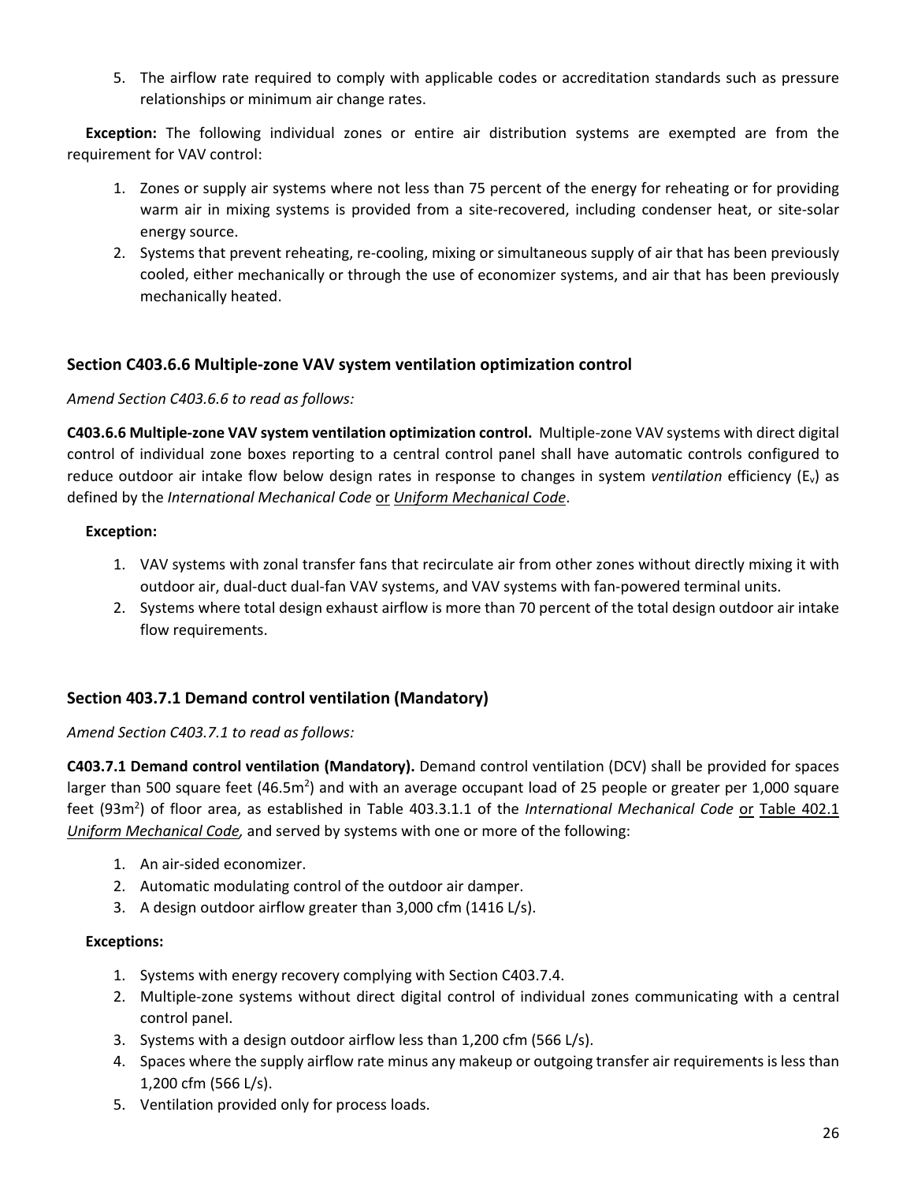5. The airflow rate required to comply with applicable codes or accreditation standards such as pressure relationships or minimum air change rates.

**Exception:** The following individual zones or entire air distribution systems are exempted are from the requirement for VAV control:

1. Zones or supply air systems where not less than 75 percent of the energy for reheating or for providing warm air in mixing systems is provided from a site-recovered, including condenser heat, or site-solar energy source.
2. Systems that prevent reheating, re-cooling, mixing or simultaneous supply of air that has been previously cooled, either mechanically or through the use of economizer systems, and air that has been previously mechanically heated.

### Section C403.6.6 Multiple-zone VAV system ventilation optimization control

*Amend Section C403.6.6 to read as follows:*

**C403.6.6 Multiple-zone VAV system ventilation optimization control.** Multiple-zone VAV systems with direct digital control of individual zone boxes reporting to a central control panel shall have automatic controls configured to reduce outdoor air intake flow below design rates in response to changes in system *ventilation* efficiency ($E_v$) as defined by the *International Mechanical Code* <u>or</u> <u>*Uniform Mechanical Code*</u>.

**Exception:**

1. VAV systems with zonal transfer fans that recirculate air from other zones without directly mixing it with outdoor air, dual-duct dual-fan VAV systems, and VAV systems with fan-powered terminal units.
2. Systems where total design exhaust airflow is more than 70 percent of the total design outdoor air intake flow requirements.

### Section 403.7.1 Demand control ventilation (Mandatory)

*Amend Section C403.7.1 to read as follows:*

**C403.7.1 Demand control ventilation (Mandatory).** Demand control ventilation (DCV) shall be provided for spaces larger than 500 square feet (46.5m$^2$) and with an average occupant load of 25 people or greater per 1,000 square feet (93m$^2$) of floor area, as established in Table 403.3.1.1 of the *International Mechanical Code* <u>or</u> <u>Table 402.1</u> <u>*Uniform Mechanical Code*</u>, and served by systems with one or more of the following:

1. An air-sided economizer.
2. Automatic modulating control of the outdoor air damper.
3. A design outdoor airflow greater than 3,000 cfm (1416 L/s).

**Exceptions:**

1. Systems with energy recovery complying with Section C403.7.4.
2. Multiple-zone systems without direct digital control of individual zones communicating with a central control panel.
3. Systems with a design outdoor airflow less than 1,200 cfm (566 L/s).
4. Spaces where the supply airflow rate minus any makeup or outgoing transfer air requirements is less than 1,200 cfm (566 L/s).
5. Ventilation provided only for process loads.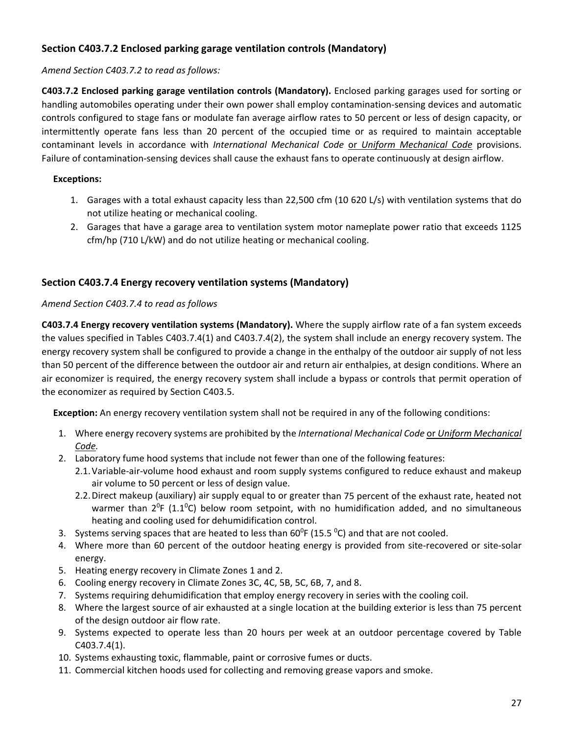### Section C403.7.2 Enclosed parking garage ventilation controls (Mandatory)

*Amend Section C403.7.2 to read as follows:*

**C403.7.2 Enclosed parking garage ventilation controls (Mandatory).** Enclosed parking garages used for sorting or handling automobiles operating under their own power shall employ contamination-sensing devices and automatic controls configured to stage fans or modulate fan average airflow rates to 50 percent or less of design capacity, or intermittently operate fans less than 20 percent of the occupied time or as required to maintain acceptable contaminant levels in accordance with *International Mechanical Code* <u>or *Uniform Mechanical Code*</u> provisions. Failure of contamination-sensing devices shall cause the exhaust fans to operate continuously at design airflow.

**Exceptions:**

1. Garages with a total exhaust capacity less than 22,500 cfm (10 620 L/s) with ventilation systems that do not utilize heating or mechanical cooling.
2. Garages that have a garage area to ventilation system motor nameplate power ratio that exceeds 1125 cfm/hp (710 L/kW) and do not utilize heating or mechanical cooling.

### Section C403.7.4 Energy recovery ventilation systems (Mandatory)

*Amend Section C403.7.4 to read as follows*

**C403.7.4 Energy recovery ventilation systems (Mandatory).** Where the supply airflow rate of a fan system exceeds the values specified in Tables C403.7.4(1) and C403.7.4(2), the system shall include an energy recovery system. The energy recovery system shall be configured to provide a change in the enthalpy of the outdoor air supply of not less than 50 percent of the difference between the outdoor air and return air enthalpies, at design conditions. Where an air economizer is required, the energy recovery system shall include a bypass or controls that permit operation of the economizer as required by Section C403.5.

**Exception:** An energy recovery ventilation system shall not be required in any of the following conditions:

1. Where energy recovery systems are prohibited by the *International Mechanical Code* <u>or *Uniform Mechanical Code*</u>*.*
2. Laboratory fume hood systems that include not fewer than one of the following features:
   2.1. Variable-air-volume hood exhaust and room supply systems configured to reduce exhaust and makeup air volume to 50 percent or less of design value.
   2.2. Direct makeup (auxiliary) air supply equal to or greater than 75 percent of the exhaust rate, heated not warmer than $2^0$F ($1.1^0$C) below room setpoint, with no humidification added, and no simultaneous heating and cooling used for dehumidification control.
3. Systems serving spaces that are heated to less than $60^0$F (15.5 $^0$C) and that are not cooled.
4. Where more than 60 percent of the outdoor heating energy is provided from site-recovered or site-solar energy.
5. Heating energy recovery in Climate Zones 1 and 2.
6. Cooling energy recovery in Climate Zones 3C, 4C, 5B, 5C, 6B, 7, and 8.
7. Systems requiring dehumidification that employ energy recovery in series with the cooling coil.
8. Where the largest source of air exhausted at a single location at the building exterior is less than 75 percent of the design outdoor air flow rate.
9. Systems expected to operate less than 20 hours per week at an outdoor percentage covered by Table C403.7.4(1).
10. Systems exhausting toxic, flammable, paint or corrosive fumes or ducts.
11. Commercial kitchen hoods used for collecting and removing grease vapors and smoke.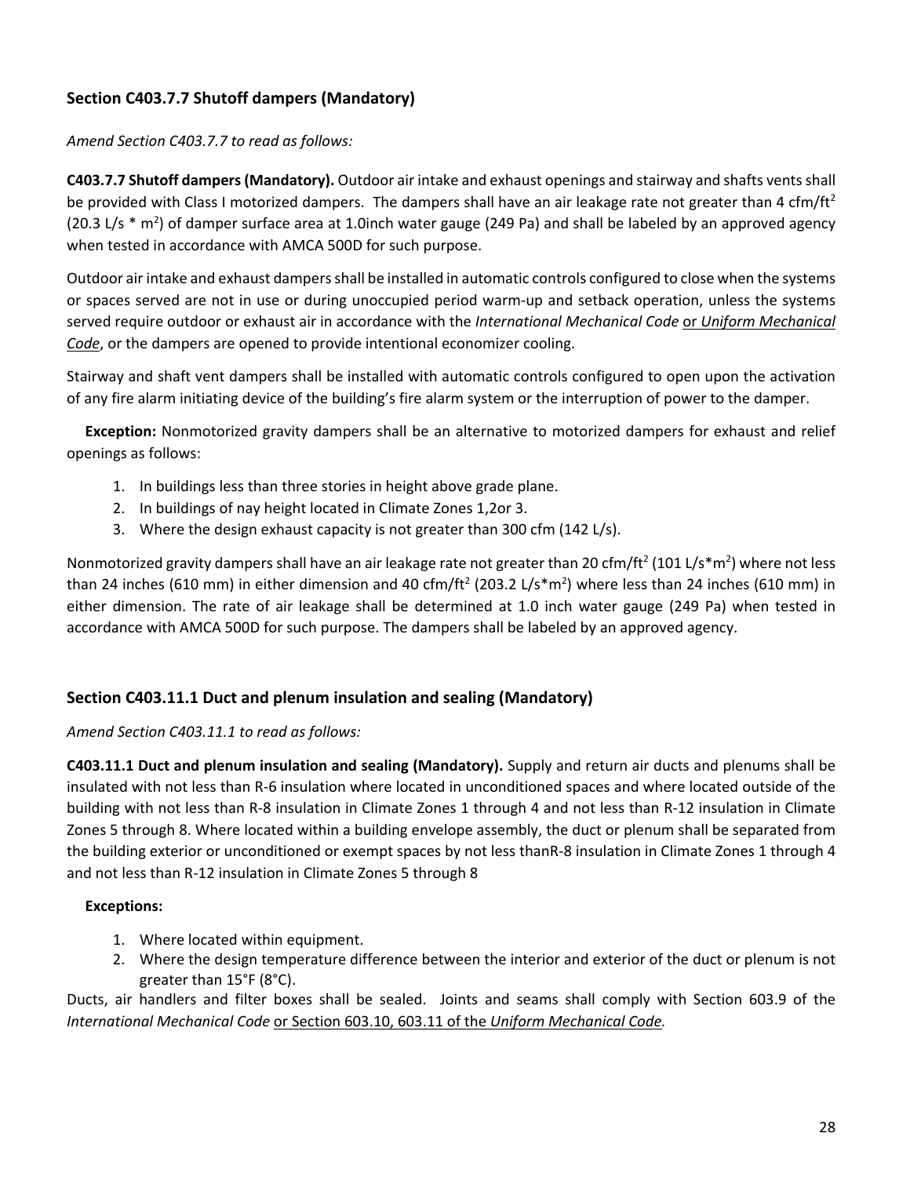### Section C403.7.7 Shutoff dampers (Mandatory)

*Amend Section C403.7.7 to read as follows:*

**C403.7.7 Shutoff dampers (Mandatory).** Outdoor air intake and exhaust openings and stairway and shafts vents shall be provided with Class I motorized dampers. The dampers shall have an air leakage rate not greater than 4 cfm/ft$^2$ (20.3 L/s * m$^2$) of damper surface area at 1.0inch water gauge (249 Pa) and shall be labeled by an approved agency when tested in accordance with AMCA 500D for such purpose.

Outdoor air intake and exhaust dampers shall be installed in automatic controls configured to close when the systems or spaces served are not in use or during unoccupied period warm-up and setback operation, unless the systems served require outdoor or exhaust air in accordance with the *International Mechanical Code* <u>or *Uniform Mechanical Code*</u>, or the dampers are opened to provide intentional economizer cooling.

Stairway and shaft vent dampers shall be installed with automatic controls configured to open upon the activation of any fire alarm initiating device of the building's fire alarm system or the interruption of power to the damper.

**Exception:** Nonmotorized gravity dampers shall be an alternative to motorized dampers for exhaust and relief openings as follows:

1. In buildings less than three stories in height above grade plane.
2. In buildings of nay height located in Climate Zones 1,2or 3.
3. Where the design exhaust capacity is not greater than 300 cfm (142 L/s).

Nonmotorized gravity dampers shall have an air leakage rate not greater than 20 cfm/ft$^2$ (101 L/s*m$^2$) where not less than 24 inches (610 mm) in either dimension and 40 cfm/ft$^2$ (203.2 L/s*m$^2$) where less than 24 inches (610 mm) in either dimension. The rate of air leakage shall be determined at 1.0 inch water gauge (249 Pa) when tested in accordance with AMCA 500D for such purpose. The dampers shall be labeled by an approved agency.

### Section C403.11.1 Duct and plenum insulation and sealing (Mandatory)

*Amend Section C403.11.1 to read as follows:*

**C403.11.1 Duct and plenum insulation and sealing (Mandatory).** Supply and return air ducts and plenums shall be insulated with not less than R-6 insulation where located in unconditioned spaces and where located outside of the building with not less than R-8 insulation in Climate Zones 1 through 4 and not less than R-12 insulation in Climate Zones 5 through 8. Where located within a building envelope assembly, the duct or plenum shall be separated from the building exterior or unconditioned or exempt spaces by not less thanR-8 insulation in Climate Zones 1 through 4 and not less than R-12 insulation in Climate Zones 5 through 8

**Exceptions:**

1. Where located within equipment.
2. Where the design temperature difference between the interior and exterior of the duct or plenum is not greater than 15°F (8°C).

Ducts, air handlers and filter boxes shall be sealed. Joints and seams shall comply with Section 603.9 of the *International Mechanical Code* <u>or Section 603.10, 603.11 of the *Uniform Mechanical Code.*</u>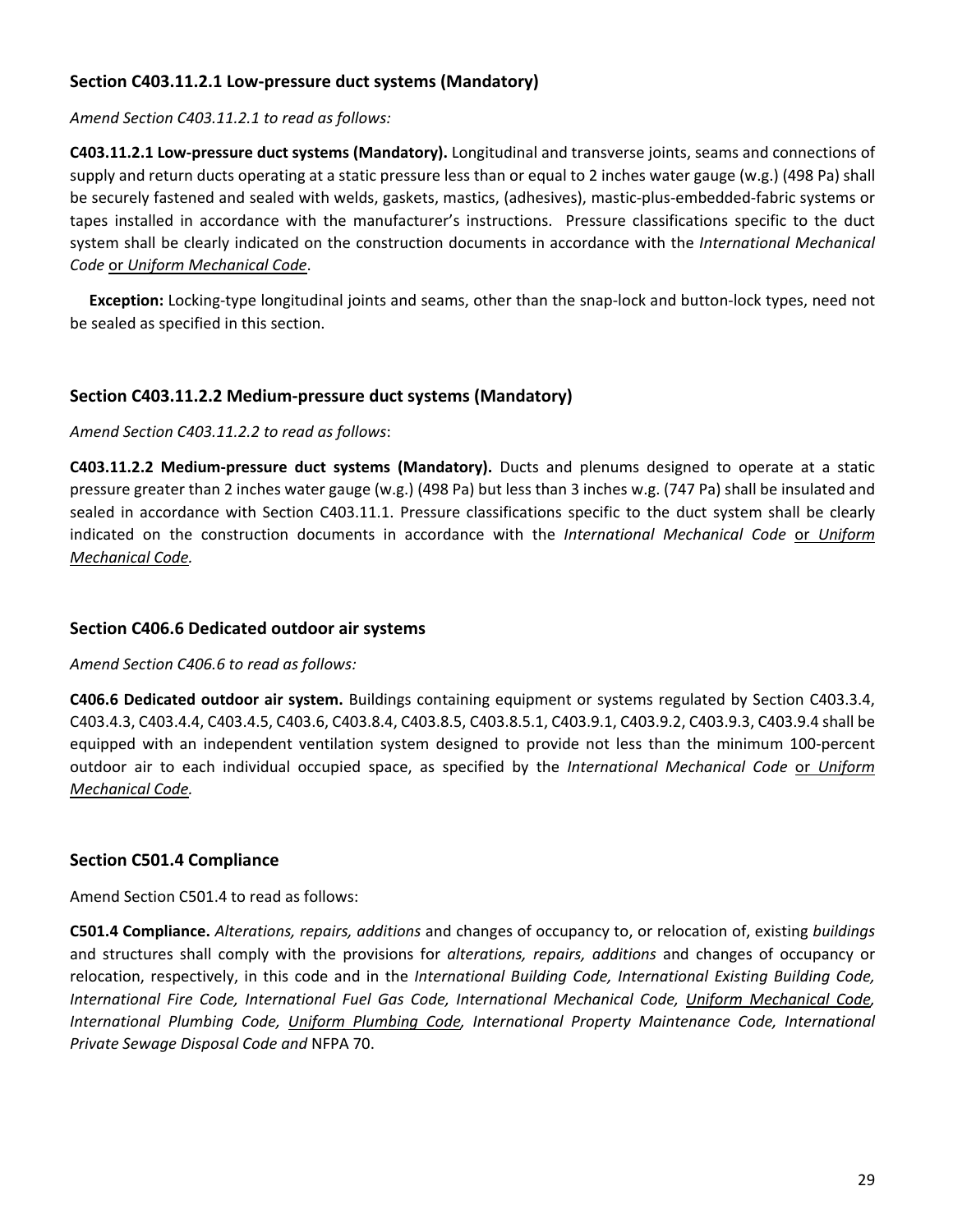### Section C403.11.2.1 Low-pressure duct systems (Mandatory)

*Amend Section C403.11.2.1 to read as follows:*

**C403.11.2.1 Low-pressure duct systems (Mandatory).** Longitudinal and transverse joints, seams and connections of supply and return ducts operating at a static pressure less than or equal to 2 inches water gauge (w.g.) (498 Pa) shall be securely fastened and sealed with welds, gaskets, mastics, (adhesives), mastic-plus-embedded-fabric systems or tapes installed in accordance with the manufacturer's instructions. Pressure classifications specific to the duct system shall be clearly indicated on the construction documents in accordance with the *International Mechanical Code* or *Uniform Mechanical Code*.

**Exception:** Locking-type longitudinal joints and seams, other than the snap-lock and button-lock types, need not be sealed as specified in this section.

### Section C403.11.2.2 Medium-pressure duct systems (Mandatory)

*Amend Section C403.11.2.2 to read as follows*:

**C403.11.2.2 Medium-pressure duct systems (Mandatory).** Ducts and plenums designed to operate at a static pressure greater than 2 inches water gauge (w.g.) (498 Pa) but less than 3 inches w.g. (747 Pa) shall be insulated and sealed in accordance with Section C403.11.1. Pressure classifications specific to the duct system shall be clearly indicated on the construction documents in accordance with the *International Mechanical Code* or *Uniform Mechanical Code.*

### Section C406.6 Dedicated outdoor air systems

*Amend Section C406.6 to read as follows:*

**C406.6 Dedicated outdoor air system.** Buildings containing equipment or systems regulated by Section C403.3.4, C403.4.3, C403.4.4, C403.4.5, C403.6, C403.8.4, C403.8.5, C403.8.5.1, C403.9.1, C403.9.2, C403.9.3, C403.9.4 shall be equipped with an independent ventilation system designed to provide not less than the minimum 100-percent outdoor air to each individual occupied space, as specified by the *International Mechanical Code* or *Uniform Mechanical Code.*

### Section C501.4 Compliance

Amend Section C501.4 to read as follows:

**C501.4 Compliance.** *Alterations, repairs, additions* and changes of occupancy to, or relocation of, existing *buildings* and structures shall comply with the provisions for *alterations, repairs, additions* and changes of occupancy or relocation, respectively, in this code and in the *International Building Code, International Existing Building Code, International Fire Code, International Fuel Gas Code, International Mechanical Code, Uniform Mechanical Code, International Plumbing Code, Uniform Plumbing Code, International Property Maintenance Code, International Private Sewage Disposal Code and* NFPA 70.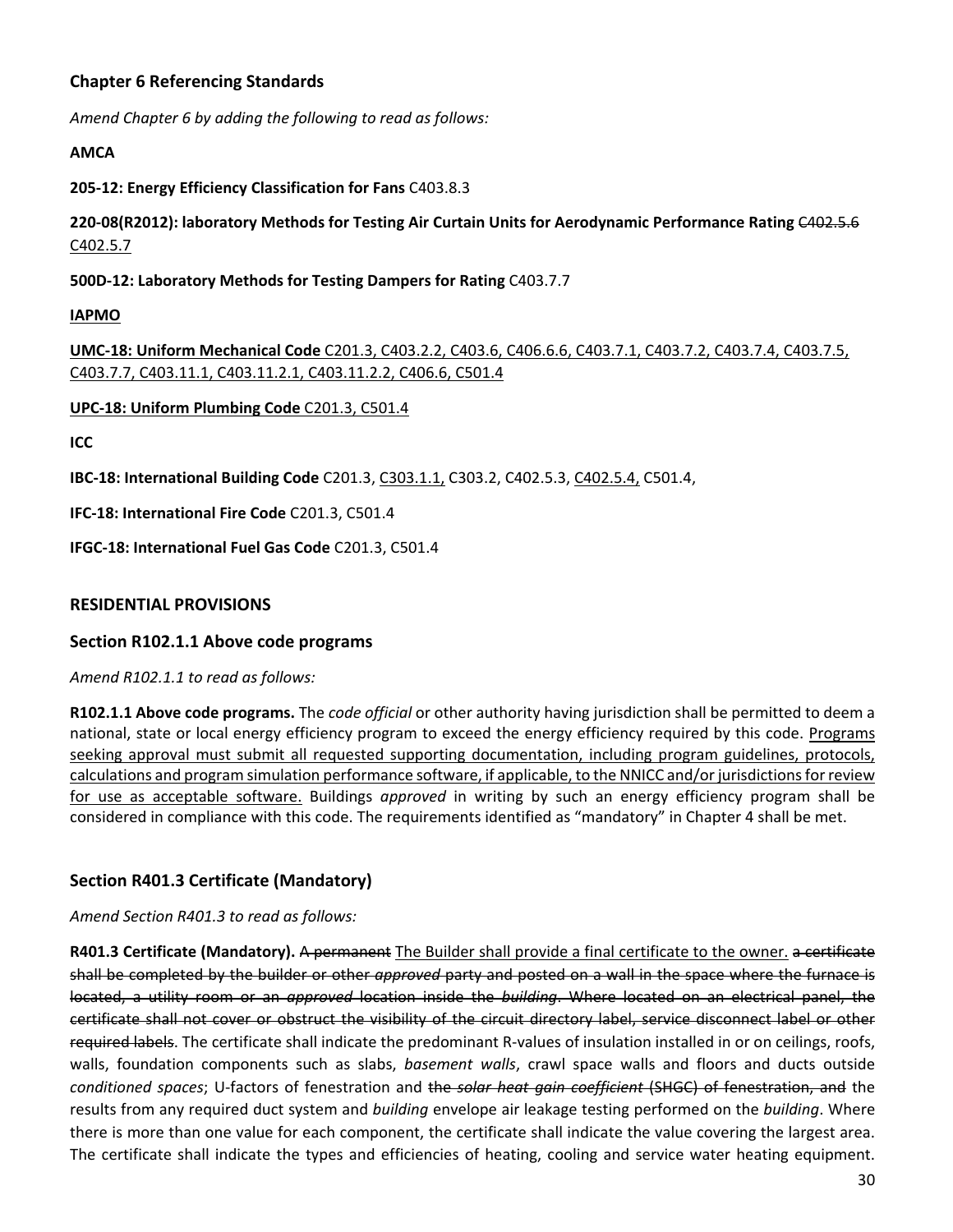### Chapter 6 Referencing Standards

*Amend Chapter 6 by adding the following to read as follows:*

**AMCA**

**205-12: Energy Efficiency Classification for Fans** C403.8.3

**220-08(R2012): laboratory Methods for Testing Air Curtain Units for Aerodynamic Performance Rating** ~~C402.5.6~~ <u>C402.5.7</u>

**500D-12: Laboratory Methods for Testing Dampers for Rating** C403.7.7

<u>**IAPMO**</u>

<u>**UMC-18: Uniform Mechanical Code** C201.3, C403.2.2, C403.6, C406.6.6, C403.7.1, C403.7.2, C403.7.4, C403.7.5, C403.7.7, C403.11.1, C403.11.2.1, C403.11.2.2, C406.6, C501.4</u>

<u>**UPC-18: Uniform Plumbing Code** C201.3, C501.4</u>

**ICC**

**IBC-18: International Building Code** C201.3, <u>C303.1.1,</u> C303.2, C402.5.3, <u>C402.5.4,</u> C501.4,

**IFC-18: International Fire Code** C201.3, C501.4

**IFGC-18: International Fuel Gas Code** C201.3, C501.4

## RESIDENTIAL PROVISIONS

### Section R102.1.1 Above code programs

*Amend R102.1.1 to read as follows:*

**R102.1.1 Above code programs.** The *code official* or other authority having jurisdiction shall be permitted to deem a national, state or local energy efficiency program to exceed the energy efficiency required by this code. <u>Programs seeking approval must submit all requested supporting documentation, including program guidelines, protocols, calculations and program simulation performance software, if applicable, to the NNICC and/or jurisdictions for review for use as acceptable software.</u> Buildings *approved* in writing by such an energy efficiency program shall be considered in compliance with this code. The requirements identified as "mandatory" in Chapter 4 shall be met.

### Section R401.3 Certificate (Mandatory)

*Amend Section R401.3 to read as follows:*

**R401.3 Certificate (Mandatory).** ~~A permanent~~ <u>The Builder shall provide a final certificate to the owner.</u> ~~a certificate shall be completed by the builder or other *approved* party and posted on a wall in the space where the furnace is located, a utility room or an *approved* location inside the *building*. Where located on an electrical panel, the certificate shall not cover or obstruct the visibility of the circuit directory label, service disconnect label or other required labels.~~ The certificate shall indicate the predominant R-values of insulation installed in or on ceilings, roofs, walls, foundation components such as slabs, *basement walls*, crawl space walls and floors and ducts outside *conditioned spaces*; U-factors of fenestration and ~~the *solar heat gain coefficient* (SHGC) of fenestration, and~~ the results from any required duct system and *building* envelope air leakage testing performed on the *building*. Where there is more than one value for each component, the certificate shall indicate the value covering the largest area. The certificate shall indicate the types and efficiencies of heating, cooling and service water heating equipment.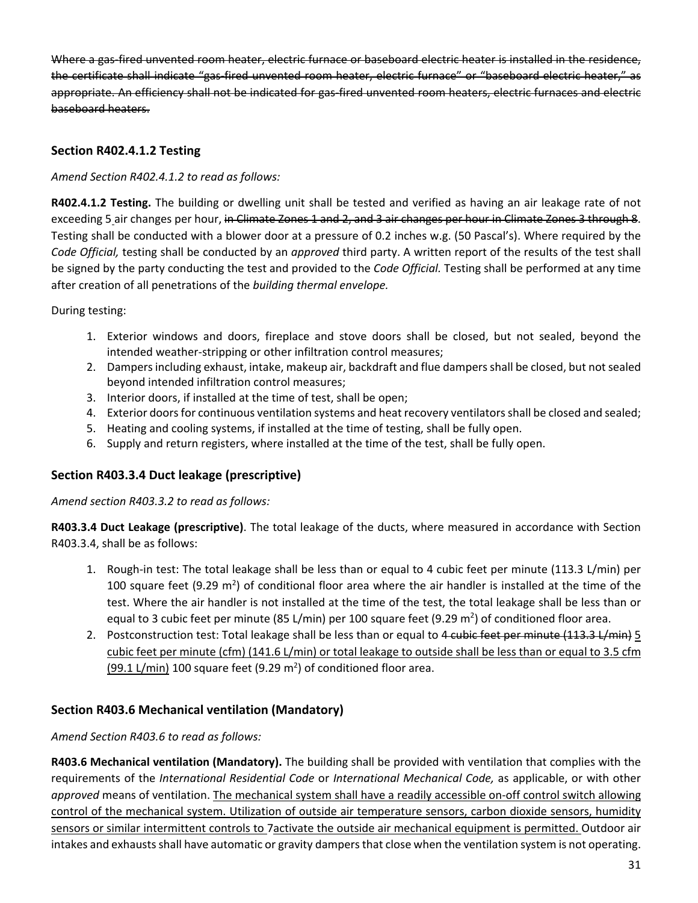~~Where a gas-fired unvented room heater, electric furnace or baseboard electric heater is installed in the residence, the certificate shall indicate "gas-fired unvented room heater, electric furnace" or "baseboard electric heater," as appropriate. An efficiency shall not be indicated for gas-fired unvented room heaters, electric furnaces and electric baseboard heaters.~~

### Section R402.4.1.2 Testing

*Amend Section R402.4.1.2 to read as follows:*

**R402.4.1.2 Testing.** The building or dwelling unit shall be tested and verified as having an air leakage rate of not exceeding 5 air changes per hour, ~~in Climate Zones 1 and 2, and 3 air changes per hour in Climate Zones 3 through 8~~. Testing shall be conducted with a blower door at a pressure of 0.2 inches w.g. (50 Pascal's). Where required by the *Code Official,* testing shall be conducted by an *approved* third party. A written report of the results of the test shall be signed by the party conducting the test and provided to the *Code Official.* Testing shall be performed at any time after creation of all penetrations of the *building thermal envelope.*

During testing:

1. Exterior windows and doors, fireplace and stove doors shall be closed, but not sealed, beyond the intended weather-stripping or other infiltration control measures;
2. Dampers including exhaust, intake, makeup air, backdraft and flue dampers shall be closed, but not sealed beyond intended infiltration control measures;
3. Interior doors, if installed at the time of test, shall be open;
4. Exterior doors for continuous ventilation systems and heat recovery ventilators shall be closed and sealed;
5. Heating and cooling systems, if installed at the time of testing, shall be fully open.
6. Supply and return registers, where installed at the time of the test, shall be fully open.

### Section R403.3.4 Duct leakage (prescriptive)

*Amend section R403.3.2 to read as follows:*

**R403.3.4 Duct Leakage (prescriptive)**. The total leakage of the ducts, where measured in accordance with Section R403.3.4, shall be as follows:

1. Rough-in test: The total leakage shall be less than or equal to 4 cubic feet per minute (113.3 L/min) per 100 square feet (9.29 $m^2$) of conditional floor area where the air handler is installed at the time of the test. Where the air handler is not installed at the time of the test, the total leakage shall be less than or equal to 3 cubic feet per minute (85 L/min) per 100 square feet (9.29 $m^2$) of conditioned floor area.
2. Postconstruction test: Total leakage shall be less than or equal to 4 ~~cubic feet per minute (113.3 L/min)~~ <u>5 cubic feet per minute (cfm) (141.6 L/min) or total leakage to outside shall be less than or equal to 3.5 cfm (99.1 L/min)</u> 100 square feet (9.29 $m^2$) of conditioned floor area.

### Section R403.6 Mechanical ventilation (Mandatory)

*Amend Section R403.6 to read as follows:*

**R403.6 Mechanical ventilation (Mandatory).** The building shall be provided with ventilation that complies with the requirements of the *International Residential Code* or *International Mechanical Code,* as applicable, or with other *approved* means of ventilation. <u>The mechanical system shall have a readily accessible on-off control switch allowing control of the mechanical system. Utilization of outside air temperature sensors, carbon dioxide sensors, humidity sensors or similar intermittent controls to 7activate the outside air mechanical equipment is permitted.</u> Outdoor air intakes and exhausts shall have automatic or gravity dampers that close when the ventilation system is not operating.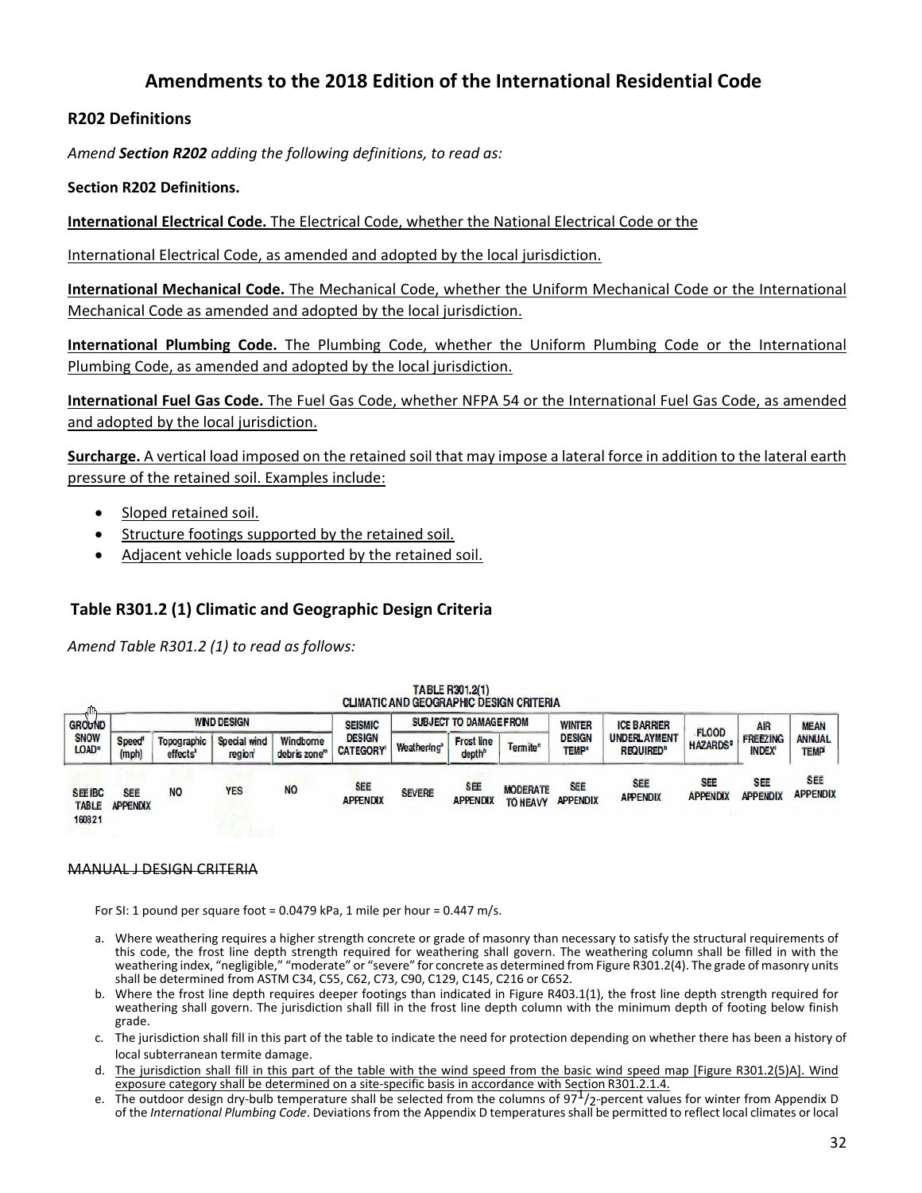# Amendments to the 2018 Edition of the International Residential Code

## R202 Definitions

*Amend **Section R202** adding the following definitions, to read as:*

**Section R202 Definitions.**

<u>**International Electrical Code.** The Electrical Code, whether the National Electrical Code or the International Electrical Code, as amended and adopted by the local jurisdiction.</u>

<u>**International Mechanical Code.** The Mechanical Code, whether the Uniform Mechanical Code or the International Mechanical Code as amended and adopted by the local jurisdiction.</u>

<u>**International Plumbing Code.** The Plumbing Code, whether the Uniform Plumbing Code or the International Plumbing Code, as amended and adopted by the local jurisdiction.</u>

<u>**International Fuel Gas Code.** The Fuel Gas Code, whether NFPA 54 or the International Fuel Gas Code, as amended and adopted by the local jurisdiction.</u>

<u>**Surcharge.** A vertical load imposed on the retained soil that may impose a lateral force in addition to the lateral earth pressure of the retained soil. Examples include:</u>

- <u>Sloped retained soil.</u>
- <u>Structure footings supported by the retained soil.</u>
- <u>Adjacent vehicle loads supported by the retained soil.</u>

## Table R301.2 (1) Climatic and Geographic Design Criteria

*Amend Table R301.2 (1) to read as follows:*

**TABLE R301.2(1)**
**CLIMATIC AND GEOGRAPHIC DESIGN CRITERIA**

| GROUND SNOW LOAD[o] | WIND DESIGN | | | | SEISMIC DESIGN CATEGORY[f] | SUBJECT TO DAMAGE FROM | | | WINTER DESIGN TEMP[e] | ICE BARRIER UNDERLAYMENT REQUIRED[h] | FLOOD HAZARDS[g] | AIR FREEZING INDEX[i] | MEAN ANNUAL TEMP[j] |
|---|---|---|---|---|---|---|---|---|---|---|---|---|---|
| | Speed[d] (mph) | Topographic effects[k] | Special wind region[l] | Windborne debris zone[m] | | Weathering[a] | Frost line depth[b] | Termite[c] | | | | | |
| SEE IBC TABLE 1608.2.1 | SEE APPENDIX | NO | YES | NO | SEE APPENDIX | SEVERE | SEE APPENDIX | MODERATE TO HEAVY | SEE APPENDIX | SEE APPENDIX | SEE APPENDIX | SEE APPENDIX | SEE APPENDIX |

~~MANUAL J DESIGN CRITERIA~~

For SI: 1 pound per square foot = 0.0479 kPa, 1 mile per hour = 0.447 m/s.

a. Where weathering requires a higher strength concrete or grade of masonry than necessary to satisfy the structural requirements of this code, the frost line depth strength required for weathering shall govern. The weathering column shall be filled in with the weathering index, "negligible," "moderate" or "severe" for concrete as determined from Figure R301.2(4). The grade of masonry units shall be determined from ASTM C34, C55, C62, C73, C90, C129, C145, C216 or C652.

b. Where the frost line depth requires deeper footings than indicated in Figure R403.1(1), the frost line depth strength required for weathering shall govern. The jurisdiction shall fill in the frost line depth column with the minimum depth of footing below finish grade.

c. The jurisdiction shall fill in this part of the table to indicate the need for protection depending on whether there has been a history of local subterranean termite damage.

d. <u>The jurisdiction shall fill in this part of the table with the wind speed from the basic wind speed map [Figure R301.2(5)A]. Wind exposure category shall be determined on a site-specific basis in accordance with Section R301.2.1.4.</u>

e. The outdoor design dry-bulb temperature shall be selected from the columns of 97 1/2-percent values for winter from Appendix D of the *International Plumbing Code*. Deviations from the Appendix D temperatures shall be permitted to reflect local climates or local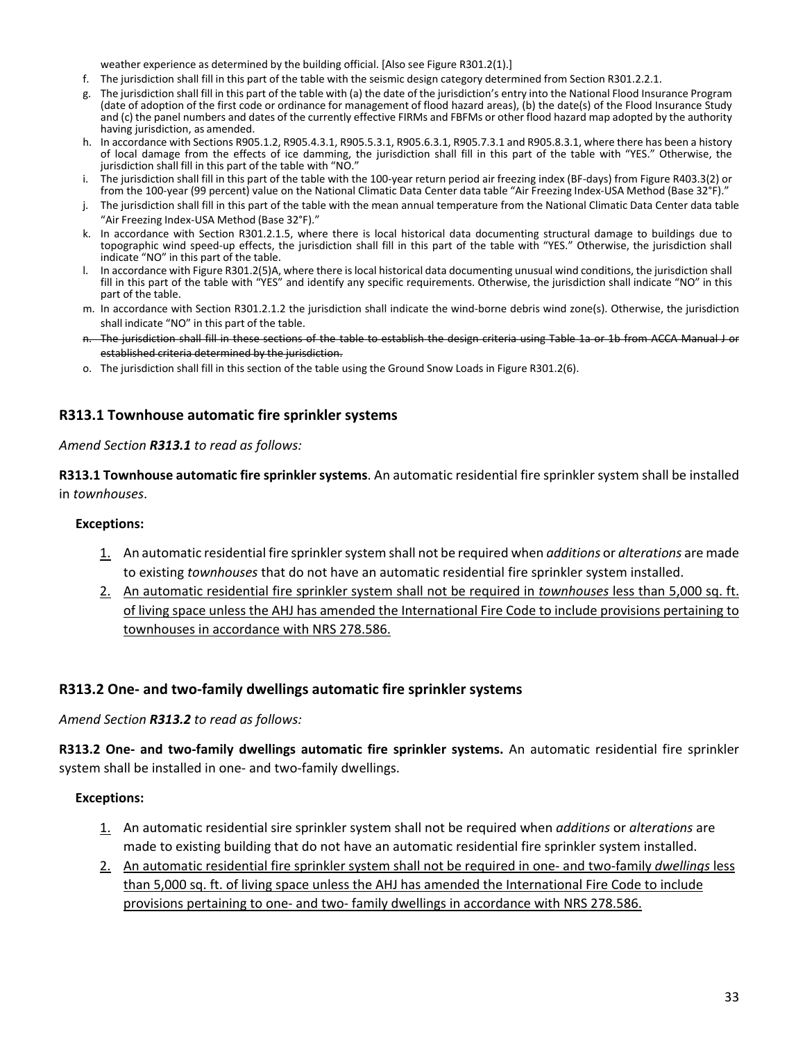weather experience as determined by the building official. [Also see Figure R301.2(1).]

f. The jurisdiction shall fill in this part of the table with the seismic design category determined from Section R301.2.2.1.

g. The jurisdiction shall fill in this part of the table with (a) the date of the jurisdiction's entry into the National Flood Insurance Program (date of adoption of the first code or ordinance for management of flood hazard areas), (b) the date(s) of the Flood Insurance Study and (c) the panel numbers and dates of the currently effective FIRMs and FBFMs or other flood hazard map adopted by the authority having jurisdiction, as amended.

h. In accordance with Sections R905.1.2, R905.4.3.1, R905.5.3.1, R905.6.3.1, R905.7.3.1 and R905.8.3.1, where there has been a history of local damage from the effects of ice damming, the jurisdiction shall fill in this part of the table with "YES." Otherwise, the jurisdiction shall fill in this part of the table with "NO."

i. The jurisdiction shall fill in this part of the table with the 100-year return period air freezing index (BF-days) from Figure R403.3(2) or from the 100-year (99 percent) value on the National Climatic Data Center data table "Air Freezing Index-USA Method (Base 32°F)."

j. The jurisdiction shall fill in this part of the table with the mean annual temperature from the National Climatic Data Center data table "Air Freezing Index-USA Method (Base 32°F)."

k. In accordance with Section R301.2.1.5, where there is local historical data documenting structural damage to buildings due to topographic wind speed-up effects, the jurisdiction shall fill in this part of the table with "YES." Otherwise, the jurisdiction shall indicate "NO" in this part of the table.

l. In accordance with Figure R301.2(5)A, where there is local historical data documenting unusual wind conditions, the jurisdiction shall fill in this part of the table with "YES" and identify any specific requirements. Otherwise, the jurisdiction shall indicate "NO" in this part of the table.

m. In accordance with Section R301.2.1.2 the jurisdiction shall indicate the wind-borne debris wind zone(s). Otherwise, the jurisdiction shall indicate "NO" in this part of the table.

n. ~~The jurisdiction shall fill in these sections of the table to establish the design criteria using Table 1a or 1b from ACCA Manual J or established criteria determined by the jurisdiction.~~

o. The jurisdiction shall fill in this section of the table using the Ground Snow Loads in Figure R301.2(6).

## R313.1 Townhouse automatic fire sprinkler systems

*Amend Section **R313.1** to read as follows:*

**R313.1 Townhouse automatic fire sprinkler systems**. An automatic residential fire sprinkler system shall be installed in *townhouses*.

**Exceptions:**

<u>1.</u> An automatic residential fire sprinkler system shall not be required when *additions* or *alterations* are made to existing *townhouses* that do not have an automatic residential fire sprinkler system installed.

<u>2. An automatic residential fire sprinkler system shall not be required in *townhouses* less than 5,000 sq. ft. of living space unless the AHJ has amended the International Fire Code to include provisions pertaining to townhouses in accordance with NRS 278.586.</u>

## R313.2 One- and two-family dwellings automatic fire sprinkler systems

*Amend Section **R313.2** to read as follows:*

**R313.2 One- and two-family dwellings automatic fire sprinkler systems.** An automatic residential fire sprinkler system shall be installed in one- and two-family dwellings.

**Exceptions:**

<u>1.</u> An automatic residential sire sprinkler system shall not be required when *additions* or *alterations* are made to existing building that do not have an automatic residential fire sprinkler system installed.

<u>2. An automatic residential fire sprinkler system shall not be required in one- and two-family *dwellings* less than 5,000 sq. ft. of living space unless the AHJ has amended the International Fire Code to include provisions pertaining to one- and two- family dwellings in accordance with NRS 278.586.</u>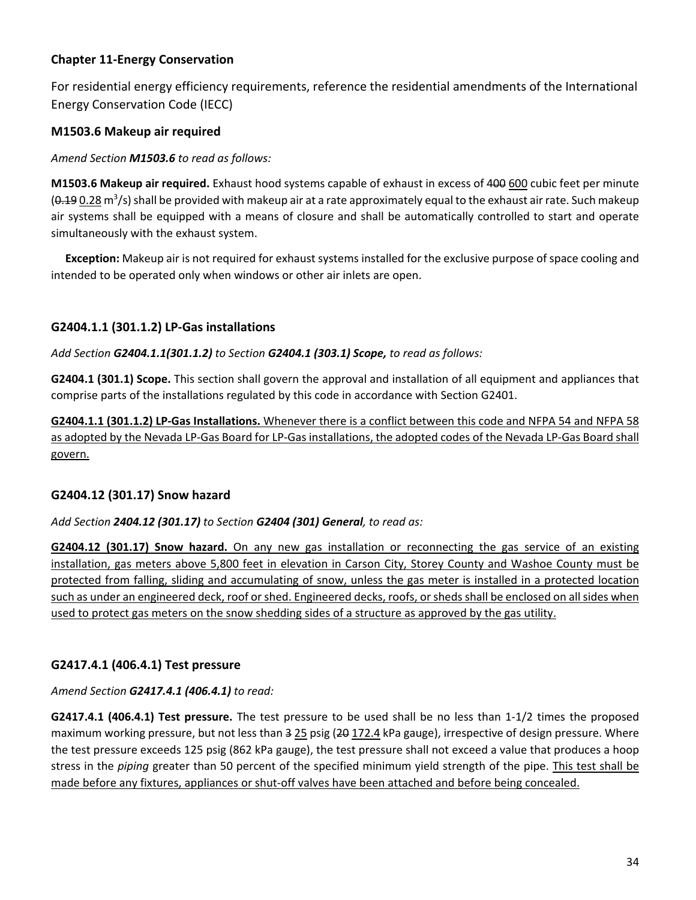### Chapter 11-Energy Conservation

For residential energy efficiency requirements, reference the residential amendments of the International Energy Conservation Code (IECC)

### M1503.6 Makeup air required

*Amend Section **M1503.6** to read as follows:*

**M1503.6 Makeup air required.** Exhaust hood systems capable of exhaust in excess of ~~400~~ <u>600</u> cubic feet per minute (~~0.19~~ <u>0.28</u> $m^3/s$) shall be provided with makeup air at a rate approximately equal to the exhaust air rate. Such makeup air systems shall be equipped with a means of closure and shall be automatically controlled to start and operate simultaneously with the exhaust system.

**Exception:** Makeup air is not required for exhaust systems installed for the exclusive purpose of space cooling and intended to be operated only when windows or other air inlets are open.

### G2404.1.1 (301.1.2) LP-Gas installations

*Add Section **G2404.1.1(301.1.2)** to Section **G2404.1 (303.1) Scope,** to read as follows:*

**G2404.1 (301.1) Scope.** This section shall govern the approval and installation of all equipment and appliances that comprise parts of the installations regulated by this code in accordance with Section G2401.

<u>**G2404.1.1 (301.1.2) LP-Gas Installations.** Whenever there is a conflict between this code and NFPA 54 and NFPA 58 as adopted by the Nevada LP-Gas Board for LP-Gas installations, the adopted codes of the Nevada LP-Gas Board shall govern.</u>

### G2404.12 (301.17) Snow hazard

*Add Section **2404.12 (301.17)** to Section **G2404 (301) General**, to read as:*

<u>**G2404.12 (301.17) Snow hazard.** On any new gas installation or reconnecting the gas service of an existing installation, gas meters above 5,800 feet in elevation in Carson City, Storey County and Washoe County must be protected from falling, sliding and accumulating of snow, unless the gas meter is installed in a protected location such as under an engineered deck, roof or shed. Engineered decks, roofs, or sheds shall be enclosed on all sides when used to protect gas meters on the snow shedding sides of a structure as approved by the gas utility.</u>

### G2417.4.1 (406.4.1) Test pressure

*Amend Section **G2417.4.1 (406.4.1)** to read:*

**G2417.4.1 (406.4.1) Test pressure.** The test pressure to be used shall be no less than 1-1/2 times the proposed maximum working pressure, but not less than ~~3~~ <u>25</u> psig (~~20~~ <u>172.4</u> kPa gauge), irrespective of design pressure. Where the test pressure exceeds 125 psig (862 kPa gauge), the test pressure shall not exceed a value that produces a hoop stress in the *piping* greater than 50 percent of the specified minimum yield strength of the pipe. <u>This test shall be made before any fixtures, appliances or shut-off valves have been attached and before being concealed.</u>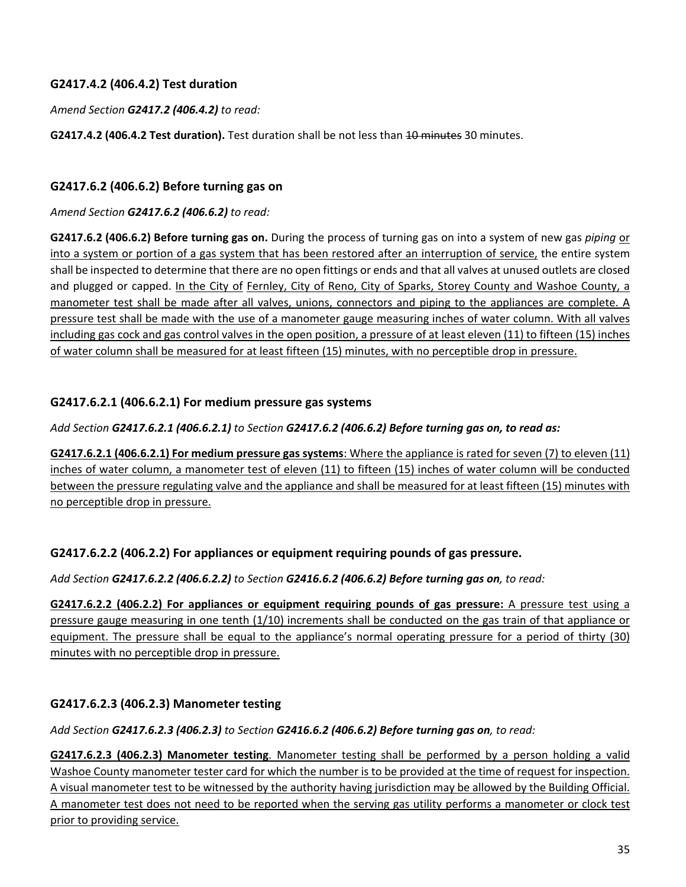### G2417.4.2 (406.4.2) Test duration

*Amend Section **G2417.2 (406.4.2)** to read:*

**G2417.4.2 (406.4.2 Test duration).** Test duration shall be not less than ~~10 minutes~~ 30 minutes.

### G2417.6.2 (406.6.2) Before turning gas on

*Amend Section **G2417.6.2 (406.6.2)** to read:*

**G2417.6.2 (406.6.2) Before turning gas on.** During the process of turning gas on into a system of new gas *piping* <u>or into a system or portion of a gas system that has been restored after an interruption of service,</u> the entire system shall be inspected to determine that there are no open fittings or ends and that all valves at unused outlets are closed and plugged or capped. <u>In the City of Fernley, City of Reno, City of Sparks, Storey County and Washoe County, a manometer test shall be made after all valves, unions, connectors and piping to the appliances are complete. A pressure test shall be made with the use of a manometer gauge measuring inches of water column. With all valves including gas cock and gas control valves in the open position, a pressure of at least eleven (11) to fifteen (15) inches of water column shall be measured for at least fifteen (15) minutes, with no perceptible drop in pressure.</u>

### G2417.6.2.1 (406.6.2.1) For medium pressure gas systems

*Add Section **G2417.6.2.1 (406.6.2.1)** to Section **G2417.6.2 (406.6.2) Before turning gas on, to read as:***

<u>**G2417.6.2.1 (406.6.2.1) For medium pressure gas systems**: Where the appliance is rated for seven (7) to eleven (11) inches of water column, a manometer test of eleven (11) to fifteen (15) inches of water column will be conducted between the pressure regulating valve and the appliance and shall be measured for at least fifteen (15) minutes with no perceptible drop in pressure.</u>

### G2417.6.2.2 (406.2.2) For appliances or equipment requiring pounds of gas pressure.

*Add Section **G2417.6.2.2 (406.6.2.2)** to Section **G2416.6.2 (406.6.2) Before turning gas on**, to read:*

<u>**G2417.6.2.2 (406.2.2) For appliances or equipment requiring pounds of gas pressure:** A pressure test using a pressure gauge measuring in one tenth (1/10) increments shall be conducted on the gas train of that appliance or equipment. The pressure shall be equal to the appliance's normal operating pressure for a period of thirty (30) minutes with no perceptible drop in pressure.</u>

### G2417.6.2.3 (406.2.3) Manometer testing

*Add Section **G2417.6.2.3 (406.2.3)** to Section **G2416.6.2 (406.6.2) Before turning gas on**, to read:*

<u>**G2417.6.2.3 (406.2.3) Manometer testing**. Manometer testing shall be performed by a person holding a valid Washoe County manometer tester card for which the number is to be provided at the time of request for inspection. A visual manometer test to be witnessed by the authority having jurisdiction may be allowed by the Building Official. A manometer test does not need to be reported when the serving gas utility performs a manometer or clock test prior to providing service.</u>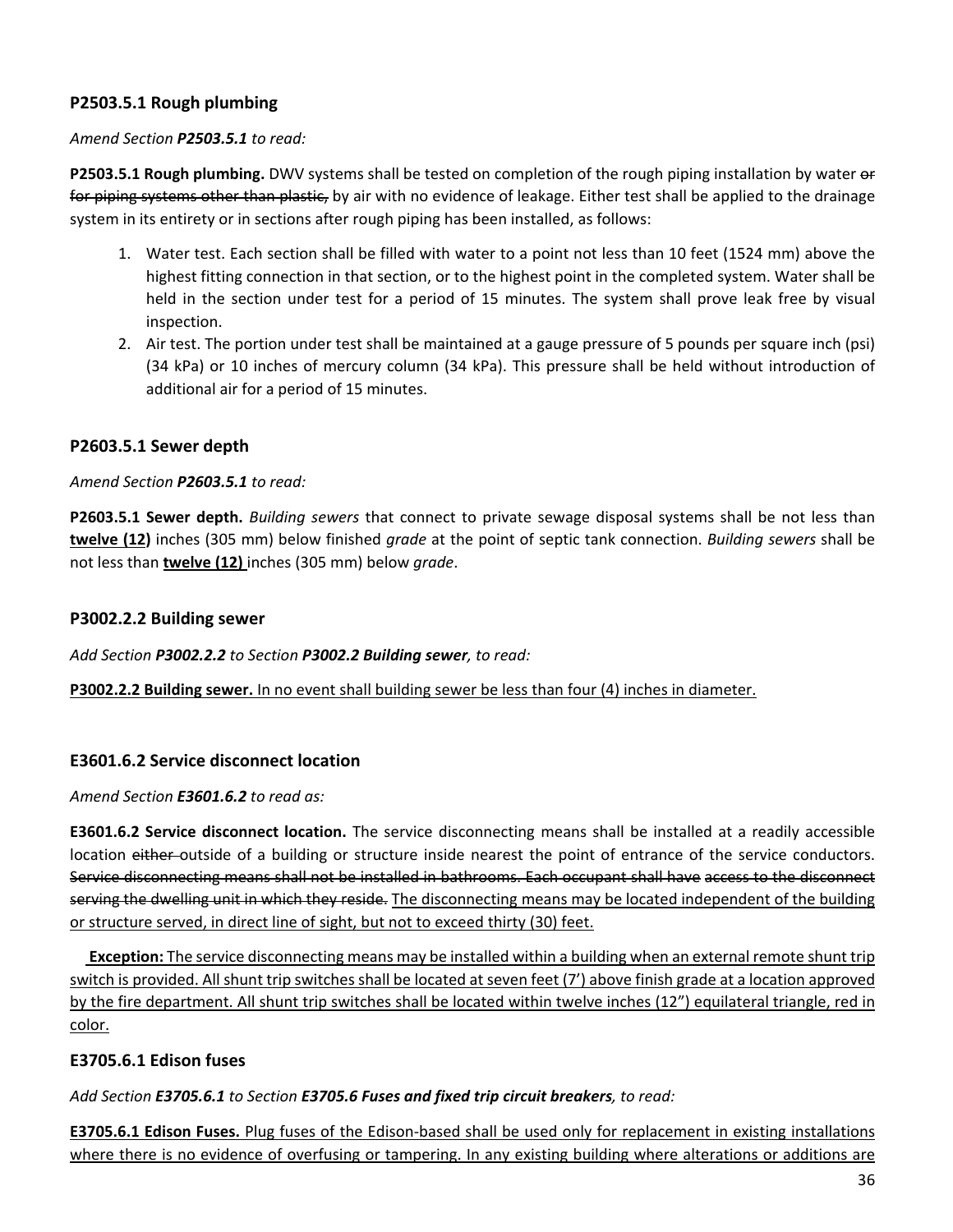### P2503.5.1 Rough plumbing

*Amend Section **P2503.5.1** to read:*

**P2503.5.1 Rough plumbing.** DWV systems shall be tested on completion of the rough piping installation by water ~~or for piping systems other than plastic,~~ by air with no evidence of leakage. Either test shall be applied to the drainage system in its entirety or in sections after rough piping has been installed, as follows:

1. Water test. Each section shall be filled with water to a point not less than 10 feet (1524 mm) above the highest fitting connection in that section, or to the highest point in the completed system. Water shall be held in the section under test for a period of 15 minutes. The system shall prove leak free by visual inspection.
2. Air test. The portion under test shall be maintained at a gauge pressure of 5 pounds per square inch (psi) (34 kPa) or 10 inches of mercury column (34 kPa). This pressure shall be held without introduction of additional air for a period of 15 minutes.

### P2603.5.1 Sewer depth

*Amend Section **P2603.5.1** to read:*

**P2603.5.1 Sewer depth.** *Building sewers* that connect to private sewage disposal systems shall be not less than <u>**twelve (12)**</u> inches (305 mm) below finished *grade* at the point of septic tank connection. *Building sewers* shall be not less than <u>**twelve (12)**</u> inches (305 mm) below *grade*.

### P3002.2.2 Building sewer

*Add Section **P3002.2.2** to Section **P3002.2 Building sewer**, to read:*

<u>**P3002.2.2 Building sewer.** In no event shall building sewer be less than four (4) inches in diameter.</u>

### E3601.6.2 Service disconnect location

*Amend Section **E3601.6.2** to read as:*

**E3601.6.2 Service disconnect location.** The service disconnecting means shall be installed at a readily accessible location ~~either~~ outside of a building or structure inside nearest the point of entrance of the service conductors. ~~Service disconnecting means shall not be installed in bathrooms. Each occupant shall have access to the disconnect serving the dwelling unit in which they reside.~~ <u>The disconnecting means may be located independent of the building or structure served, in direct line of sight, but not to exceed thirty (30) feet.</u>

<u>**Exception:** The service disconnecting means may be installed within a building when an external remote shunt trip switch is provided. All shunt trip switches shall be located at seven feet (7') above finish grade at a location approved by the fire department. All shunt trip switches shall be located within twelve inches (12") equilateral triangle, red in color.</u>

### E3705.6.1 Edison fuses

*Add Section **E3705.6.1** to Section **E3705.6 Fuses and fixed trip circuit breakers**, to read:*

<u>**E3705.6.1 Edison Fuses.** Plug fuses of the Edison-based shall be used only for replacement in existing installations where there is no evidence of overfusing or tampering. In any existing building where alterations or additions are</u>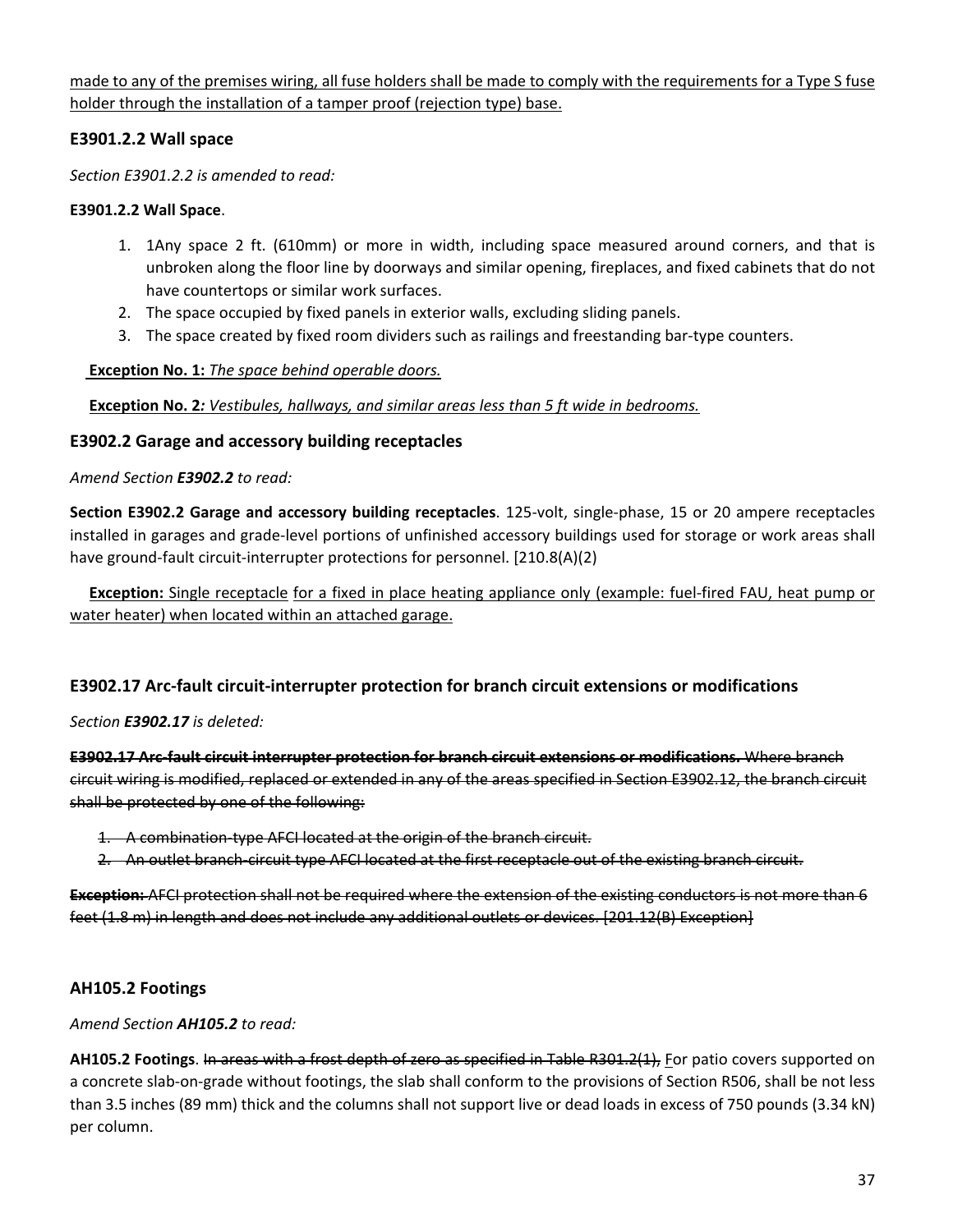<u>made to any of the premises wiring, all fuse holders shall be made to comply with the requirements for a Type S fuse holder through the installation of a tamper proof (rejection type) base.</u>

### E3901.2.2 Wall space

*Section E3901.2.2 is amended to read:*

**E3901.2.2 Wall Space**.

1. 1Any space 2 ft. (610mm) or more in width, including space measured around corners, and that is unbroken along the floor line by doorways and similar opening, fireplaces, and fixed cabinets that do not have countertops or similar work surfaces.
2. The space occupied by fixed panels in exterior walls, excluding sliding panels.
3. The space created by fixed room dividers such as railings and freestanding bar-type counters.

<u>**Exception No. 1:** *The space behind operable doors.*</u>

<u>**Exception No. 2***: Vestibules, hallways, and similar areas less than 5 ft wide in bedrooms.*</u>

### E3902.2 Garage and accessory building receptacles

*Amend Section **E3902.2** to read:*

**Section E3902.2 Garage and accessory building receptacles**. 125-volt, single-phase, 15 or 20 ampere receptacles installed in garages and grade-level portions of unfinished accessory buildings used for storage or work areas shall have ground-fault circuit-interrupter protections for personnel. [210.8(A)(2)

<u>**Exception:** Single receptacle</u> <u>for a fixed in place heating appliance only (example: fuel-fired FAU, heat pump or water heater) when located within an attached garage.</u>

### E3902.17 Arc-fault circuit-interrupter protection for branch circuit extensions or modifications

*Section **E3902.17** is deleted:*

~~**E3902.17 Arc-fault circuit interrupter protection for branch circuit extensions or modifications.** Where branch circuit wiring is modified, replaced or extended in any of the areas specified in Section E3902.12, the branch circuit shall be protected by one of the following:~~

1. ~~A combination-type AFCI located at the origin of the branch circuit.~~
2. ~~An outlet branch-circuit type AFCI located at the first receptacle out of the existing branch circuit.~~

~~**Exception:** AFCI protection shall not be required where the extension of the existing conductors is not more than 6 feet (1.8 m) in length and does not include any additional outlets or devices. [201.12(B) Exception]~~

### AH105.2 Footings

*Amend Section **AH105.2** to read:*

**AH105.2 Footings**. ~~In areas with a frost depth of zero as specified in Table R301.2(1),~~ <u>F</u>or patio covers supported on a concrete slab-on-grade without footings, the slab shall conform to the provisions of Section R506, shall be not less than 3.5 inches (89 mm) thick and the columns shall not support live or dead loads in excess of 750 pounds (3.34 kN) per column.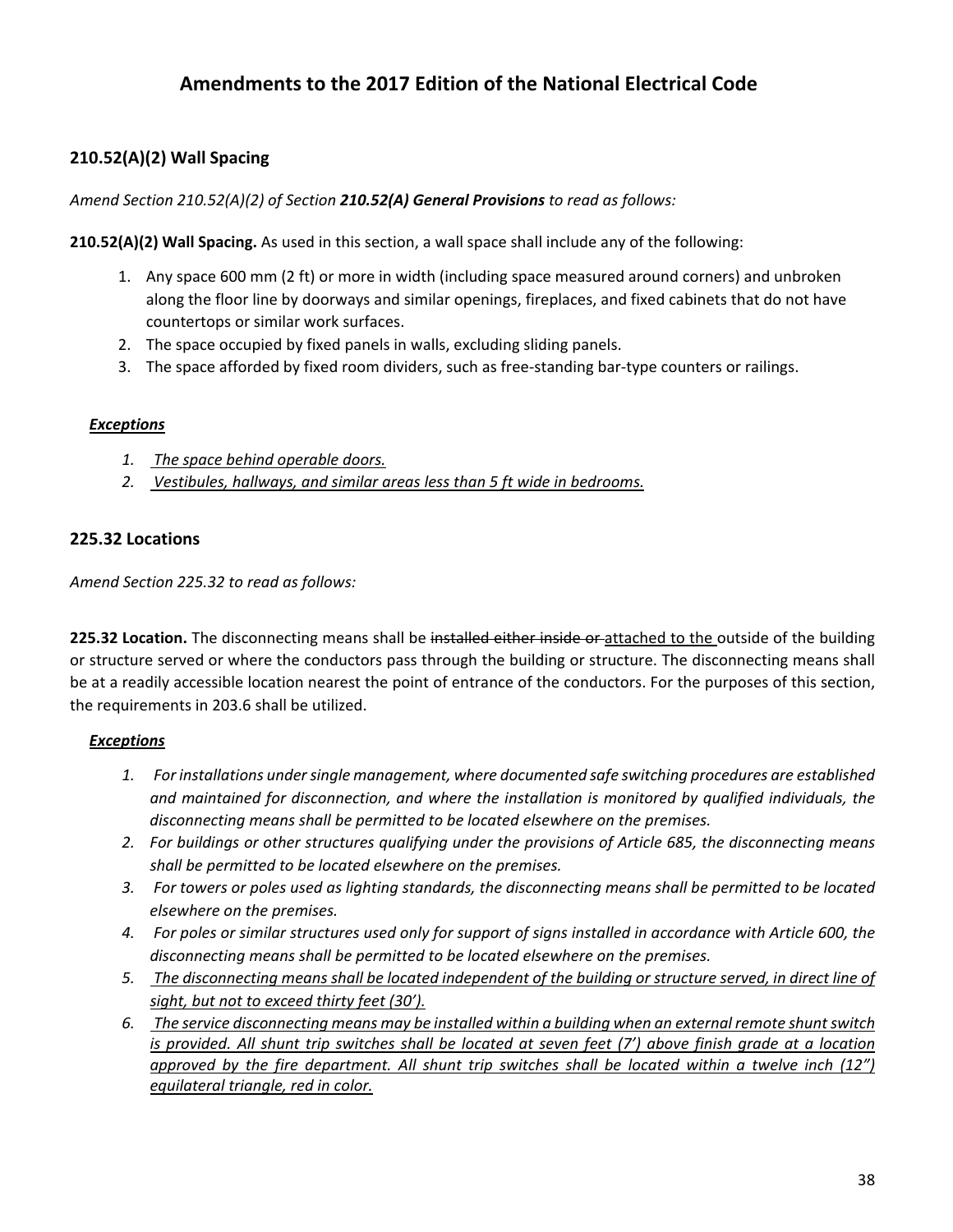# Amendments to the 2017 Edition of the National Electrical Code

## 210.52(A)(2) Wall Spacing

*Amend Section 210.52(A)(2) of Section **210.52(A) General Provisions** to read as follows:*

**210.52(A)(2) Wall Spacing.** As used in this section, a wall space shall include any of the following:

1. Any space 600 mm (2 ft) or more in width (including space measured around corners) and unbroken along the floor line by doorways and similar openings, fireplaces, and fixed cabinets that do not have countertops or similar work surfaces.
2. The space occupied by fixed panels in walls, excluding sliding panels.
3. The space afforded by fixed room dividers, such as free-standing bar-type counters or railings.

***<u>Exceptions</u>***

1. *<u>The space behind operable doors.</u>*
2. *<u>Vestibules, hallways, and similar areas less than 5 ft wide in bedrooms.</u>*

## 225.32 Locations

*Amend Section 225.32 to read as follows:*

**225.32 Location.** The disconnecting means shall be ~~installed either inside or~~ <u>attached to the</u> outside of the building or structure served or where the conductors pass through the building or structure. The disconnecting means shall be at a readily accessible location nearest the point of entrance of the conductors. For the purposes of this section, the requirements in 203.6 shall be utilized.

***<u>Exceptions</u>***

1. *For installations under single management, where documented safe switching procedures are established and maintained for disconnection, and where the installation is monitored by qualified individuals, the disconnecting means shall be permitted to be located elsewhere on the premises.*
2. *For buildings or other structures qualifying under the provisions of Article 685, the disconnecting means shall be permitted to be located elsewhere on the premises.*
3. *For towers or poles used as lighting standards, the disconnecting means shall be permitted to be located elsewhere on the premises.*
4. *For poles or similar structures used only for support of signs installed in accordance with Article 600, the disconnecting means shall be permitted to be located elsewhere on the premises.*
5. *<u>The disconnecting means shall be located independent of the building or structure served, in direct line of sight, but not to exceed thirty feet (30').</u>*
6. *<u>The service disconnecting means may be installed within a building when an external remote shunt switch is provided. All shunt trip switches shall be located at seven feet (7') above finish grade at a location approved by the fire department. All shunt trip switches shall be located within a twelve inch (12") equilateral triangle, red in color.</u>*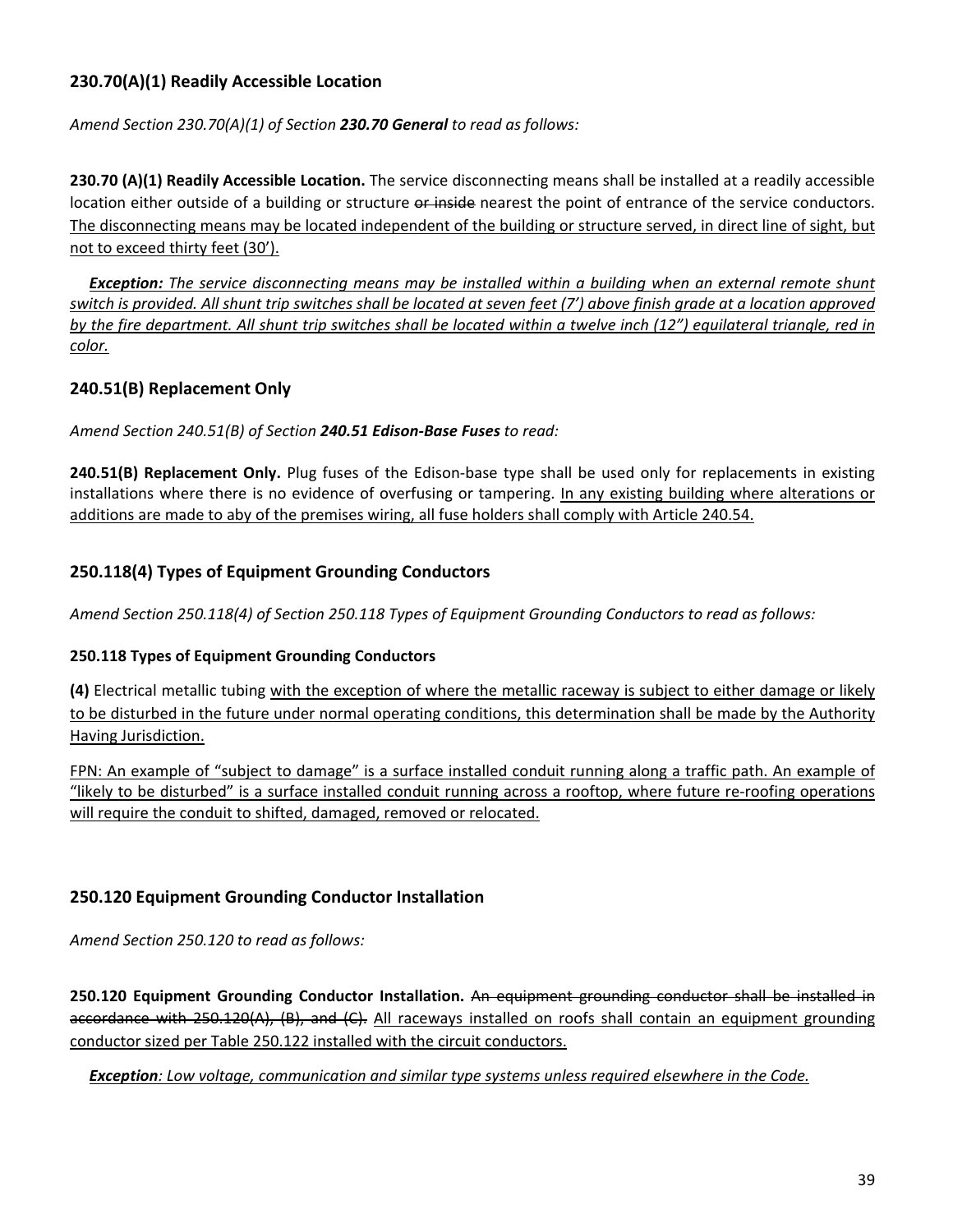### 230.70(A)(1) Readily Accessible Location

*Amend Section 230.70(A)(1) of Section **230.70 General** to read as follows:*

**230.70 (A)(1) Readily Accessible Location.** The service disconnecting means shall be installed at a readily accessible location either outside of a building or structure ~~or inside~~ nearest the point of entrance of the service conductors. <u>The disconnecting means may be located independent of the building or structure served, in direct line of sight, but not to exceed thirty feet (30').</u>

<u>***Exception:*** *The service disconnecting means may be installed within a building when an external remote shunt switch is provided. All shunt trip switches shall be located at seven feet (7') above finish grade at a location approved by the fire department. All shunt trip switches shall be located within a twelve inch (12") equilateral triangle, red in color.*</u>

### 240.51(B) Replacement Only

*Amend Section 240.51(B) of Section **240.51 Edison-Base Fuses** to read:*

**240.51(B) Replacement Only.** Plug fuses of the Edison-base type shall be used only for replacements in existing installations where there is no evidence of overfusing or tampering. <u>In any existing building where alterations or additions are made to aby of the premises wiring, all fuse holders shall comply with Article 240.54.</u>

### 250.118(4) Types of Equipment Grounding Conductors

*Amend Section 250.118(4) of Section 250.118 Types of Equipment Grounding Conductors to read as follows:*

#### 250.118 Types of Equipment Grounding Conductors

**(4)** Electrical metallic tubing <u>with the exception of where the metallic raceway is subject to either damage or likely to be disturbed in the future under normal operating conditions, this determination shall be made by the Authority Having Jurisdiction.</u>

<u>FPN: An example of "subject to damage" is a surface installed conduit running along a traffic path. An example of "likely to be disturbed" is a surface installed conduit running across a rooftop, where future re-roofing operations will require the conduit to shifted, damaged, removed or relocated.</u>

### 250.120 Equipment Grounding Conductor Installation

*Amend Section 250.120 to read as follows:*

**250.120 Equipment Grounding Conductor Installation.** ~~An equipment grounding conductor shall be installed in accordance with 250.120(A), (B), and (C).~~ <u>All raceways installed on roofs shall contain an equipment grounding conductor sized per Table 250.122 installed with the circuit conductors.</u>

<u>***Exception****: Low voltage, communication and similar type systems unless required elsewhere in the Code.*</u>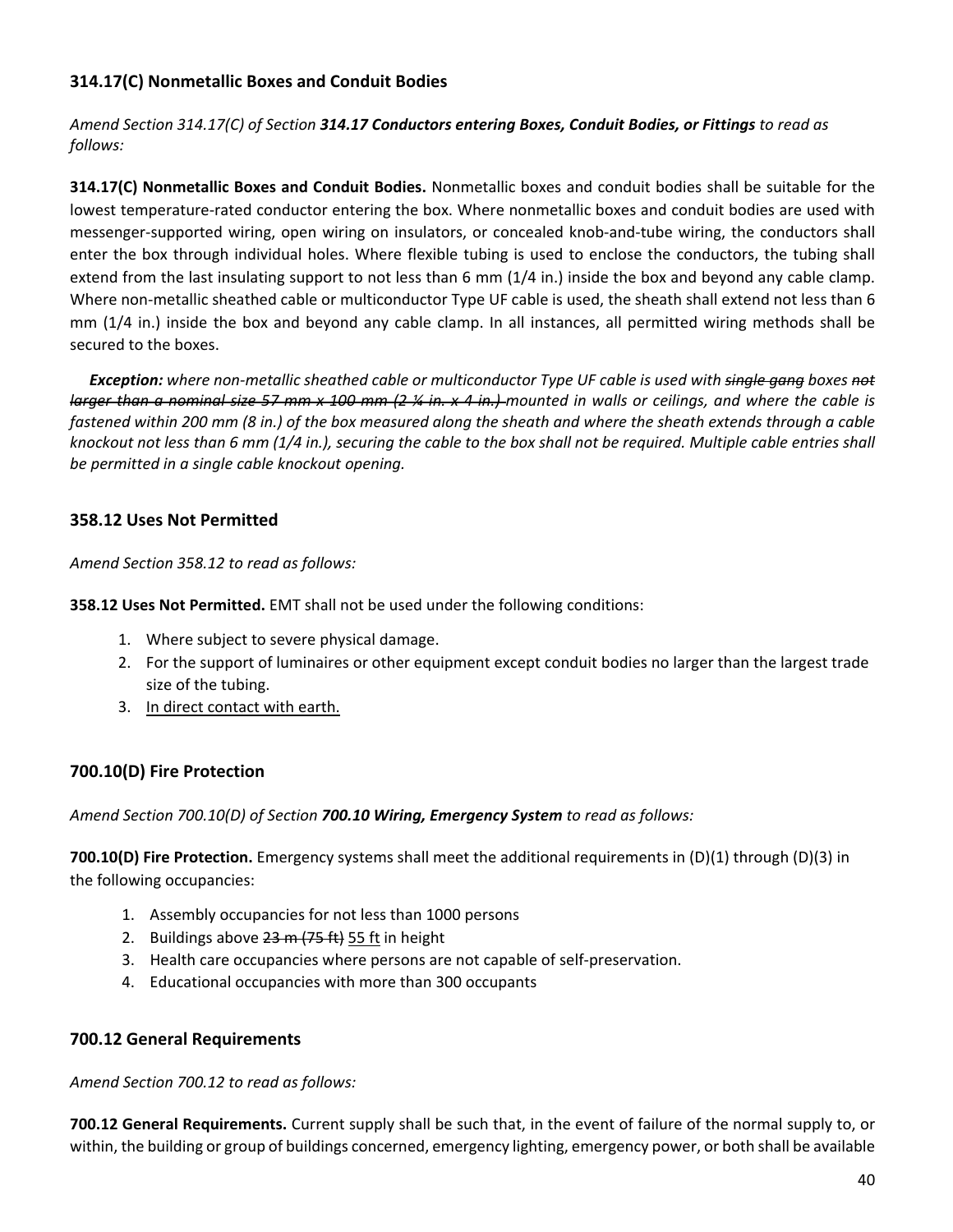### 314.17(C) Nonmetallic Boxes and Conduit Bodies

*Amend Section 314.17(C) of Section **314.17 Conductors entering Boxes, Conduit Bodies, or Fittings** to read as follows:*

**314.17(C) Nonmetallic Boxes and Conduit Bodies.** Nonmetallic boxes and conduit bodies shall be suitable for the lowest temperature-rated conductor entering the box. Where nonmetallic boxes and conduit bodies are used with messenger-supported wiring, open wiring on insulators, or concealed knob-and-tube wiring, the conductors shall enter the box through individual holes. Where flexible tubing is used to enclose the conductors, the tubing shall extend from the last insulating support to not less than 6 mm (1/4 in.) inside the box and beyond any cable clamp. Where non-metallic sheathed cable or multiconductor Type UF cable is used, the sheath shall extend not less than 6 mm (1/4 in.) inside the box and beyond any cable clamp. In all instances, all permitted wiring methods shall be secured to the boxes.

***Exception:*** *where non-metallic sheathed cable or multiconductor Type UF cable is used with ~~single gang~~ boxes ~~not larger than a nominal size 57 mm x 100 mm (2 ¼ in. x 4 in.)~~ mounted in walls or ceilings, and where the cable is fastened within 200 mm (8 in.) of the box measured along the sheath and where the sheath extends through a cable knockout not less than 6 mm (1/4 in.), securing the cable to the box shall not be required. Multiple cable entries shall be permitted in a single cable knockout opening.*

### 358.12 Uses Not Permitted

*Amend Section 358.12 to read as follows:*

**358.12 Uses Not Permitted.** EMT shall not be used under the following conditions:

1. Where subject to severe physical damage.
2. For the support of luminaires or other equipment except conduit bodies no larger than the largest trade size of the tubing.
3. <u>In direct contact with earth.</u>

### 700.10(D) Fire Protection

*Amend Section 700.10(D) of Section **700.10 Wiring, Emergency System** to read as follows:*

**700.10(D) Fire Protection.** Emergency systems shall meet the additional requirements in (D)(1) through (D)(3) in the following occupancies:

1. Assembly occupancies for not less than 1000 persons
2. Buildings above ~~23 m (75 ft)~~ <u>55 ft</u> in height
3. Health care occupancies where persons are not capable of self-preservation.
4. Educational occupancies with more than 300 occupants

### 700.12 General Requirements

*Amend Section 700.12 to read as follows:*

**700.12 General Requirements.** Current supply shall be such that, in the event of failure of the normal supply to, or within, the building or group of buildings concerned, emergency lighting, emergency power, or both shall be available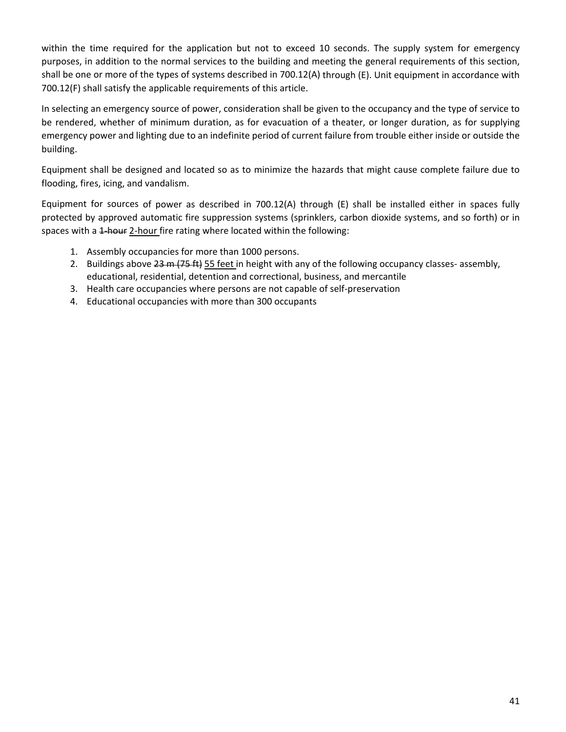within the time required for the application but not to exceed 10 seconds. The supply system for emergency purposes, in addition to the normal services to the building and meeting the general requirements of this section, shall be one or more of the types of systems described in 700.12(A) through (E). Unit equipment in accordance with 700.12(F) shall satisfy the applicable requirements of this article.

In selecting an emergency source of power, consideration shall be given to the occupancy and the type of service to be rendered, whether of minimum duration, as for evacuation of a theater, or longer duration, as for supplying emergency power and lighting due to an indefinite period of current failure from trouble either inside or outside the building.

Equipment shall be designed and located so as to minimize the hazards that might cause complete failure due to flooding, fires, icing, and vandalism.

Equipment for sources of power as described in 700.12(A) through (E) shall be installed either in spaces fully protected by approved automatic fire suppression systems (sprinklers, carbon dioxide systems, and so forth) or in spaces with a ~~1-hour~~ <u>2-hour</u> fire rating where located within the following:

1. Assembly occupancies for more than 1000 persons.
2. Buildings above ~~23 m (75 ft)~~ <u>55 feet</u> in height with any of the following occupancy classes- assembly, educational, residential, detention and correctional, business, and mercantile
3. Health care occupancies where persons are not capable of self-preservation
4. Educational occupancies with more than 300 occupants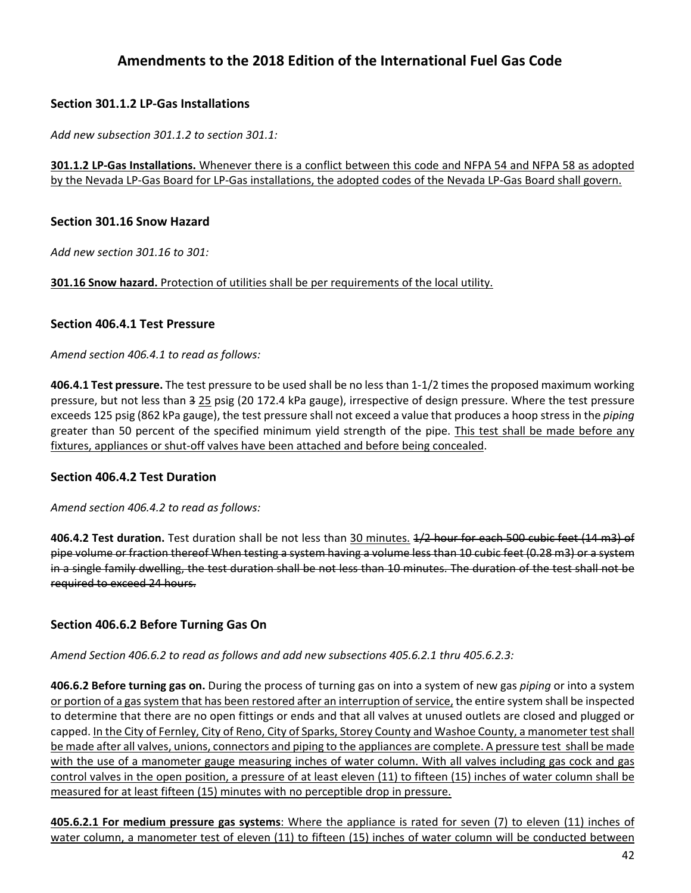# Amendments to the 2018 Edition of the International Fuel Gas Code

### Section 301.1.2 LP-Gas Installations

*Add new subsection 301.1.2 to section 301.1:*

<u>**301.1.2 LP-Gas Installations.** Whenever there is a conflict between this code and NFPA 54 and NFPA 58 as adopted by the Nevada LP-Gas Board for LP-Gas installations, the adopted codes of the Nevada LP-Gas Board shall govern.</u>

### Section 301.16 Snow Hazard

*Add new section 301.16 to 301:*

<u>**301.16 Snow hazard.** Protection of utilities shall be per requirements of the local utility.</u>

### Section 406.4.1 Test Pressure

*Amend section 406.4.1 to read as follows:*

**406.4.1 Test pressure.** The test pressure to be used shall be no less than 1-1/2 times the proposed maximum working pressure, but not less than ~~3~~ <u>25</u> psig (20 172.4 kPa gauge), irrespective of design pressure. Where the test pressure exceeds 125 psig (862 kPa gauge), the test pressure shall not exceed a value that produces a hoop stress in the *piping* greater than 50 percent of the specified minimum yield strength of the pipe. <u>This test shall be made before any fixtures, appliances or shut-off valves have been attached and before being concealed</u>.

### Section 406.4.2 Test Duration

*Amend section 406.4.2 to read as follows:*

**406.4.2 Test duration.** Test duration shall be not less than <u>30 minutes.</u> ~~1/2 hour for each 500 cubic feet (14 m3) of pipe volume or fraction thereof When testing a system having a volume less than 10 cubic feet (0.28 m3) or a system in a single family dwelling, the test duration shall be not less than 10 minutes. The duration of the test shall not be required to exceed 24 hours.~~

### Section 406.6.2 Before Turning Gas On

*Amend Section 406.6.2 to read as follows and add new subsections 405.6.2.1 thru 405.6.2.3:*

**406.6.2 Before turning gas on.** During the process of turning gas on into a system of new gas *piping* or into a system <u>or portion of a gas system that has been restored after an interruption of service,</u> the entire system shall be inspected to determine that there are no open fittings or ends and that all valves at unused outlets are closed and plugged or capped. <u>In the City of Fernley, City of Reno, City of Sparks, Storey County and Washoe County, a manometer test shall be made after all valves, unions, connectors and piping to the appliances are complete. A pressure test shall be made with the use of a manometer gauge measuring inches of water column. With all valves including gas cock and gas control valves in the open position, a pressure of at least eleven (11) to fifteen (15) inches of water column shall be measured for at least fifteen (15) minutes with no perceptible drop in pressure.</u>

<u>**405.6.2.1 For medium pressure gas systems**: Where the appliance is rated for seven (7) to eleven (11) inches of water column, a manometer test of eleven (11) to fifteen (15) inches of water column will be conducted between</u>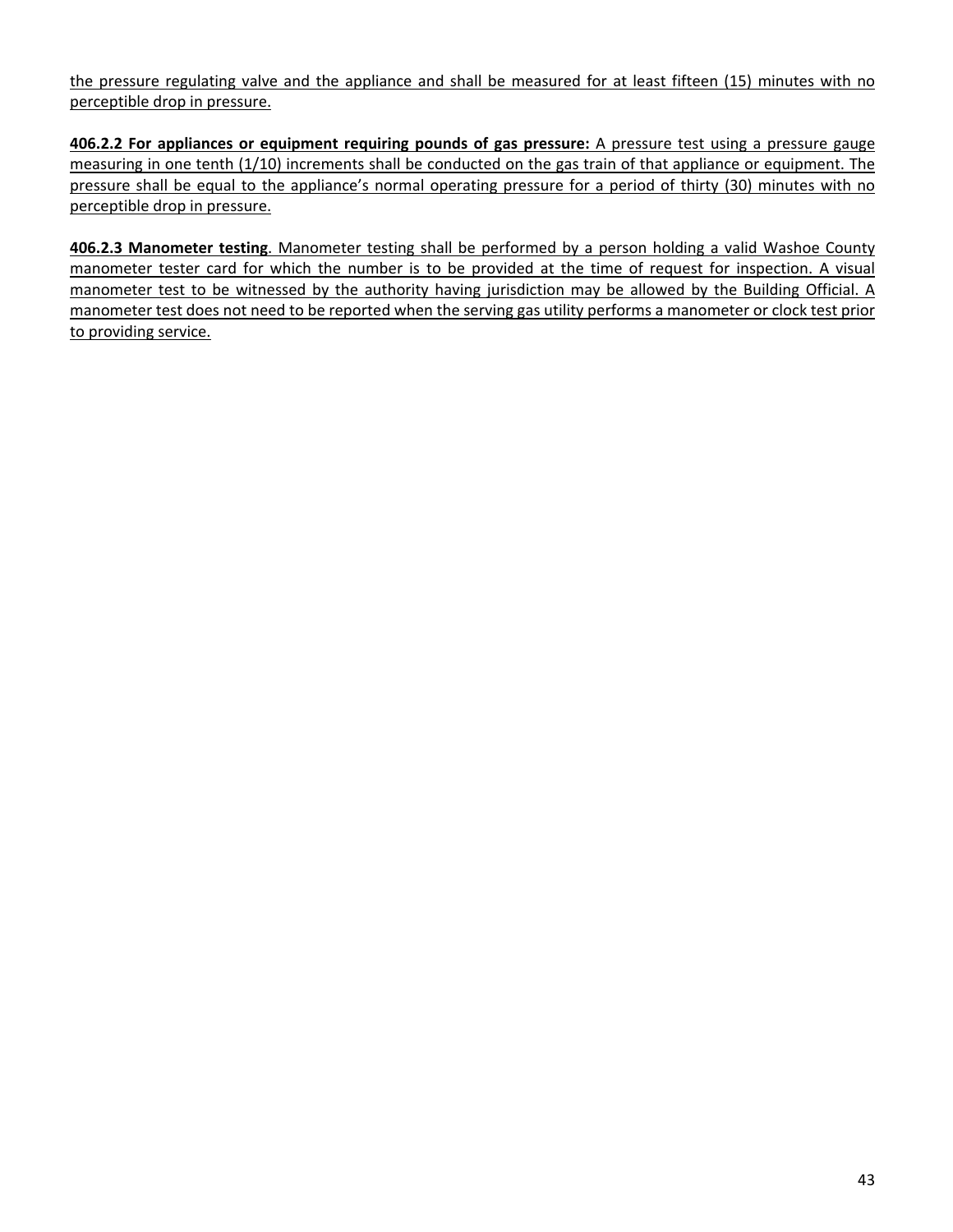the pressure regulating valve and the appliance and shall be measured for at least fifteen (15) minutes with no perceptible drop in pressure.

**406.2.2 For appliances or equipment requiring pounds of gas pressure:** A pressure test using a pressure gauge measuring in one tenth (1/10) increments shall be conducted on the gas train of that appliance or equipment. The pressure shall be equal to the appliance's normal operating pressure for a period of thirty (30) minutes with no perceptible drop in pressure.

**406.2.3 Manometer testing**. Manometer testing shall be performed by a person holding a valid Washoe County manometer tester card for which the number is to be provided at the time of request for inspection. A visual manometer test to be witnessed by the authority having jurisdiction may be allowed by the Building Official. A manometer test does not need to be reported when the serving gas utility performs a manometer or clock test prior to providing service.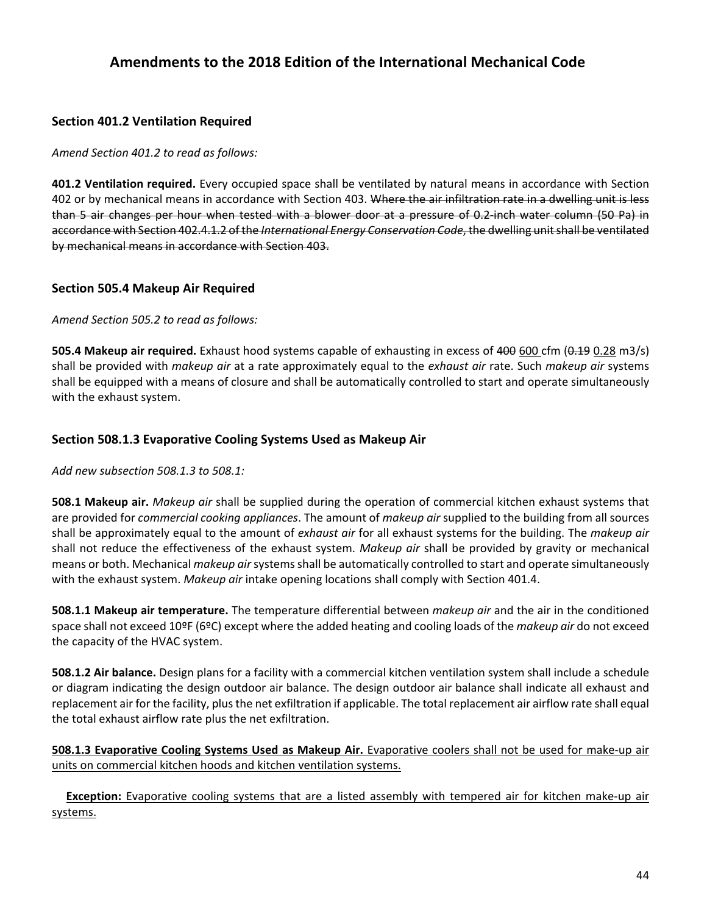# Amendments to the 2018 Edition of the International Mechanical Code

### Section 401.2 Ventilation Required

*Amend Section 401.2 to read as follows:*

**401.2 Ventilation required.** Every occupied space shall be ventilated by natural means in accordance with Section 402 or by mechanical means in accordance with Section 403. ~~Where the air infiltration rate in a dwelling unit is less than 5 air changes per hour when tested with a blower door at a pressure of 0.2-inch water column (50 Pa) in accordance with Section 402.4.1.2 of the *International Energy Conservation Code*, the dwelling unit shall be ventilated by mechanical means in accordance with Section 403.~~

### Section 505.4 Makeup Air Required

*Amend Section 505.2 to read as follows:*

**505.4 Makeup air required.** Exhaust hood systems capable of exhausting in excess of ~~400~~ <u>600</u> cfm (~~0.19~~ <u>0.28</u> m3/s) shall be provided with *makeup air* at a rate approximately equal to the *exhaust air* rate. Such *makeup air* systems shall be equipped with a means of closure and shall be automatically controlled to start and operate simultaneously with the exhaust system.

### Section 508.1.3 Evaporative Cooling Systems Used as Makeup Air

*Add new subsection 508.1.3 to 508.1:*

**508.1 Makeup air.** *Makeup air* shall be supplied during the operation of commercial kitchen exhaust systems that are provided for *commercial cooking appliances*. The amount of *makeup air* supplied to the building from all sources shall be approximately equal to the amount of *exhaust air* for all exhaust systems for the building. The *makeup air* shall not reduce the effectiveness of the exhaust system. *Makeup air* shall be provided by gravity or mechanical means or both. Mechanical *makeup air* systems shall be automatically controlled to start and operate simultaneously with the exhaust system. *Makeup air* intake opening locations shall comply with Section 401.4.

**508.1.1 Makeup air temperature.** The temperature differential between *makeup air* and the air in the conditioned space shall not exceed 10ºF (6ºC) except where the added heating and cooling loads of the *makeup air* do not exceed the capacity of the HVAC system.

**508.1.2 Air balance.** Design plans for a facility with a commercial kitchen ventilation system shall include a schedule or diagram indicating the design outdoor air balance. The design outdoor air balance shall indicate all exhaust and replacement air for the facility, plus the net exfiltration if applicable. The total replacement air airflow rate shall equal the total exhaust airflow rate plus the net exfiltration.

<u>**508.1.3 Evaporative Cooling Systems Used as Makeup Air.** Evaporative coolers shall not be used for make-up air units on commercial kitchen hoods and kitchen ventilation systems.</u>

<u>**Exception:** Evaporative cooling systems that are a listed assembly with tempered air for kitchen make-up air systems.</u>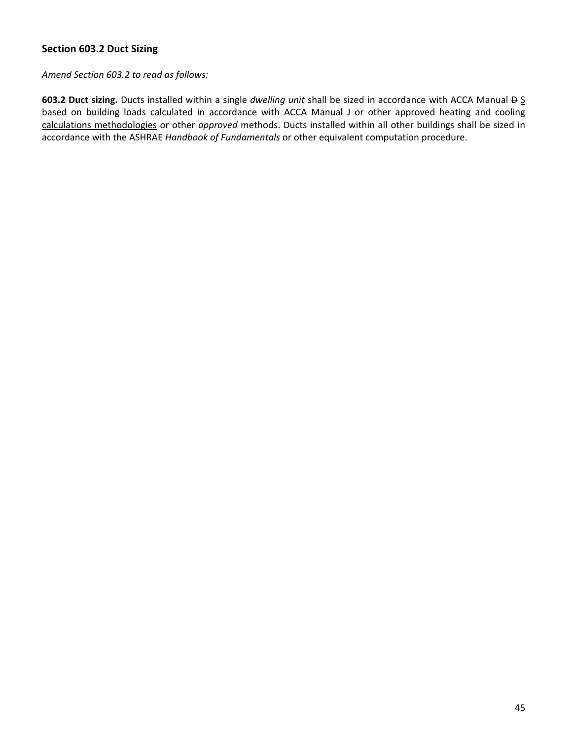### Section 603.2 Duct Sizing

*Amend Section 603.2 to read as follows:*

**603.2 Duct sizing.** Ducts installed within a single *dwelling unit* shall be sized in accordance with ACCA Manual ~~D~~ <u>S based on building loads calculated in accordance with ACCA Manual J or other approved heating and cooling calculations methodologies</u> or other *approved* methods. Ducts installed within all other buildings shall be sized in accordance with the ASHRAE *Handbook of Fundamentals* or other equivalent computation procedure.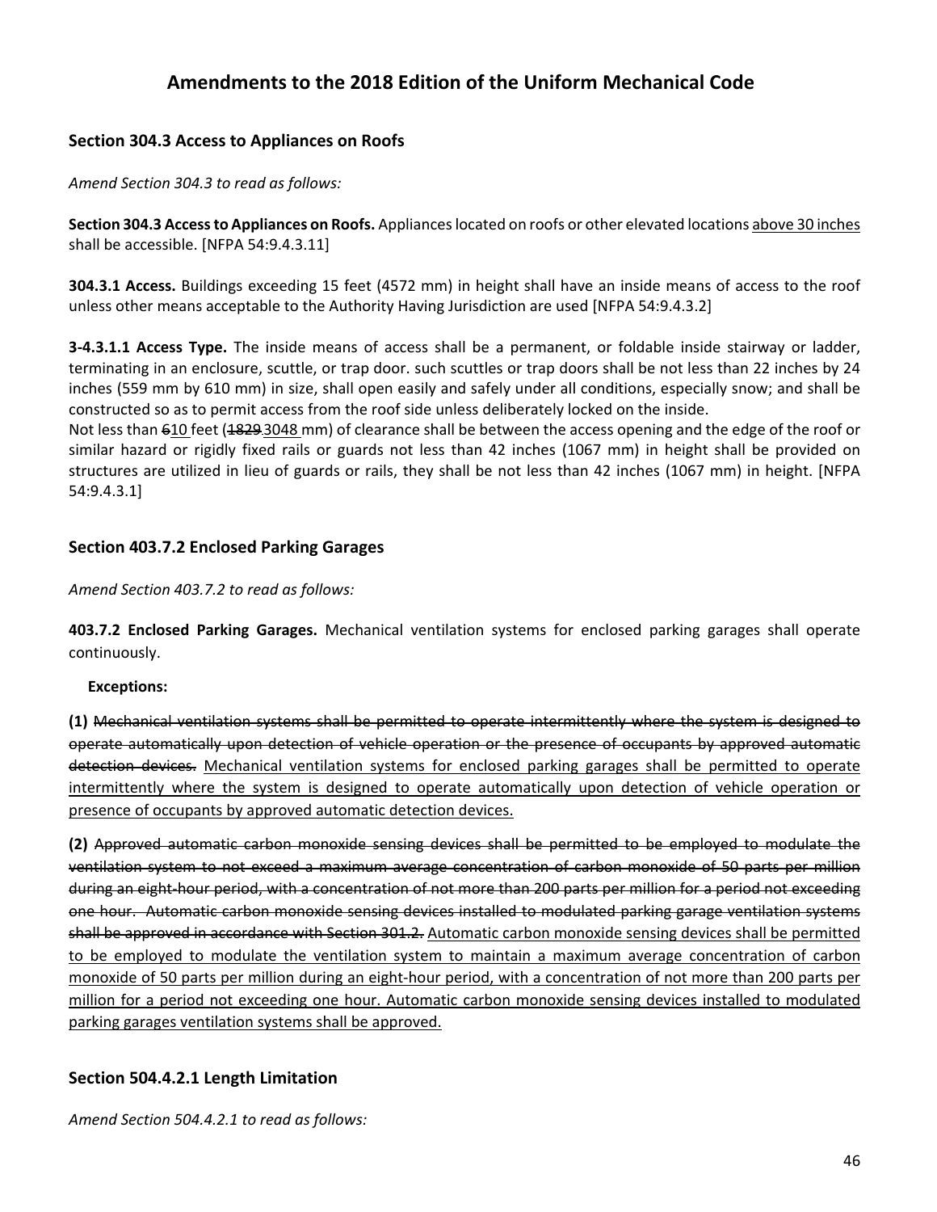## Amendments to the 2018 Edition of the Uniform Mechanical Code

### Section 304.3 Access to Appliances on Roofs

*Amend Section 304.3 to read as follows:*

**Section 304.3 Access to Appliances on Roofs.** Appliances located on roofs or other elevated locations <u>above 30 inches</u> shall be accessible. [NFPA 54:9.4.3.11]

**304.3.1 Access.** Buildings exceeding 15 feet (4572 mm) in height shall have an inside means of access to the roof unless other means acceptable to the Authority Having Jurisdiction are used [NFPA 54:9.4.3.2]

**3-4.3.1.1 Access Type.** The inside means of access shall be a permanent, or foldable inside stairway or ladder, terminating in an enclosure, scuttle, or trap door. such scuttles or trap doors shall be not less than 22 inches by 24 inches (559 mm by 610 mm) in size, shall open easily and safely under all conditions, especially snow; and shall be constructed so as to permit access from the roof side unless deliberately locked on the inside.
Not less than ~~6~~<u>10</u> feet (~~1829~~ <u>3048</u> mm) of clearance shall be between the access opening and the edge of the roof or similar hazard or rigidly fixed rails or guards not less than 42 inches (1067 mm) in height shall be provided on structures are utilized in lieu of guards or rails, they shall be not less than 42 inches (1067 mm) in height. [NFPA 54:9.4.3.1]

### Section 403.7.2 Enclosed Parking Garages

*Amend Section 403.7.2 to read as follows:*

**403.7.2 Enclosed Parking Garages.** Mechanical ventilation systems for enclosed parking garages shall operate continuously.

**Exceptions:**

**(1)** ~~Mechanical ventilation systems shall be permitted to operate intermittently where the system is designed to operate automatically upon detection of vehicle operation or the presence of occupants by approved automatic detection devices.~~ <u>Mechanical ventilation systems for enclosed parking garages shall be permitted to operate intermittently where the system is designed to operate automatically upon detection of vehicle operation or presence of occupants by approved automatic detection devices.</u>

**(2)** ~~Approved automatic carbon monoxide sensing devices shall be permitted to be employed to modulate the ventilation system to not exceed a maximum average concentration of carbon monoxide of 50 parts per million during an eight-hour period, with a concentration of not more than 200 parts per million for a period not exceeding one hour. Automatic carbon monoxide sensing devices installed to modulated parking garage ventilation systems shall be approved in accordance with Section 301.2.~~ <u>Automatic carbon monoxide sensing devices shall be permitted to be employed to modulate the ventilation system to maintain a maximum average concentration of carbon monoxide of 50 parts per million during an eight-hour period, with a concentration of not more than 200 parts per million for a period not exceeding one hour. Automatic carbon monoxide sensing devices installed to modulated parking garages ventilation systems shall be approved.</u>

### Section 504.4.2.1 Length Limitation

*Amend Section 504.4.2.1 to read as follows:*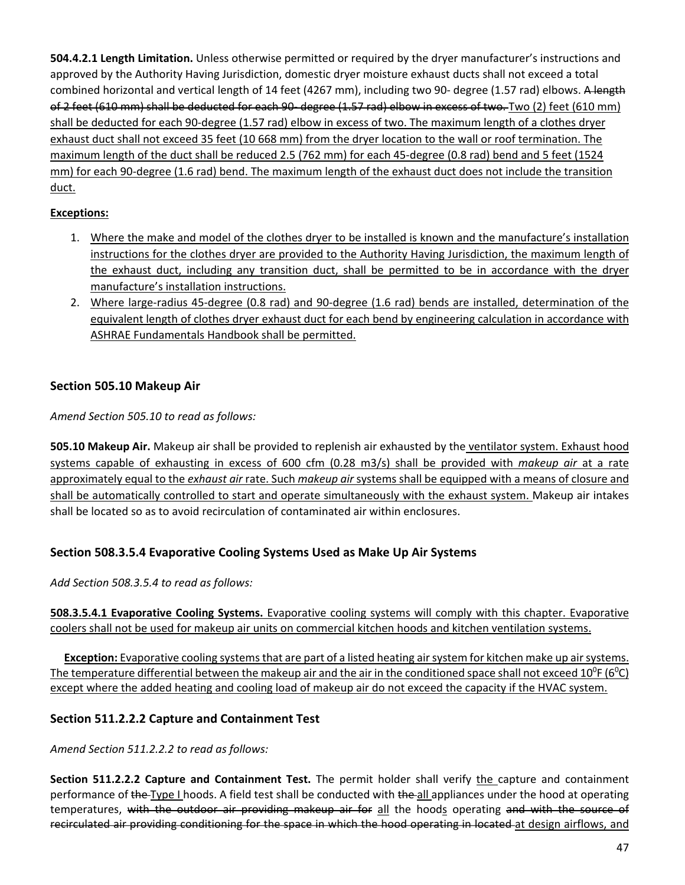**504.4.2.1 Length Limitation.** Unless otherwise permitted or required by the dryer manufacturer's instructions and approved by the Authority Having Jurisdiction, domestic dryer moisture exhaust ducts shall not exceed a total combined horizontal and vertical length of 14 feet (4267 mm), including two 90- degree (1.57 rad) elbows. ~~A length of 2 feet (610 mm) shall be deducted for each 90- degree (1.57 rad) elbow in excess of two.~~ Two (2) feet (610 mm) shall be deducted for each 90-degree (1.57 rad) elbow in excess of two. The maximum length of a clothes dryer exhaust duct shall not exceed 35 feet (10 668 mm) from the dryer location to the wall or roof termination. The maximum length of the duct shall be reduced 2.5 (762 mm) for each 45-degree (0.8 rad) bend and 5 feet (1524 mm) for each 90-degree (1.6 rad) bend. The maximum length of the exhaust duct does not include the transition duct.

**Exceptions:**

1. Where the make and model of the clothes dryer to be installed is known and the manufacture's installation instructions for the clothes dryer are provided to the Authority Having Jurisdiction, the maximum length of the exhaust duct, including any transition duct, shall be permitted to be in accordance with the dryer manufacture's installation instructions.
2. Where large-radius 45-degree (0.8 rad) and 90-degree (1.6 rad) bends are installed, determination of the equivalent length of clothes dryer exhaust duct for each bend by engineering calculation in accordance with ASHRAE Fundamentals Handbook shall be permitted.

## Section 505.10 Makeup Air

*Amend Section 505.10 to read as follows:*

**505.10 Makeup Air.** Makeup air shall be provided to replenish air exhausted by the ventilator system. Exhaust hood systems capable of exhausting in excess of 600 cfm (0.28 m3/s) shall be provided with *makeup air* at a rate approximately equal to the *exhaust air* rate. Such *makeup air* systems shall be equipped with a means of closure and shall be automatically controlled to start and operate simultaneously with the exhaust system. Makeup air intakes shall be located so as to avoid recirculation of contaminated air within enclosures.

## Section 508.3.5.4 Evaporative Cooling Systems Used as Make Up Air Systems

*Add Section 508.3.5.4 to read as follows:*

**508.3.5.4.1 Evaporative Cooling Systems.** Evaporative cooling systems will comply with this chapter. Evaporative coolers shall not be used for makeup air units on commercial kitchen hoods and kitchen ventilation systems.

**Exception:** Evaporative cooling systems that are part of a listed heating air system for kitchen make up air systems. The temperature differential between the makeup air and the air in the conditioned space shall not exceed 10$^0$F (6$^0$C) except where the added heating and cooling load of makeup air do not exceed the capacity if the HVAC system.

## Section 511.2.2.2 Capture and Containment Test

*Amend Section 511.2.2.2 to read as follows:*

**Section 511.2.2.2 Capture and Containment Test.** The permit holder shall verify the capture and containment performance of ~~the~~ Type I hoods. A field test shall be conducted with ~~the~~ all appliances under the hood at operating temperatures, ~~with the outdoor air providing makeup air for~~ all the hoods operating ~~and with the source of recirculated air providing conditioning for the space in which the hood operating in located~~ at design airflows, and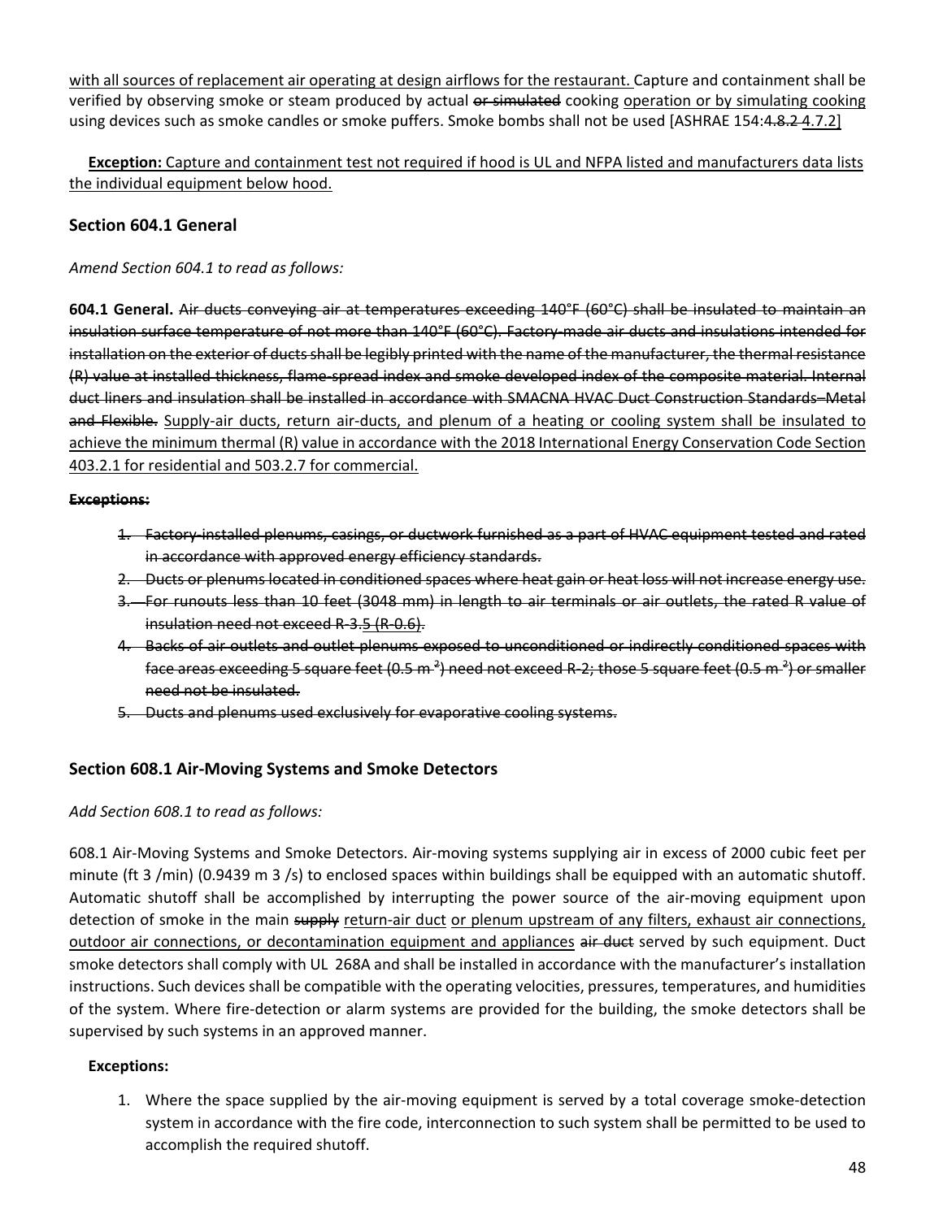with all sources of replacement air operating at design airflows for the restaurant. Capture and containment shall be verified by observing smoke or steam produced by actual ~~or simulated~~ cooking operation or by simulating cooking using devices such as smoke candles or smoke puffers. Smoke bombs shall not be used [ASHRAE 154:~~4.8.2~~ 4.7.2]

**Exception:** Capture and containment test not required if hood is UL and NFPA listed and manufacturers data lists the individual equipment below hood.

### Section 604.1 General

*Amend Section 604.1 to read as follows:*

**604.1 General.** ~~Air ducts conveying air at temperatures exceeding 140°F (60°C) shall be insulated to maintain an insulation surface temperature of not more than 140°F (60°C). Factory-made air ducts and insulations intended for installation on the exterior of ducts shall be legibly printed with the name of the manufacturer, the thermal resistance (R) value at installed thickness, flame-spread index and smoke developed index of the composite material. Internal duct liners and insulation shall be installed in accordance with SMACNA HVAC Duct Construction Standards–Metal and Flexible.~~ Supply-air ducts, return air-ducts, and plenum of a heating or cooling system shall be insulated to achieve the minimum thermal (R) value in accordance with the 2018 International Energy Conservation Code Section 403.2.1 for residential and 503.2.7 for commercial.

~~**Exceptions:**~~

1. ~~Factory-installed plenums, casings, or ductwork furnished as a part of HVAC equipment tested and rated in accordance with approved energy efficiency standards.~~
2. ~~Ducts or plenums located in conditioned spaces where heat gain or heat loss will not increase energy use.~~
3. ~~For runouts less than 10 feet (3048 mm) in length to air terminals or air outlets, the rated R value of insulation need not exceed R-3.5 (R-0.6).~~
4. ~~Backs of air outlets and outlet plenums exposed to unconditioned or indirectly conditioned spaces with face areas exceeding 5 square feet (0.5 m²) need not exceed R-2; those 5 square feet (0.5 m²) or smaller need not be insulated.~~
5. ~~Ducts and plenums used exclusively for evaporative cooling systems.~~

### Section 608.1 Air-Moving Systems and Smoke Detectors

*Add Section 608.1 to read as follows:*

608.1 Air-Moving Systems and Smoke Detectors. Air-moving systems supplying air in excess of 2000 cubic feet per minute (ft 3 /min) (0.9439 m 3 /s) to enclosed spaces within buildings shall be equipped with an automatic shutoff. Automatic shutoff shall be accomplished by interrupting the power source of the air-moving equipment upon detection of smoke in the main ~~supply~~ return-air duct or plenum upstream of any filters, exhaust air connections, outdoor air connections, or decontamination equipment and appliances ~~air duct~~ served by such equipment. Duct smoke detectors shall comply with UL 268A and shall be installed in accordance with the manufacturer's installation instructions. Such devices shall be compatible with the operating velocities, pressures, temperatures, and humidities of the system. Where fire-detection or alarm systems are provided for the building, the smoke detectors shall be supervised by such systems in an approved manner.

**Exceptions:**

1. Where the space supplied by the air-moving equipment is served by a total coverage smoke-detection system in accordance with the fire code, interconnection to such system shall be permitted to be used to accomplish the required shutoff.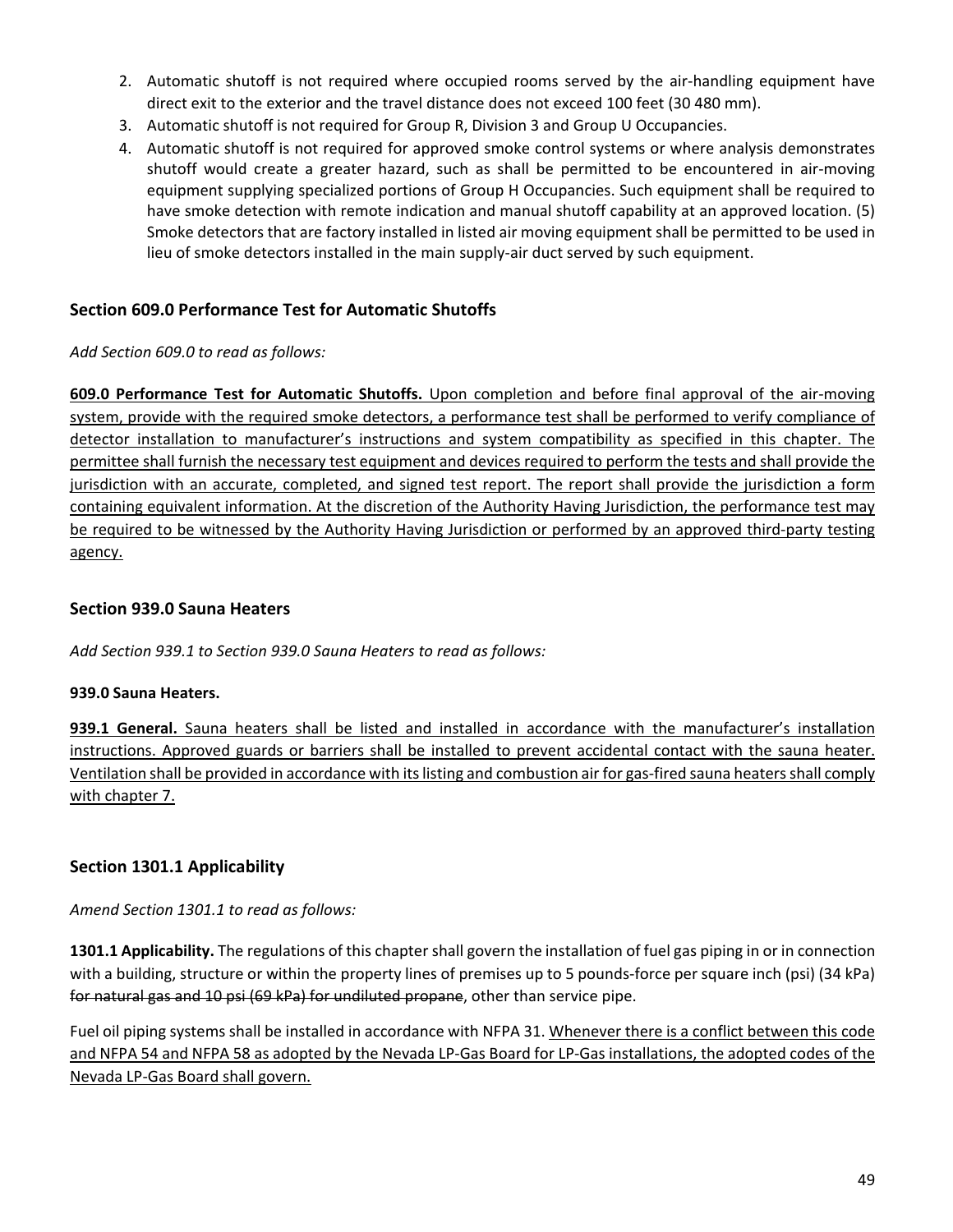2. Automatic shutoff is not required where occupied rooms served by the air-handling equipment have direct exit to the exterior and the travel distance does not exceed 100 feet (30 480 mm).
3. Automatic shutoff is not required for Group R, Division 3 and Group U Occupancies.
4. Automatic shutoff is not required for approved smoke control systems or where analysis demonstrates shutoff would create a greater hazard, such as shall be permitted to be encountered in air-moving equipment supplying specialized portions of Group H Occupancies. Such equipment shall be required to have smoke detection with remote indication and manual shutoff capability at an approved location. (5) Smoke detectors that are factory installed in listed air moving equipment shall be permitted to be used in lieu of smoke detectors installed in the main supply-air duct served by such equipment.

### Section 609.0 Performance Test for Automatic Shutoffs

*Add Section 609.0 to read as follows:*

<u>**609.0 Performance Test for Automatic Shutoffs.** Upon completion and before final approval of the air-moving system, provide with the required smoke detectors, a performance test shall be performed to verify compliance of detector installation to manufacturer's instructions and system compatibility as specified in this chapter. The permittee shall furnish the necessary test equipment and devices required to perform the tests and shall provide the jurisdiction with an accurate, completed, and signed test report. The report shall provide the jurisdiction a form containing equivalent information. At the discretion of the Authority Having Jurisdiction, the performance test may be required to be witnessed by the Authority Having Jurisdiction or performed by an approved third-party testing agency.</u>

### Section 939.0 Sauna Heaters

*Add Section 939.1 to Section 939.0 Sauna Heaters to read as follows:*

**939.0 Sauna Heaters.**

<u>**939.1 General.** Sauna heaters shall be listed and installed in accordance with the manufacturer's installation instructions. Approved guards or barriers shall be installed to prevent accidental contact with the sauna heater. Ventilation shall be provided in accordance with its listing and combustion air for gas-fired sauna heaters shall comply with chapter 7.</u>

### Section 1301.1 Applicability

*Amend Section 1301.1 to read as follows:*

**1301.1 Applicability.** The regulations of this chapter shall govern the installation of fuel gas piping in or in connection with a building, structure or within the property lines of premises up to 5 pounds-force per square inch (psi) (34 kPa) ~~for natural gas and 10 psi (69 kPa) for undiluted propane~~, other than service pipe.

Fuel oil piping systems shall be installed in accordance with NFPA 31. <u>Whenever there is a conflict between this code and NFPA 54 and NFPA 58 as adopted by the Nevada LP-Gas Board for LP-Gas installations, the adopted codes of the Nevada LP-Gas Board shall govern.</u>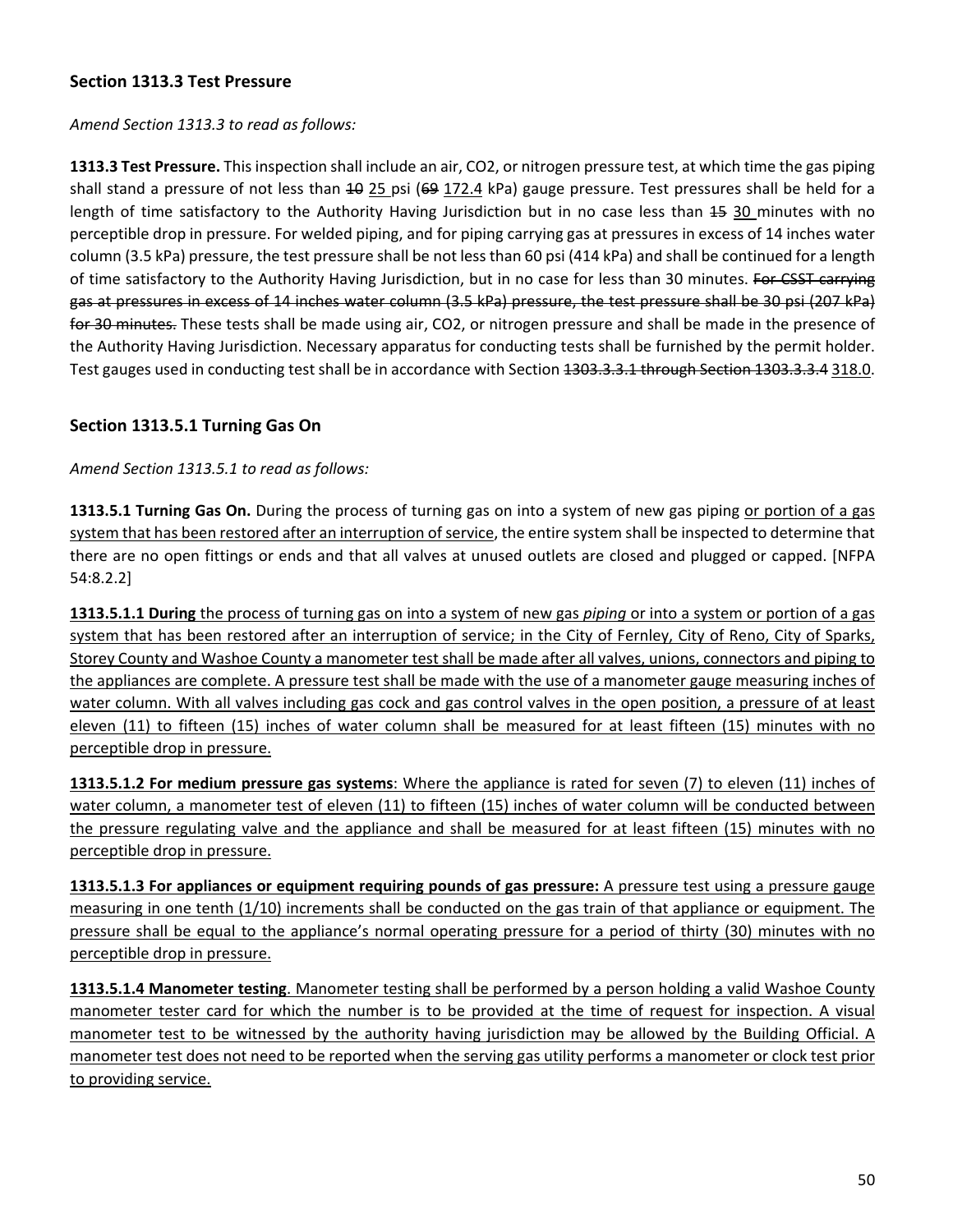### Section 1313.3 Test Pressure

*Amend Section 1313.3 to read as follows:*

**1313.3 Test Pressure.** This inspection shall include an air, CO2, or nitrogen pressure test, at which time the gas piping shall stand a pressure of not less than ~~10~~ <u>25</u> psi (~~69~~ <u>172.4</u> kPa) gauge pressure. Test pressures shall be held for a length of time satisfactory to the Authority Having Jurisdiction but in no case less than ~~15~~ <u>30</u> minutes with no perceptible drop in pressure. For welded piping, and for piping carrying gas at pressures in excess of 14 inches water column (3.5 kPa) pressure, the test pressure shall be not less than 60 psi (414 kPa) and shall be continued for a length of time satisfactory to the Authority Having Jurisdiction, but in no case for less than 30 minutes. ~~For CSST carrying gas at pressures in excess of 14 inches water column (3.5 kPa) pressure, the test pressure shall be 30 psi (207 kPa) for 30 minutes.~~ These tests shall be made using air, CO2, or nitrogen pressure and shall be made in the presence of the Authority Having Jurisdiction. Necessary apparatus for conducting tests shall be furnished by the permit holder. Test gauges used in conducting test shall be in accordance with Section ~~1303.3.3.1 through Section 1303.3.3.4~~ <u>318.0</u>.

### Section 1313.5.1 Turning Gas On

*Amend Section 1313.5.1 to read as follows:*

**1313.5.1 Turning Gas On.** During the process of turning gas on into a system of new gas piping <u>or portion of a gas system that has been restored after an interruption of service</u>, the entire system shall be inspected to determine that there are no open fittings or ends and that all valves at unused outlets are closed and plugged or capped. [NFPA 54:8.2.2]

<u>**1313.5.1.1 During** the process of turning gas on into a system of new gas *piping* or into a system or portion of a gas system that has been restored after an interruption of service; in the City of Fernley, City of Reno, City of Sparks, Storey County and Washoe County a manometer test shall be made after all valves, unions, connectors and piping to the appliances are complete. A pressure test shall be made with the use of a manometer gauge measuring inches of water column. With all valves including gas cock and gas control valves in the open position, a pressure of at least eleven (11) to fifteen (15) inches of water column shall be measured for at least fifteen (15) minutes with no perceptible drop in pressure.</u>

<u>**1313.5.1.2 For medium pressure gas systems**: Where the appliance is rated for seven (7) to eleven (11) inches of water column, a manometer test of eleven (11) to fifteen (15) inches of water column will be conducted between the pressure regulating valve and the appliance and shall be measured for at least fifteen (15) minutes with no perceptible drop in pressure.</u>

<u>**1313.5.1.3 For appliances or equipment requiring pounds of gas pressure:** A pressure test using a pressure gauge measuring in one tenth (1/10) increments shall be conducted on the gas train of that appliance or equipment. The pressure shall be equal to the appliance's normal operating pressure for a period of thirty (30) minutes with no perceptible drop in pressure.</u>

<u>**1313.5.1.4 Manometer testing**. Manometer testing shall be performed by a person holding a valid Washoe County manometer tester card for which the number is to be provided at the time of request for inspection. A visual manometer test to be witnessed by the authority having jurisdiction may be allowed by the Building Official. A manometer test does not need to be reported when the serving gas utility performs a manometer or clock test prior to providing service.</u>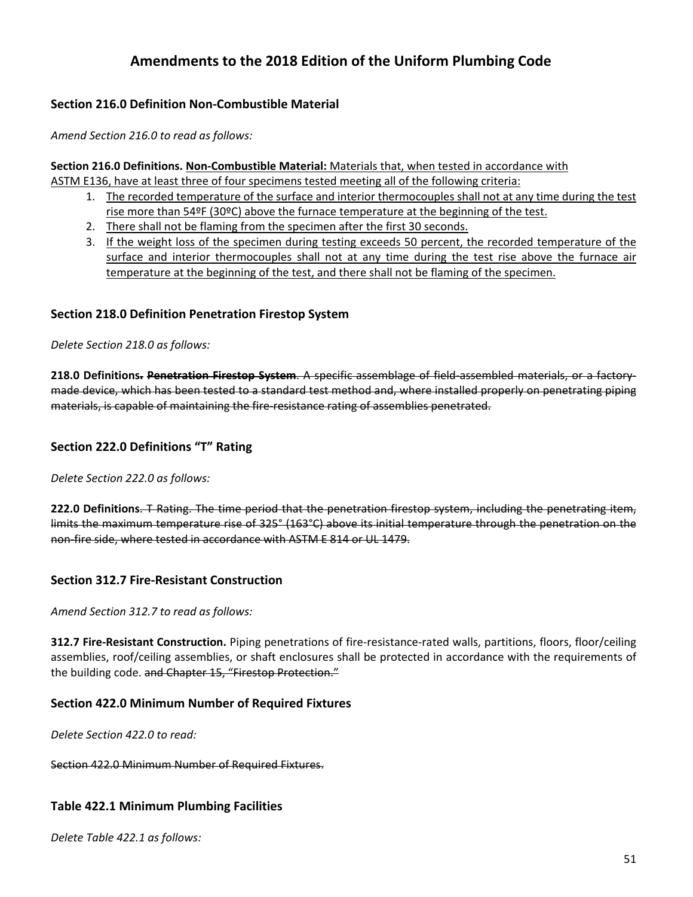# Amendments to the 2018 Edition of the Uniform Plumbing Code

### Section 216.0 Definition Non-Combustible Material

*Amend Section 216.0 to read as follows:*

**Section 216.0 Definitions.** <u>**Non-Combustible Material:** Materials that, when tested in accordance with ASTM E136, have at least three of four specimens tested meeting all of the following criteria:</u>

1. <u>The recorded temperature of the surface and interior thermocouples shall not at any time during the test rise more than 54ºF (30ºC) above the furnace temperature at the beginning of the test.</u>
2. <u>There shall not be flaming from the specimen after the first 30 seconds.</u>
3. <u>If the weight loss of the specimen during testing exceeds 50 percent, the recorded temperature of the surface and interior thermocouples shall not at any time during the test rise above the furnace air temperature at the beginning of the test, and there shall not be flaming of the specimen.</u>

### Section 218.0 Definition Penetration Firestop System

*Delete Section 218.0 as follows:*

**218.0 Definitions~~.~~ ~~Penetration Firestop System~~**. ~~A specific assemblage of field-assembled materials, or a factory-made device, which has been tested to a standard test method and, where installed properly on penetrating piping materials, is capable of maintaining the fire-resistance rating of assemblies penetrated.~~

### Section 222.0 Definitions "T" Rating

*Delete Section 222.0 as follows:*

**222.0 Definitions**~~. T Rating. The time period that the penetration firestop system, including the penetrating item, limits the maximum temperature rise of 325° (163°C) above its initial temperature through the penetration on the non-fire side, where tested in accordance with ASTM E 814 or UL 1479.~~

### Section 312.7 Fire-Resistant Construction

*Amend Section 312.7 to read as follows:*

**312.7 Fire-Resistant Construction.** Piping penetrations of fire-resistance-rated walls, partitions, floors, floor/ceiling assemblies, roof/ceiling assemblies, or shaft enclosures shall be protected in accordance with the requirements of the building code. ~~and Chapter 15, "Firestop Protection."~~

### Section 422.0 Minimum Number of Required Fixtures

*Delete Section 422.0 to read:*

~~Section 422.0 Minimum Number of Required Fixtures.~~

### Table 422.1 Minimum Plumbing Facilities

*Delete Table 422.1 as follows:*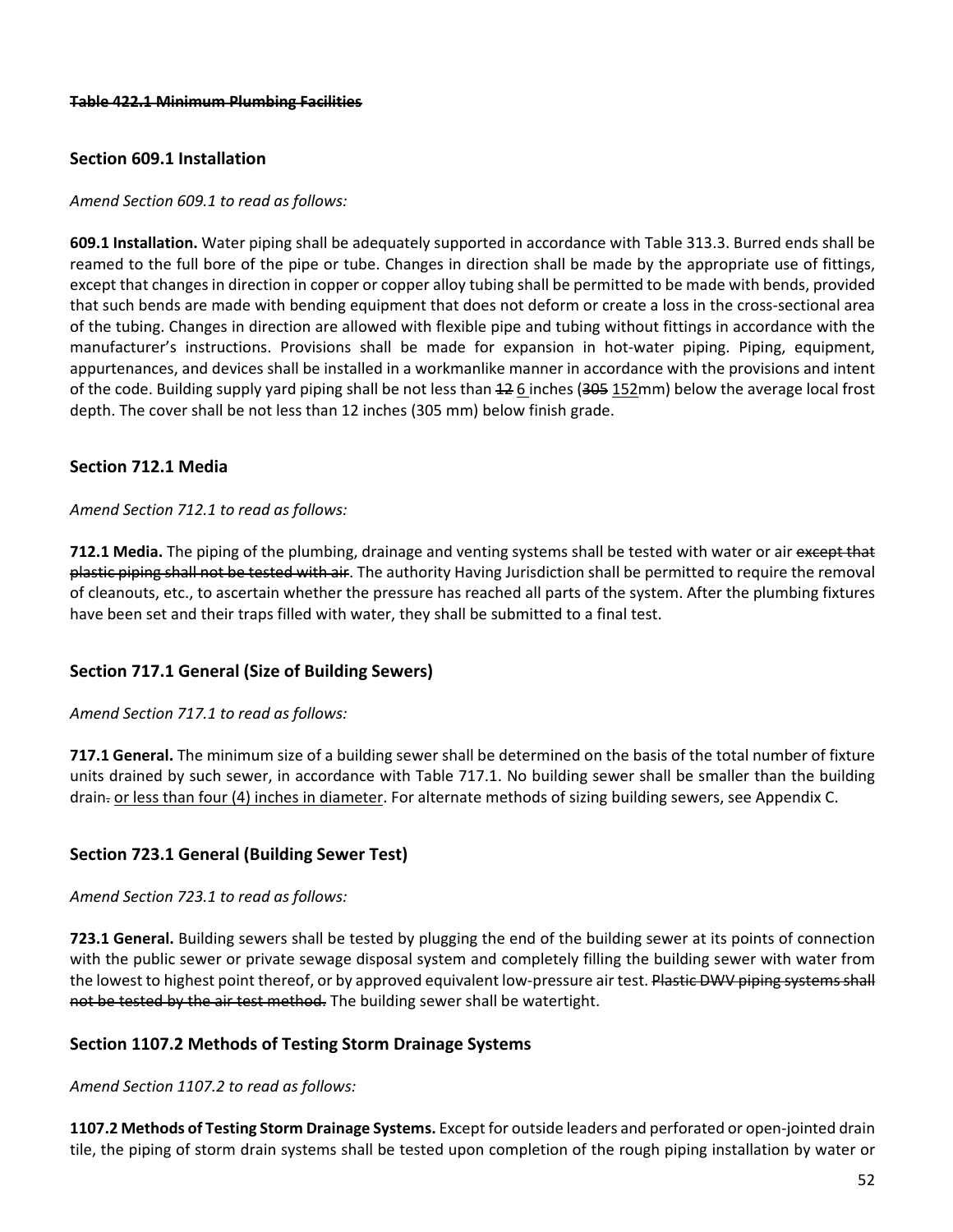~~**Table 422.1 Minimum Plumbing Facilities**~~

### Section 609.1 Installation

*Amend Section 609.1 to read as follows:*

**609.1 Installation.** Water piping shall be adequately supported in accordance with Table 313.3. Burred ends shall be reamed to the full bore of the pipe or tube. Changes in direction shall be made by the appropriate use of fittings, except that changes in direction in copper or copper alloy tubing shall be permitted to be made with bends, provided that such bends are made with bending equipment that does not deform or create a loss in the cross-sectional area of the tubing. Changes in direction are allowed with flexible pipe and tubing without fittings in accordance with the manufacturer's instructions. Provisions shall be made for expansion in hot-water piping. Piping, equipment, appurtenances, and devices shall be installed in a workmanlike manner in accordance with the provisions and intent of the code. Building supply yard piping shall be not less than ~~12~~ <u>6</u> inches (~~305~~ <u>152</u>mm) below the average local frost depth. The cover shall be not less than 12 inches (305 mm) below finish grade.

### Section 712.1 Media

*Amend Section 712.1 to read as follows:*

**712.1 Media.** The piping of the plumbing, drainage and venting systems shall be tested with water or air ~~except that plastic piping shall not be tested with air~~. The authority Having Jurisdiction shall be permitted to require the removal of cleanouts, etc., to ascertain whether the pressure has reached all parts of the system. After the plumbing fixtures have been set and their traps filled with water, they shall be submitted to a final test.

### Section 717.1 General (Size of Building Sewers)

*Amend Section 717.1 to read as follows:*

**717.1 General.** The minimum size of a building sewer shall be determined on the basis of the total number of fixture units drained by such sewer, in accordance with Table 717.1. No building sewer shall be smaller than the building drain~~.~~ <u>or less than four (4) inches in diameter</u>. For alternate methods of sizing building sewers, see Appendix C.

### Section 723.1 General (Building Sewer Test)

*Amend Section 723.1 to read as follows:*

**723.1 General.** Building sewers shall be tested by plugging the end of the building sewer at its points of connection with the public sewer or private sewage disposal system and completely filling the building sewer with water from the lowest to highest point thereof, or by approved equivalent low-pressure air test. ~~Plastic DWV piping systems shall not be tested by the air test method.~~ The building sewer shall be watertight.

### Section 1107.2 Methods of Testing Storm Drainage Systems

*Amend Section 1107.2 to read as follows:*

**1107.2 Methods of Testing Storm Drainage Systems.** Except for outside leaders and perforated or open-jointed drain tile, the piping of storm drain systems shall be tested upon completion of the rough piping installation by water or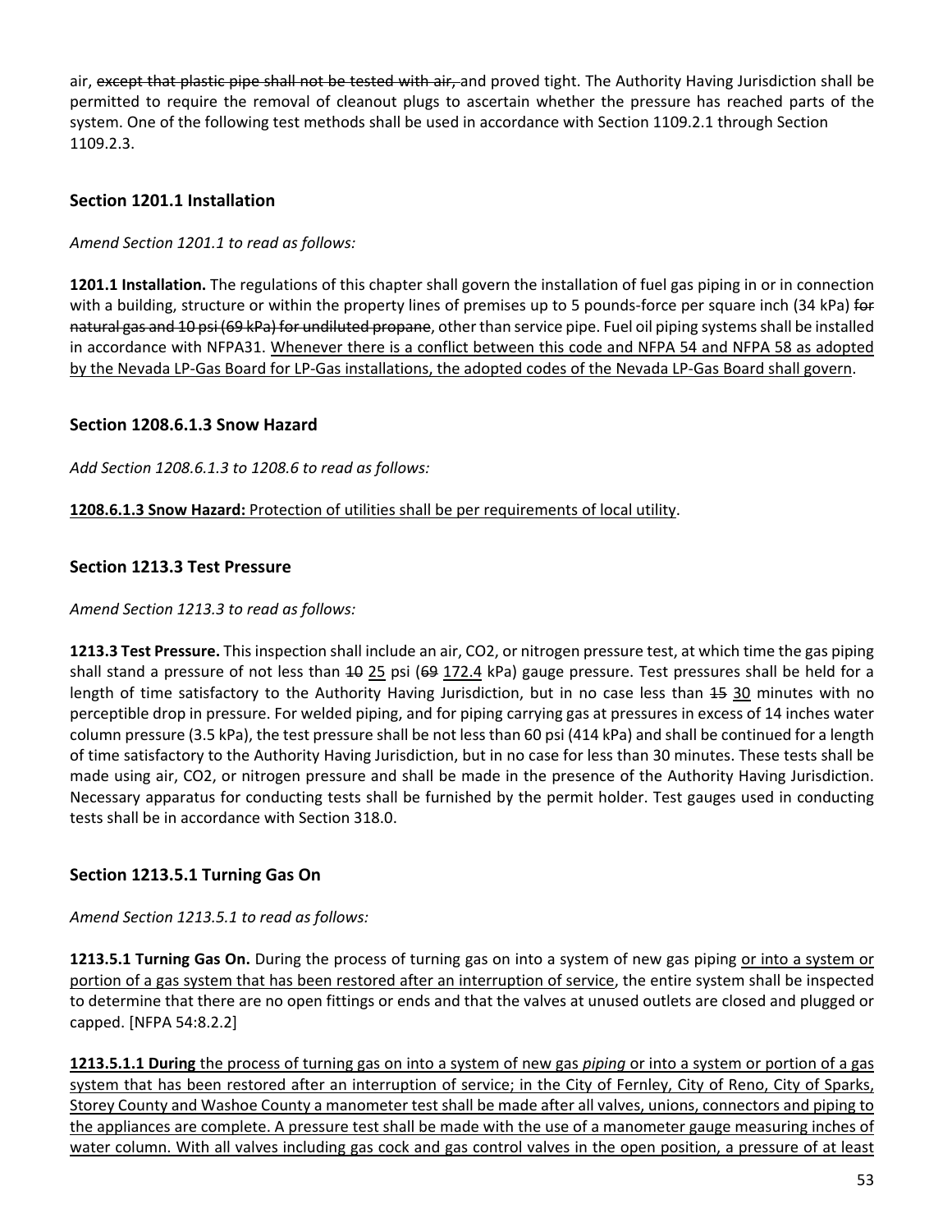air, ~~except that plastic pipe shall not be tested with air,~~ and proved tight. The Authority Having Jurisdiction shall be permitted to require the removal of cleanout plugs to ascertain whether the pressure has reached parts of the system. One of the following test methods shall be used in accordance with Section 1109.2.1 through Section 1109.2.3.

### Section 1201.1 Installation

*Amend Section 1201.1 to read as follows:*

**1201.1 Installation.** The regulations of this chapter shall govern the installation of fuel gas piping in or in connection with a building, structure or within the property lines of premises up to 5 pounds-force per square inch (34 kPa) ~~for natural gas and 10 psi (69 kPa) for undiluted propane~~, other than service pipe. Fuel oil piping systems shall be installed in accordance with NFPA31. <u>Whenever there is a conflict between this code and NFPA 54 and NFPA 58 as adopted by the Nevada LP-Gas Board for LP-Gas installations, the adopted codes of the Nevada LP-Gas Board shall govern</u>.

### Section 1208.6.1.3 Snow Hazard

*Add Section 1208.6.1.3 to 1208.6 to read as follows:*

<u>**1208.6.1.3 Snow Hazard:** Protection of utilities shall be per requirements of local utility</u>.

### Section 1213.3 Test Pressure

*Amend Section 1213.3 to read as follows:*

**1213.3 Test Pressure.** This inspection shall include an air, $CO_2$, or nitrogen pressure test, at which time the gas piping shall stand a pressure of not less than ~~10~~ <u>25</u> psi (~~69~~ <u>172.4</u> kPa) gauge pressure. Test pressures shall be held for a length of time satisfactory to the Authority Having Jurisdiction, but in no case less than ~~15~~ <u>30</u> minutes with no perceptible drop in pressure. For welded piping, and for piping carrying gas at pressures in excess of 14 inches water column pressure (3.5 kPa), the test pressure shall be not less than 60 psi (414 kPa) and shall be continued for a length of time satisfactory to the Authority Having Jurisdiction, but in no case for less than 30 minutes. These tests shall be made using air, $CO_2$, or nitrogen pressure and shall be made in the presence of the Authority Having Jurisdiction. Necessary apparatus for conducting tests shall be furnished by the permit holder. Test gauges used in conducting tests shall be in accordance with Section 318.0.

### Section 1213.5.1 Turning Gas On

*Amend Section 1213.5.1 to read as follows:*

**1213.5.1 Turning Gas On.** During the process of turning gas on into a system of new gas piping <u>or into a system or portion of a gas system that has been restored after an interruption of service</u>, the entire system shall be inspected to determine that there are no open fittings or ends and that the valves at unused outlets are closed and plugged or capped. [NFPA 54:8.2.2]

<u>**1213.5.1.1 During** the process of turning gas on into a system of new gas *piping* or into a system or portion of a gas system that has been restored after an interruption of service; in the City of Fernley, City of Reno, City of Sparks, Storey County and Washoe County a manometer test shall be made after all valves, unions, connectors and piping to the appliances are complete. A pressure test shall be made with the use of a manometer gauge measuring inches of water column. With all valves including gas cock and gas control valves in the open position, a pressure of at least</u>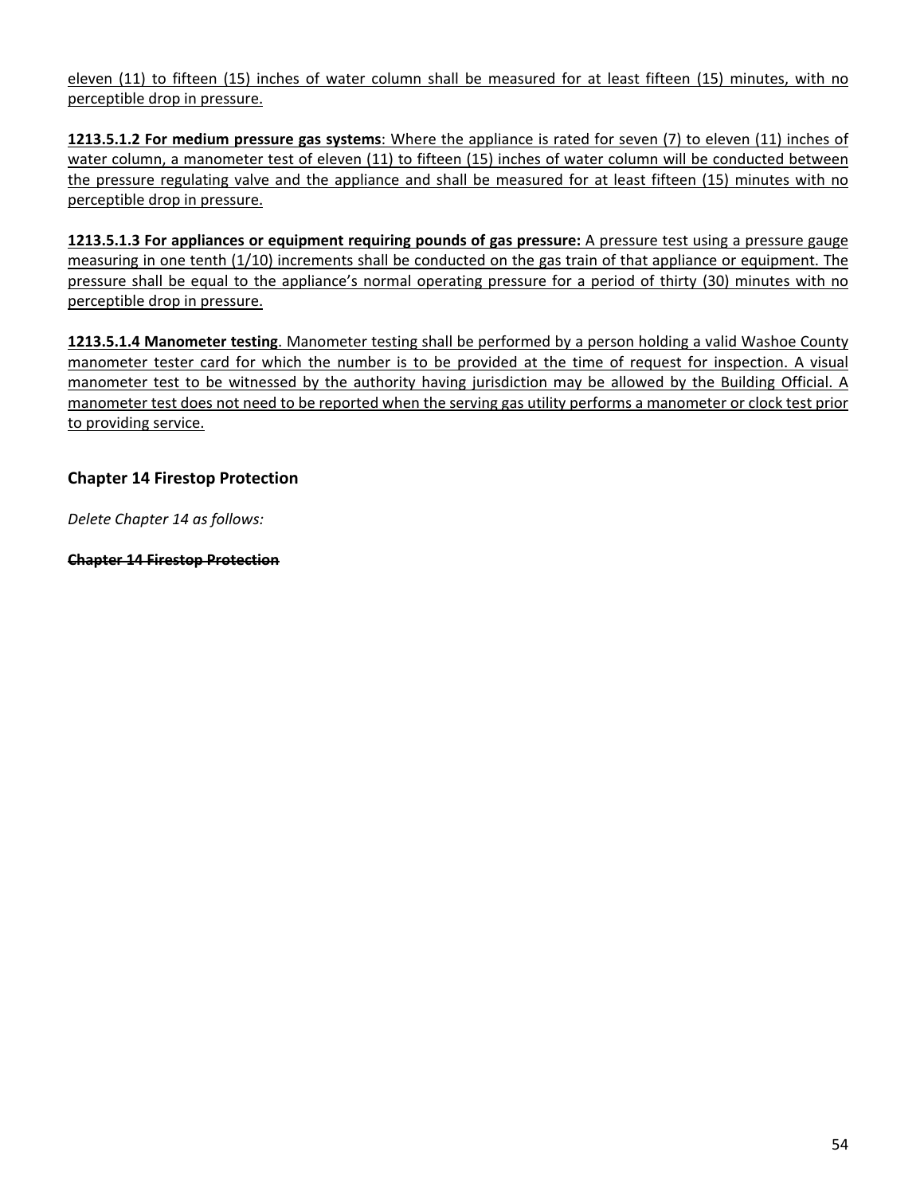eleven (11) to fifteen (15) inches of water column shall be measured for at least fifteen (15) minutes, with no perceptible drop in pressure.

**1213.5.1.2 For medium pressure gas systems**: Where the appliance is rated for seven (7) to eleven (11) inches of water column, a manometer test of eleven (11) to fifteen (15) inches of water column will be conducted between the pressure regulating valve and the appliance and shall be measured for at least fifteen (15) minutes with no perceptible drop in pressure.

**1213.5.1.3 For appliances or equipment requiring pounds of gas pressure:** A pressure test using a pressure gauge measuring in one tenth (1/10) increments shall be conducted on the gas train of that appliance or equipment. The pressure shall be equal to the appliance's normal operating pressure for a period of thirty (30) minutes with no perceptible drop in pressure.

**1213.5.1.4 Manometer testing**. Manometer testing shall be performed by a person holding a valid Washoe County manometer tester card for which the number is to be provided at the time of request for inspection. A visual manometer test to be witnessed by the authority having jurisdiction may be allowed by the Building Official. A manometer test does not need to be reported when the serving gas utility performs a manometer or clock test prior to providing service.

## Chapter 14 Firestop Protection

*Delete Chapter 14 as follows:*

~~**Chapter 14 Firestop Protection**~~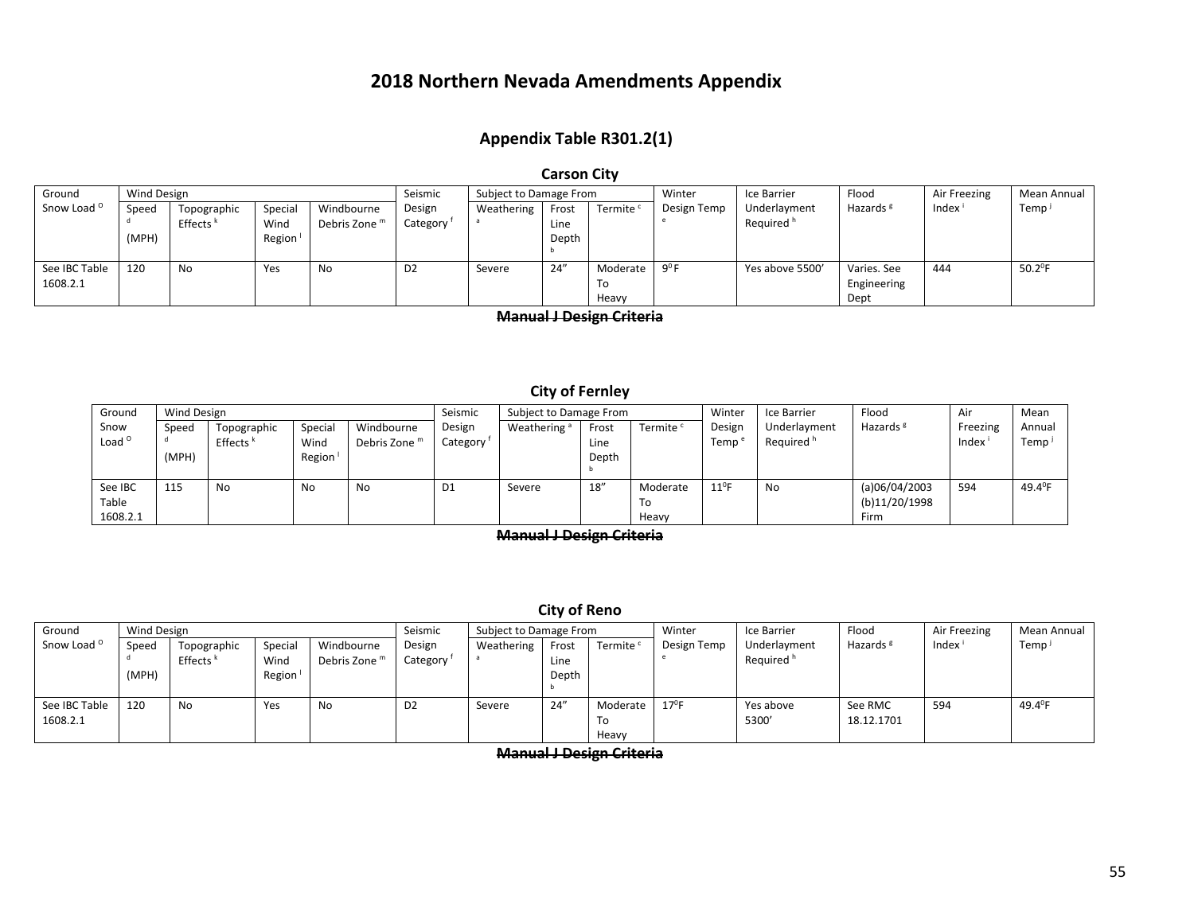# 2018 Northern Nevada Amendments Appendix

## Appendix Table R301.2(1)

### Carson City

| Ground Snow Load [O] | Wind Design | | | | Seismic Design Category [f] | Subject to Damage From | | | Winter Design Temp [e] | Ice Barrier Underlayment Required [h] | Flood Hazards [g] | Air Freezing Index [i] | Mean Annual Temp [j] |
|---|---|---|---|---|---|---|---|---|---|---|---|---|---|
| | Speed [d] (MPH) | Topographic Effects [k] | Special Wind Region [l] | Windbourne Debris Zone [m] | | Weathering [a] | Frost Line Depth [b] | Termite [c] | | | | | |
| See IBC Table 1608.2.1 | 120 | No | Yes | No | D2 | Severe | 24" | Moderate To Heavy | 9°F | Yes above 5500' | Varies. See Engineering Dept | 444 | 50.2°F |

~~Manual J Design Criteria~~

### City of Fernley

| Ground Snow Load [O] | Wind Design | | | | Seismic Design Category [f] | Subject to Damage From | | | Winter Design Temp [e] | Ice Barrier Underlayment Required [h] | Flood Hazards [g] | Air Freezing Index [i] | Mean Annual Temp [j] |
|---|---|---|---|---|---|---|---|---|---|---|---|---|---|
| | Speed [d] (MPH) | Topographic Effects [k] | Special Wind Region [l] | Windbourne Debris Zone [m] | | Weathering [a] | Frost Line Depth [b] | Termite [c] | | | | | |
| See IBC Table 1608.2.1 | 115 | No | No | No | D1 | Severe | 18" | Moderate To Heavy | 11°F | No | (a)06/04/2003 (b)11/20/1998 Firm | 594 | 49.4°F |

~~Manual J Design Criteria~~

### City of Reno

| Ground Snow Load [O] | Wind Design | | | | Seismic Design Category [f] | Subject to Damage From | | | Winter Design Temp [e] | Ice Barrier Underlayment Required [h] | Flood Hazards [g] | Air Freezing Index [i] | Mean Annual Temp [j] |
|---|---|---|---|---|---|---|---|---|---|---|---|---|---|
| | Speed [d] (MPH) | Topographic Effects [k] | Special Wind Region [l] | Windbourne Debris Zone [m] | | Weathering [a] | Frost Line Depth [b] | Termite [c] | | | | | |
| See IBC Table 1608.2.1 | 120 | No | Yes | No | D2 | Severe | 24" | Moderate To Heavy | 17°F | Yes above 5300' | See RMC 18.12.1701 | 594 | 49.4°F |

~~Manual J Design Criteria~~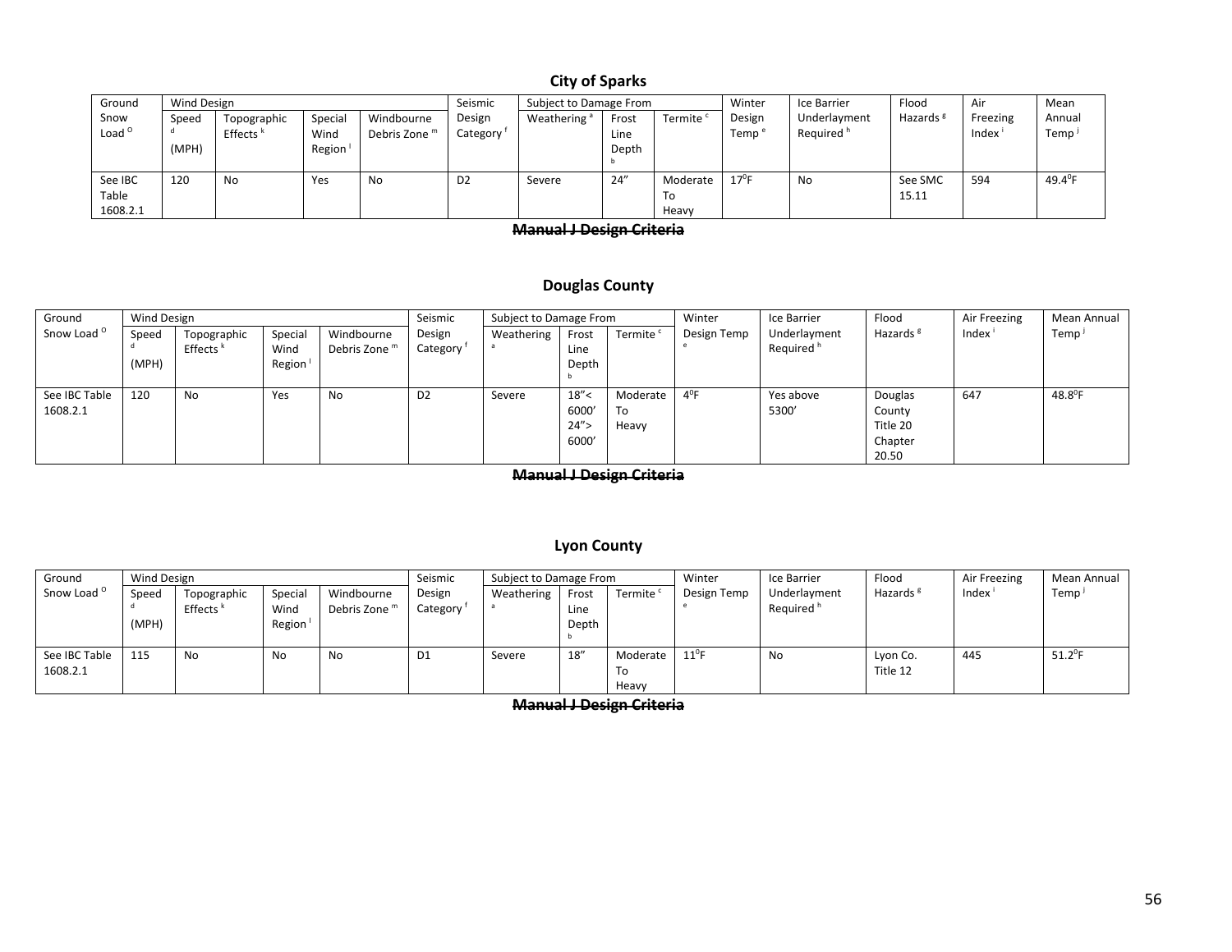## City of Sparks

| Ground Snow Load [O] | Wind Design | | | | Seismic Design Category [f] | Subject to Damage From | | | Winter Design Temp [e] | Ice Barrier Underlayment Required [h] | Flood Hazards [g] | Air Freezing Index [i] | Mean Annual Temp [j] |
|---|---|---|---|---|---|---|---|---|---|---|---|---|---|
| | Speed [d] (MPH) | Topographic Effects [k] | Special Wind Region [l] | Windbourne Debris Zone [m] | | Weathering [a] | Frost Line Depth [b] | Termite [c] | | | | | |
| See IBC Table 1608.2.1 | 120 | No | Yes | No | D2 | Severe | 24" | Moderate To Heavy | 17$^0$F | No | See SMC 15.11 | 594 | 49.4$^0$F |

~~**Manual J Design Criteria**~~

## Douglas County

| Ground Snow Load [O] | Wind Design | | | | Seismic Design Category [f] | Subject to Damage From | | | Winter Design Temp [e] | Ice Barrier Underlayment Required [h] | Flood Hazards [g] | Air Freezing Index [i] | Mean Annual Temp [j] |
|---|---|---|---|---|---|---|---|---|---|---|---|---|---|
| | Speed [d] (MPH) | Topographic Effects [k] | Special Wind Region [l] | Windbourne Debris Zone [m] | | Weathering [a] | Frost Line Depth [b] | Termite [c] | | | | | |
| See IBC Table 1608.2.1 | 120 | No | Yes | No | D2 | Severe | 18"< 6000' 24"> 6000' | Moderate To Heavy | 4$^0$F | Yes above 5300' | Douglas County Title 20 Chapter 20.50 | 647 | 48.8$^0$F |

~~**Manual J Design Criteria**~~

## Lyon County

| Ground Snow Load [O] | Wind Design | | | | Seismic Design Category [f] | Subject to Damage From | | | Winter Design Temp [e] | Ice Barrier Underlayment Required [h] | Flood Hazards [g] | Air Freezing Index [i] | Mean Annual Temp [j] |
|---|---|---|---|---|---|---|---|---|---|---|---|---|---|
| | Speed [d] (MPH) | Topographic Effects [k] | Special Wind Region [l] | Windbourne Debris Zone [m] | | Weathering [a] | Frost Line Depth [b] | Termite [c] | | | | | |
| See IBC Table 1608.2.1 | 115 | No | No | No | D1 | Severe | 18" | Moderate To Heavy | 11$^0$F | No | Lyon Co. Title 12 | 445 | 51.2$^0$F |

~~**Manual J Design Criteria**~~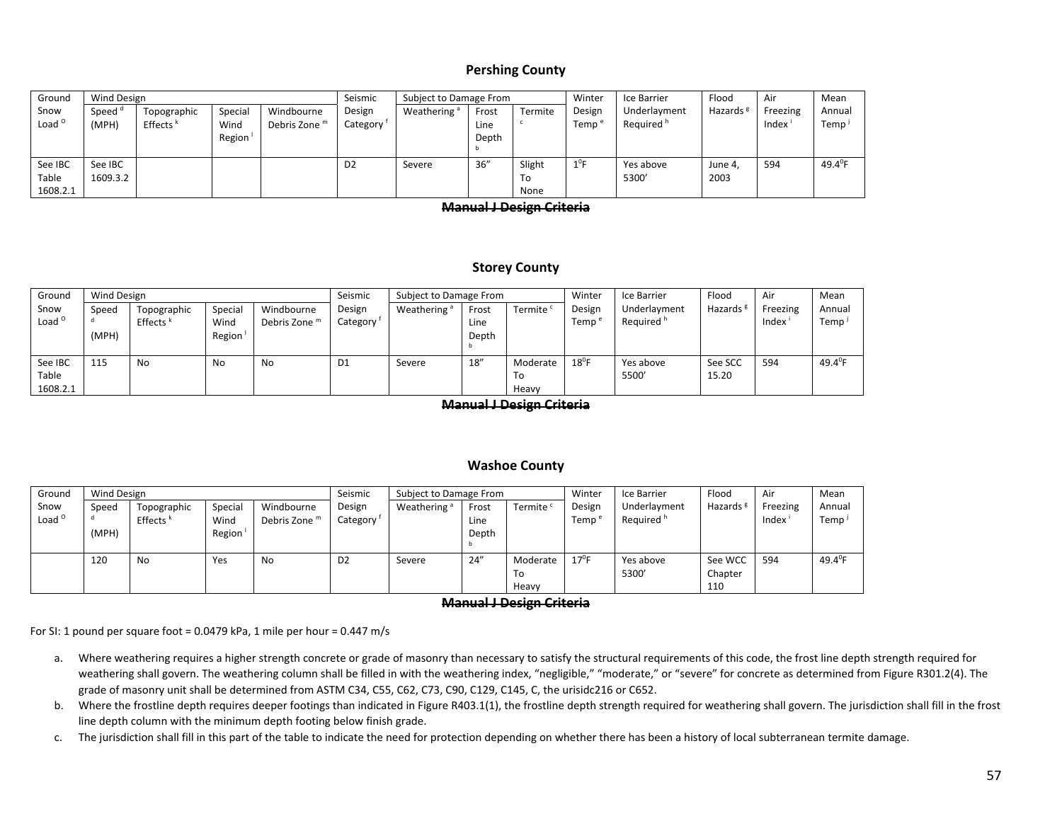### Pershing County

| Ground Snow Load [O] | Wind Design | | | | Seismic Design Category [f] | Subject to Damage From | | | Winter Design Temp [e] | Ice Barrier Underlayment Required [h] | Flood Hazards [g] | Air Freezing Index [i] | Mean Annual Temp [j] |
|---|---|---|---|---|---|---|---|---|---|---|---|---|---|
| | Speed [d] (MPH) | Topographic Effects [k] | Special Wind Region [l] | Windbourne Debris Zone [m] | | Weathering [a] | Frost Line Depth [b] | Termite [c] | | | | | |
| See IBC Table 1608.2.1 | See IBC 1609.3.2 | | | | D2 | Severe | 36” | Slight To None | 1⁰F | Yes above 5300’ | June 4, 2003 | 594 | 49.4⁰F |

~~Manual J Design Criteria~~

### Storey County

| Ground Snow Load [O] | Wind Design | | | | Seismic Design Category [f] | Subject to Damage From | | | Winter Design Temp [e] | Ice Barrier Underlayment Required [h] | Flood Hazards [g] | Air Freezing Index [i] | Mean Annual Temp [j] |
|---|---|---|---|---|---|---|---|---|---|---|---|---|---|
| | Speed [d] (MPH) | Topographic Effects [k] | Special Wind Region [l] | Windbourne Debris Zone [m] | | Weathering [a] | Frost Line Depth [b] | Termite [c] | | | | | |
| See IBC Table 1608.2.1 | 115 | No | No | No | D1 | Severe | 18” | Moderate To Heavy | 18⁰F | Yes above 5500’ | See SCC 15.20 | 594 | 49.4⁰F |

~~Manual J Design Criteria~~

### Washoe County

| Ground Snow Load [O] | Wind Design | | | | Seismic Design Category [f] | Subject to Damage From | | | Winter Design Temp [e] | Ice Barrier Underlayment Required [h] | Flood Hazards [g] | Air Freezing Index [i] | Mean Annual Temp [j] |
|---|---|---|---|---|---|---|---|---|---|---|---|---|---|
| | Speed [d] (MPH) | Topographic Effects [k] | Special Wind Region [l] | Windbourne Debris Zone [m] | | Weathering [a] | Frost Line Depth [b] | Termite [c] | | | | | |
| | 120 | No | Yes | No | D2 | Severe | 24” | Moderate To Heavy | 17⁰F | Yes above 5300’ | See WCC Chapter 110 | 594 | 49.4⁰F |

~~Manual J Design Criteria~~

For SI: 1 pound per square foot = 0.0479 kPa, 1 mile per hour = 0.447 m/s

a. Where weathering requires a higher strength concrete or grade of masonry than necessary to satisfy the structural requirements of this code, the frost line depth strength required for weathering shall govern. The weathering column shall be filled in with the weathering index, “negligible,” “moderate,” or “severe” for concrete as determined from Figure R301.2(4). The grade of masonry unit shall be determined from ASTM C34, C55, C62, C73, C90, C129, C145, C, the urisidc216 or C652.

b. Where the frostline depth requires deeper footings than indicated in Figure R403.1(1), the frostline depth strength required for weathering shall govern. The jurisdiction shall fill in the frost line depth column with the minimum depth footing below finish grade.

c. The jurisdiction shall fill in this part of the table to indicate the need for protection depending on whether there has been a history of local subterranean termite damage.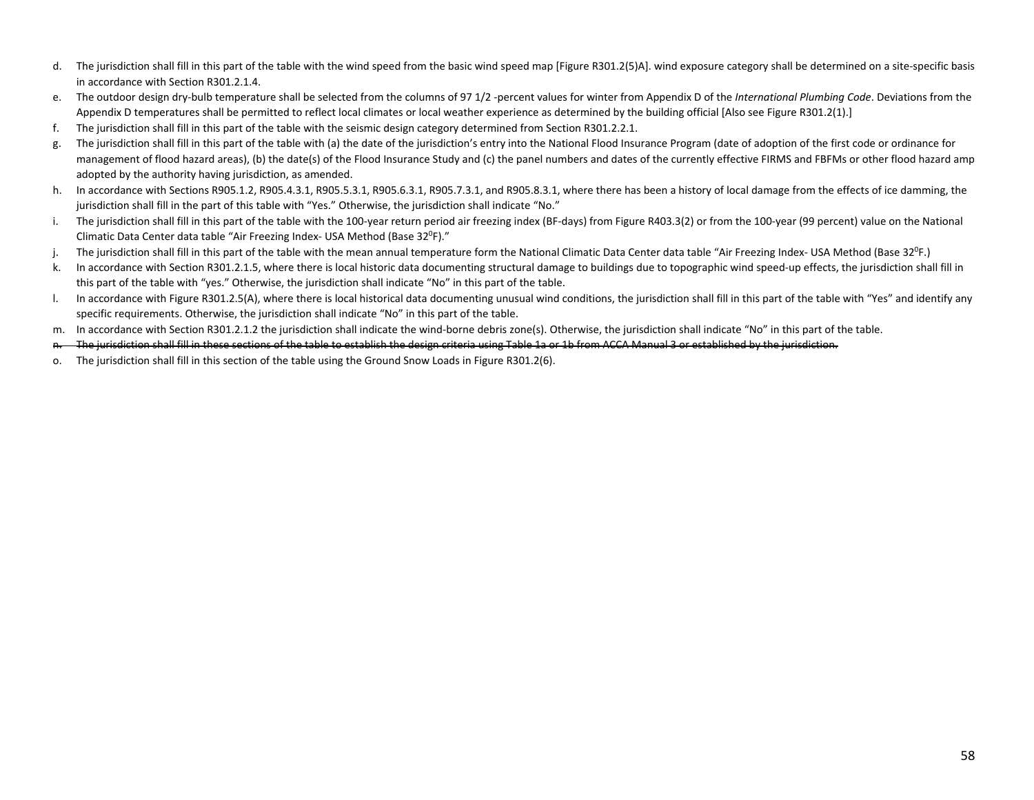d. The jurisdiction shall fill in this part of the table with the wind speed from the basic wind speed map [Figure R301.2(5)A]. wind exposure category shall be determined on a site-specific basis in accordance with Section R301.2.1.4.

e. The outdoor design dry-bulb temperature shall be selected from the columns of 97 1/2 -percent values for winter from Appendix D of the *International Plumbing Code*. Deviations from the Appendix D temperatures shall be permitted to reflect local climates or local weather experience as determined by the building official [Also see Figure R301.2(1).]

f. The jurisdiction shall fill in this part of the table with the seismic design category determined from Section R301.2.2.1.

g. The jurisdiction shall fill in this part of the table with (a) the date of the jurisdiction's entry into the National Flood Insurance Program (date of adoption of the first code or ordinance for management of flood hazard areas), (b) the date(s) of the Flood Insurance Study and (c) the panel numbers and dates of the currently effective FIRMS and FBFMs or other flood hazard amp adopted by the authority having jurisdiction, as amended.

h. In accordance with Sections R905.1.2, R905.4.3.1, R905.5.3.1, R905.6.3.1, R905.7.3.1, and R905.8.3.1, where there has been a history of local damage from the effects of ice damming, the jurisdiction shall fill in the part of this table with "Yes." Otherwise, the jurisdiction shall indicate "No."

i. The jurisdiction shall fill in this part of the table with the 100-year return period air freezing index (BF-days) from Figure R403.3(2) or from the 100-year (99 percent) value on the National Climatic Data Center data table "Air Freezing Index- USA Method (Base $32^0$F)."

j. The jurisdiction shall fill in this part of the table with the mean annual temperature form the National Climatic Data Center data table "Air Freezing Index- USA Method (Base $32^0$F.)

k. In accordance with Section R301.2.1.5, where there is local historic data documenting structural damage to buildings due to topographic wind speed-up effects, the jurisdiction shall fill in this part of the table with "yes." Otherwise, the jurisdiction shall indicate "No" in this part of the table.

l. In accordance with Figure R301.2.5(A), where there is local historical data documenting unusual wind conditions, the jurisdiction shall fill in this part of the table with "Yes" and identify any specific requirements. Otherwise, the jurisdiction shall indicate "No" in this part of the table.

m. In accordance with Section R301.2.1.2 the jurisdiction shall indicate the wind-borne debris zone(s). Otherwise, the jurisdiction shall indicate "No" in this part of the table.

~~n. The jurisdiction shall fill in these sections of the table to establish the design criteria using Table 1a or 1b from ACCA Manual 3 or established by the jurisdiction.~~

o. The jurisdiction shall fill in this section of the table using the Ground Snow Loads in Figure R301.2(6).